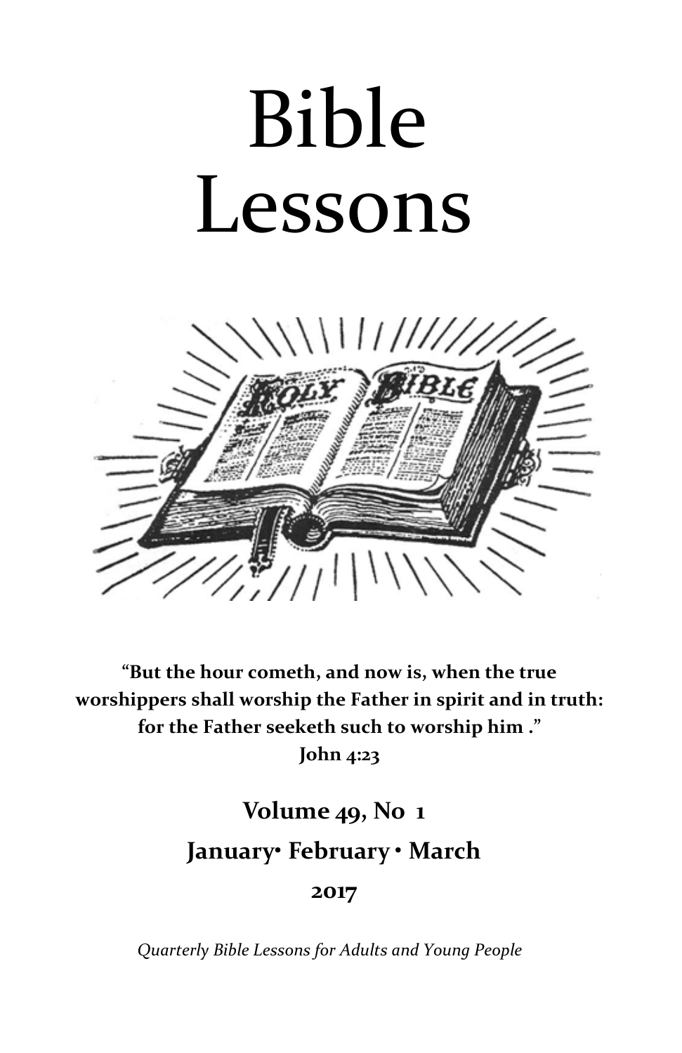# Bible Lessons

**"But the hour cometh, and now is, when the true worshippers shall worship the Father in spirit and in truth: for the Father seeketh such to worship him ."**
**John 4:23**

**Volume 49, No 1**

**January• February • March**

**2017**

*Quarterly Bible Lessons for Adults and Young People*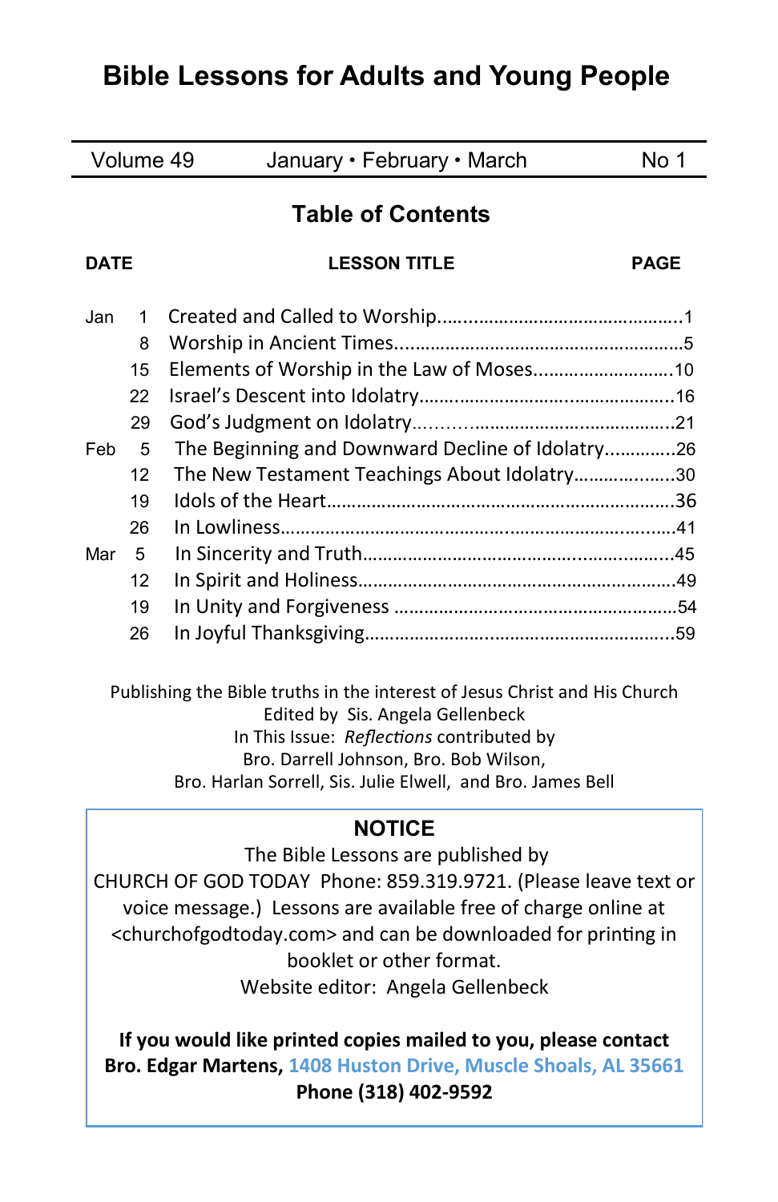# Bible Lessons for Adults and Young People

| Volume 49 | January • February • March | No 1 |
|---|---|---|

## Table of Contents

| DATE | | LESSON TITLE | PAGE |
|---|---|---|---|
| Jan | 1 | Created and Called to Worship | 1 |
| | 8 | Worship in Ancient Times | 5 |
| | 15 | Elements of Worship in the Law of Moses | 10 |
| | 22 | Israel's Descent into Idolatry | 16 |
| | 29 | God's Judgment on Idolatry | 21 |
| Feb | 5 | The Beginning and Downward Decline of Idolatry | 26 |
| | 12 | The New Testament Teachings About Idolatry | 30 |
| | 19 | Idols of the Heart | 36 |
| | 26 | In Lowliness | 41 |
| Mar | 5 | In Sincerity and Truth | 45 |
| | 12 | In Spirit and Holiness | 49 |
| | 19 | In Unity and Forgiveness | 54 |
| | 26 | In Joyful Thanksgiving | 59 |

Publishing the Bible truths in the interest of Jesus Christ and His Church
Edited by Sis. Angela Gellenbeck
In This Issue: *Reflections* contributed by
Bro. Darrell Johnson, Bro. Bob Wilson,
Bro. Harlan Sorrell, Sis. Julie Elwell, and Bro. James Bell

**NOTICE**

The Bible Lessons are published by
CHURCH OF GOD TODAY Phone: 859.319.9721. (Please leave text or voice message.) Lessons are available free of charge online at <churchofgodtoday.com> and can be downloaded for printing in booklet or other format.
Website editor: Angela Gellenbeck

**If you would like printed copies mailed to you, please contact Bro. Edgar Martens, 1408 Huston Drive, Muscle Shoals, AL 35661 Phone (318) 402-9592**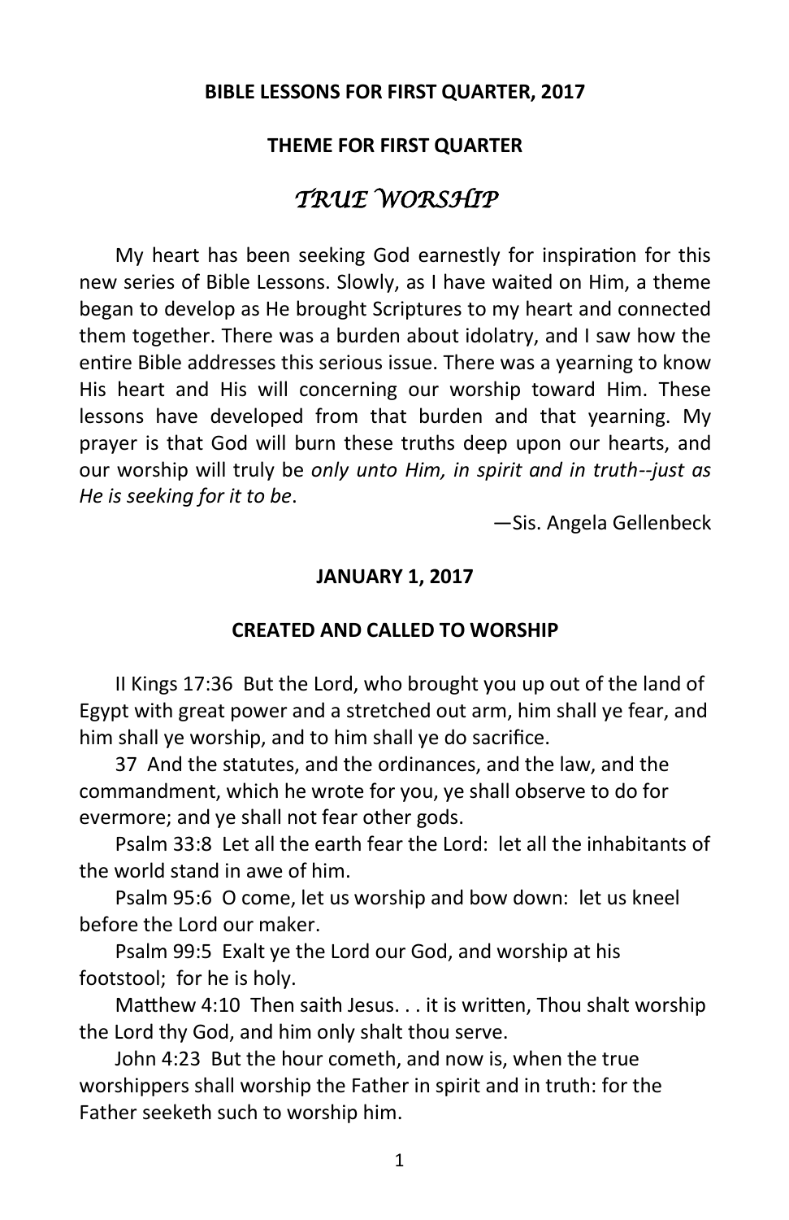**BIBLE LESSONS FOR FIRST QUARTER, 2017**

**THEME FOR FIRST QUARTER**

# *TRUE WORSHIP*

My heart has been seeking God earnestly for inspiration for this new series of Bible Lessons. Slowly, as I have waited on Him, a theme began to develop as He brought Scriptures to my heart and connected them together. There was a burden about idolatry, and I saw how the entire Bible addresses this serious issue. There was a yearning to know His heart and His will concerning our worship toward Him. These lessons have developed from that burden and that yearning. My prayer is that God will burn these truths deep upon our hearts, and our worship will truly be *only unto Him, in spirit and in truth--just as He is seeking for it to be*.

—Sis. Angela Gellenbeck

**JANUARY 1, 2017**

**CREATED AND CALLED TO WORSHIP**

II Kings 17:36 But the Lord, who brought you up out of the land of Egypt with great power and a stretched out arm, him shall ye fear, and him shall ye worship, and to him shall ye do sacrifice.

37 And the statutes, and the ordinances, and the law, and the commandment, which he wrote for you, ye shall observe to do for evermore; and ye shall not fear other gods.

Psalm 33:8 Let all the earth fear the Lord: let all the inhabitants of the world stand in awe of him.

Psalm 95:6 O come, let us worship and bow down: let us kneel before the Lord our maker.

Psalm 99:5 Exalt ye the Lord our God, and worship at his footstool; for he is holy.

Matthew 4:10 Then saith Jesus. . . it is written, Thou shalt worship the Lord thy God, and him only shalt thou serve.

John 4:23 But the hour cometh, and now is, when the true worshippers shall worship the Father in spirit and in truth: for the Father seeketh such to worship him.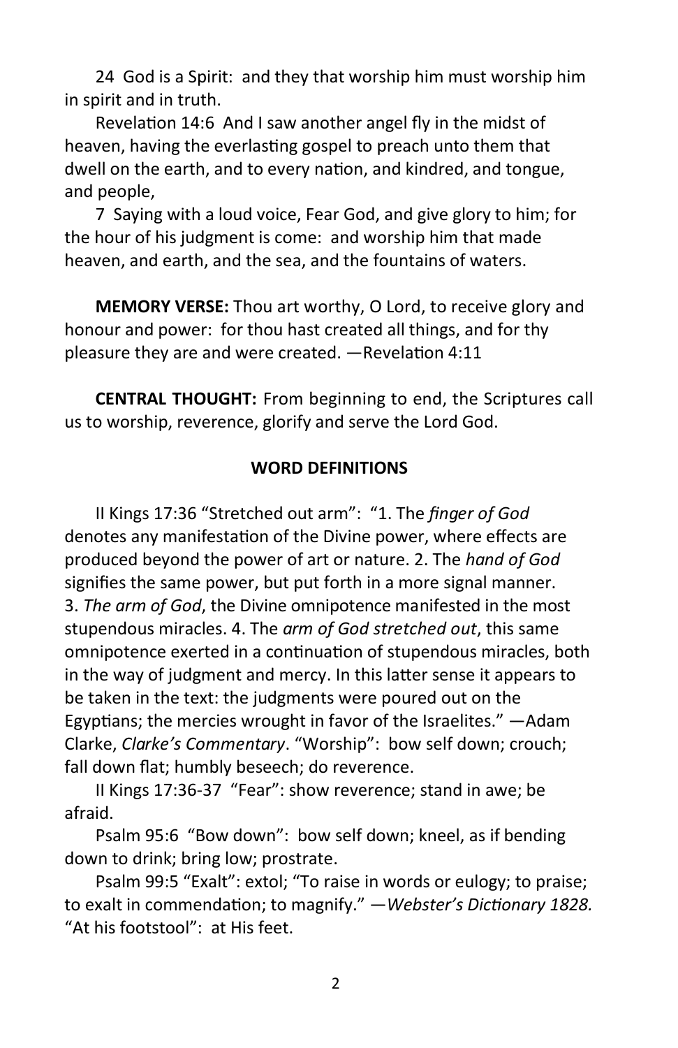24 God is a Spirit: and they that worship him must worship him in spirit and in truth.

Revelation 14:6 And I saw another angel fly in the midst of heaven, having the everlasting gospel to preach unto them that dwell on the earth, and to every nation, and kindred, and tongue, and people,

7 Saying with a loud voice, Fear God, and give glory to him; for the hour of his judgment is come: and worship him that made heaven, and earth, and the sea, and the fountains of waters.

**MEMORY VERSE:** Thou art worthy, O Lord, to receive glory and honour and power: for thou hast created all things, and for thy pleasure they are and were created. —Revelation 4:11

**CENTRAL THOUGHT:** From beginning to end, the Scriptures call us to worship, reverence, glorify and serve the Lord God.

**WORD DEFINITIONS**

II Kings 17:36 "Stretched out arm": "1. The *finger of God* denotes any manifestation of the Divine power, where effects are produced beyond the power of art or nature. 2. The *hand of God* signifies the same power, but put forth in a more signal manner. 3. *The arm of God*, the Divine omnipotence manifested in the most stupendous miracles. 4. The *arm of God stretched out*, this same omnipotence exerted in a continuation of stupendous miracles, both in the way of judgment and mercy. In this latter sense it appears to be taken in the text: the judgments were poured out on the Egyptians; the mercies wrought in favor of the Israelites." —Adam Clarke, *Clarke's Commentary*. "Worship": bow self down; crouch; fall down flat; humbly beseech; do reverence.

II Kings 17:36-37 "Fear": show reverence; stand in awe; be afraid.

Psalm 95:6 "Bow down": bow self down; kneel, as if bending down to drink; bring low; prostrate.

Psalm 99:5 "Exalt": extol; "To raise in words or eulogy; to praise; to exalt in commendation; to magnify." —*Webster's Dictionary 1828.* "At his footstool": at His feet.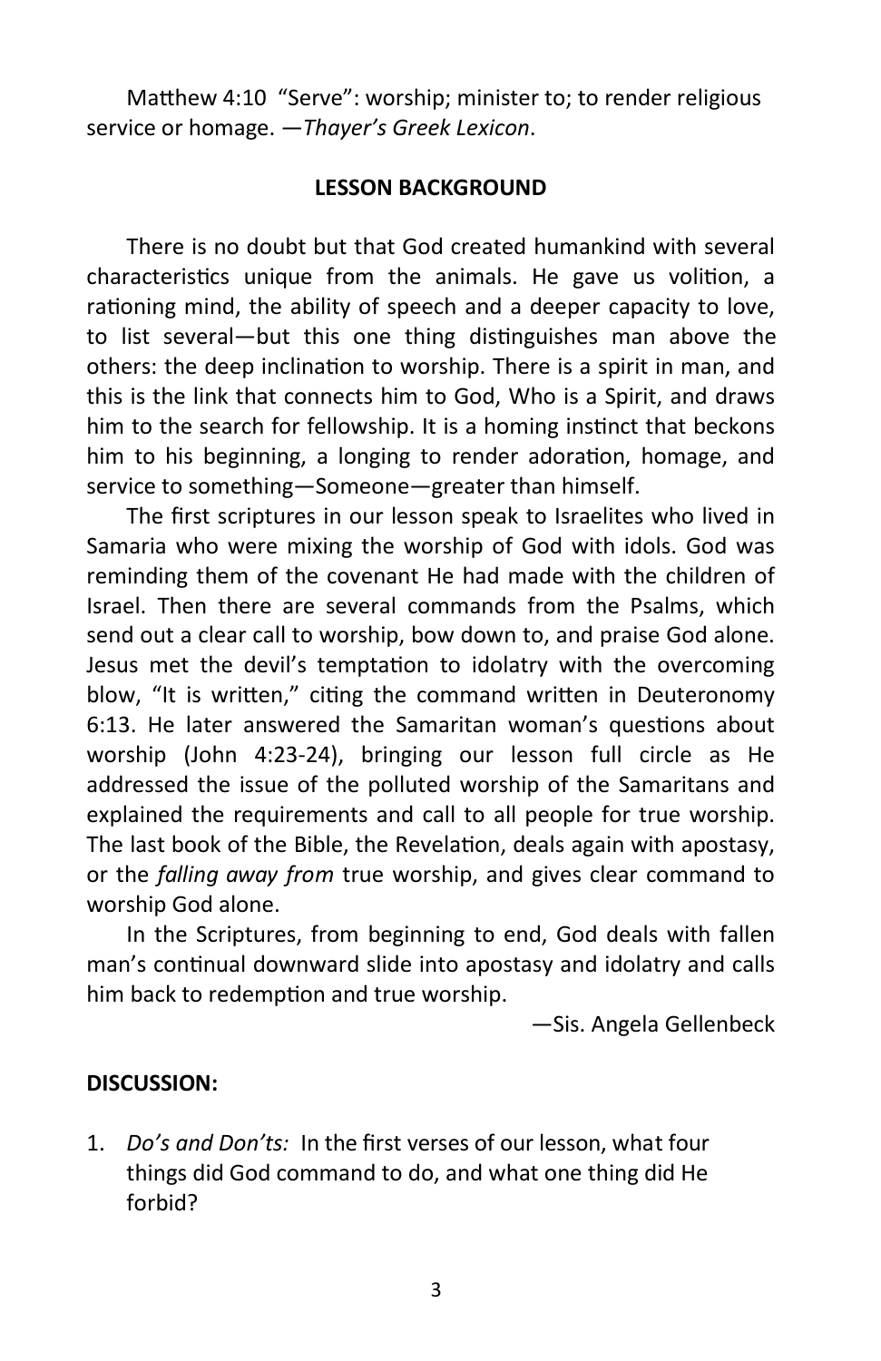Matthew 4:10 "Serve": worship; minister to; to render religious service or homage. —*Thayer's Greek Lexicon*.

## LESSON BACKGROUND

There is no doubt but that God created humankind with several characteristics unique from the animals. He gave us volition, a rationing mind, the ability of speech and a deeper capacity to love, to list several—but this one thing distinguishes man above the others: the deep inclination to worship. There is a spirit in man, and this is the link that connects him to God, Who is a Spirit, and draws him to the search for fellowship. It is a homing instinct that beckons him to his beginning, a longing to render adoration, homage, and service to something—Someone—greater than himself.

The first scriptures in our lesson speak to Israelites who lived in Samaria who were mixing the worship of God with idols. God was reminding them of the covenant He had made with the children of Israel. Then there are several commands from the Psalms, which send out a clear call to worship, bow down to, and praise God alone. Jesus met the devil's temptation to idolatry with the overcoming blow, "It is written," citing the command written in Deuteronomy 6:13. He later answered the Samaritan woman's questions about worship (John 4:23-24), bringing our lesson full circle as He addressed the issue of the polluted worship of the Samaritans and explained the requirements and call to all people for true worship. The last book of the Bible, the Revelation, deals again with apostasy, or the *falling away from* true worship, and gives clear command to worship God alone.

In the Scriptures, from beginning to end, God deals with fallen man's continual downward slide into apostasy and idolatry and calls him back to redemption and true worship.

—Sis. Angela Gellenbeck

**DISCUSSION:**

1. *Do's and Don'ts:* In the first verses of our lesson, what four things did God command to do, and what one thing did He forbid?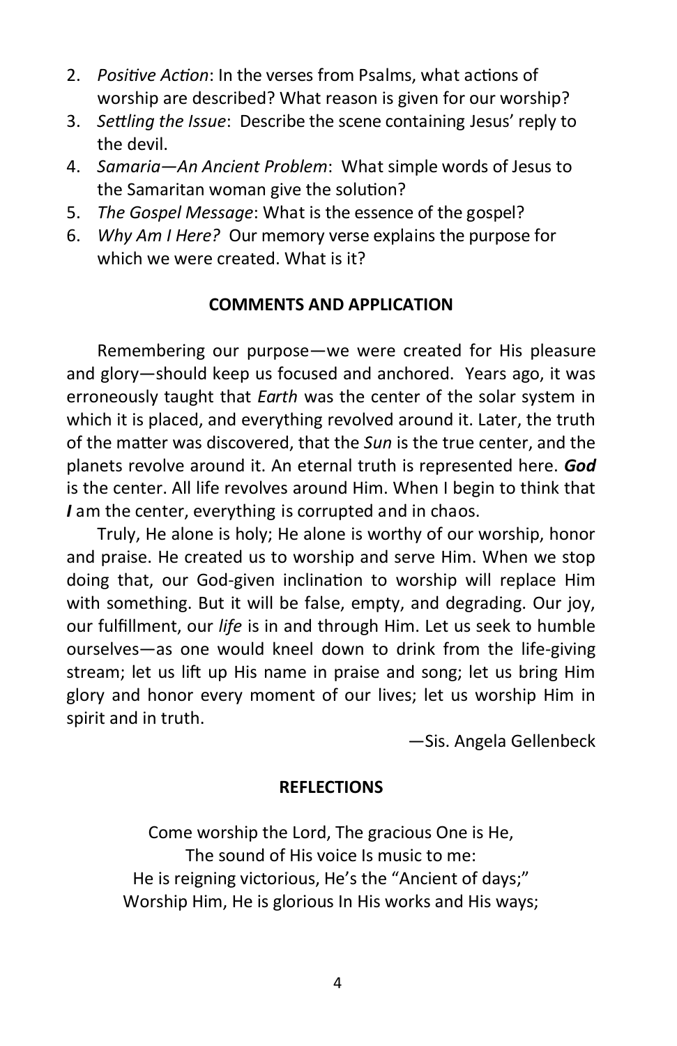2. *Positive Action*: In the verses from Psalms, what actions of worship are described? What reason is given for our worship?
3. *Settling the Issue*: Describe the scene containing Jesus' reply to the devil.
4. *Samaria—An Ancient Problem*: What simple words of Jesus to the Samaritan woman give the solution?
5. *The Gospel Message*: What is the essence of the gospel?
6. *Why Am I Here?* Our memory verse explains the purpose for which we were created. What is it?

## COMMENTS AND APPLICATION

Remembering our purpose—we were created for His pleasure and glory—should keep us focused and anchored. Years ago, it was erroneously taught that *Earth* was the center of the solar system in which it is placed, and everything revolved around it. Later, the truth of the matter was discovered, that the *Sun* is the true center, and the planets revolve around it. An eternal truth is represented here. ***God*** is the center. All life revolves around Him. When I begin to think that ***I*** am the center, everything is corrupted and in chaos.

Truly, He alone is holy; He alone is worthy of our worship, honor and praise. He created us to worship and serve Him. When we stop doing that, our God-given inclination to worship will replace Him with something. But it will be false, empty, and degrading. Our joy, our fulfillment, our *life* is in and through Him. Let us seek to humble ourselves—as one would kneel down to drink from the life-giving stream; let us lift up His name in praise and song; let us bring Him glory and honor every moment of our lives; let us worship Him in spirit and in truth.

—Sis. Angela Gellenbeck

## REFLECTIONS

Come worship the Lord, The gracious One is He,  
The sound of His voice Is music to me:  
He is reigning victorious, He's the "Ancient of days;"  
Worship Him, He is glorious In His works and His ways;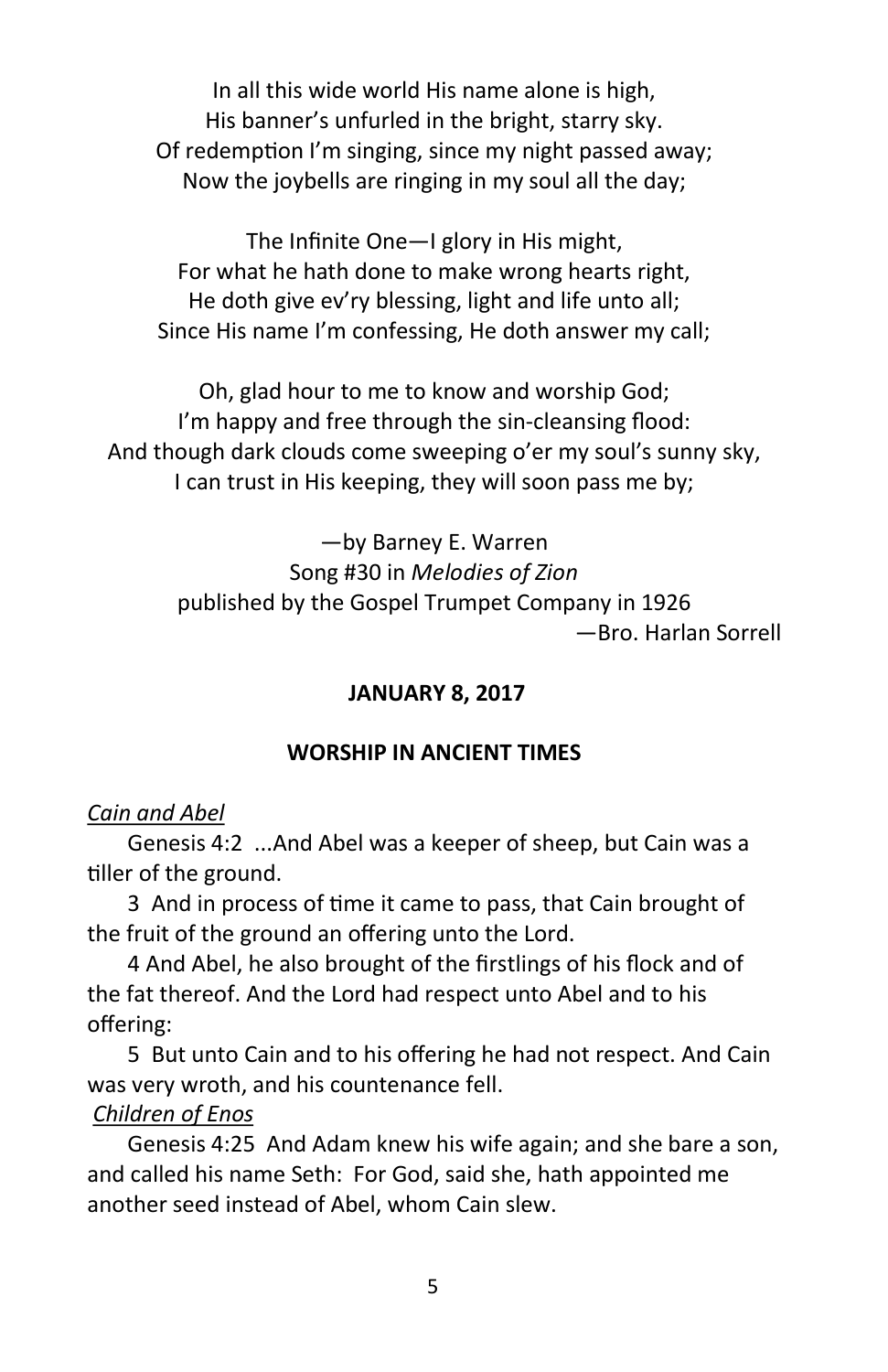In all this wide world His name alone is high,
His banner's unfurled in the bright, starry sky.
Of redemption I'm singing, since my night passed away;
Now the joybells are ringing in my soul all the day;

The Infinite One—I glory in His might,
For what he hath done to make wrong hearts right,
He doth give ev'ry blessing, light and life unto all;
Since His name I'm confessing, He doth answer my call;

Oh, glad hour to me to know and worship God;
I'm happy and free through the sin-cleansing flood:
And though dark clouds come sweeping o'er my soul's sunny sky,
I can trust in His keeping, they will soon pass me by;

—by Barney E. Warren
Song #30 in *Melodies of Zion*
published by the Gospel Trumpet Company in 1926

—Bro. Harlan Sorrell

**JANUARY 8, 2017**

**WORSHIP IN ANCIENT TIMES**

*Cain and Abel*

Genesis 4:2 ...And Abel was a keeper of sheep, but Cain was a tiller of the ground.

3 And in process of time it came to pass, that Cain brought of the fruit of the ground an offering unto the Lord.

4 And Abel, he also brought of the firstlings of his flock and of the fat thereof. And the Lord had respect unto Abel and to his offering:

5 But unto Cain and to his offering he had not respect. And Cain was very wroth, and his countenance fell.

*Children of Enos*

Genesis 4:25 And Adam knew his wife again; and she bare a son, and called his name Seth: For God, said she, hath appointed me another seed instead of Abel, whom Cain slew.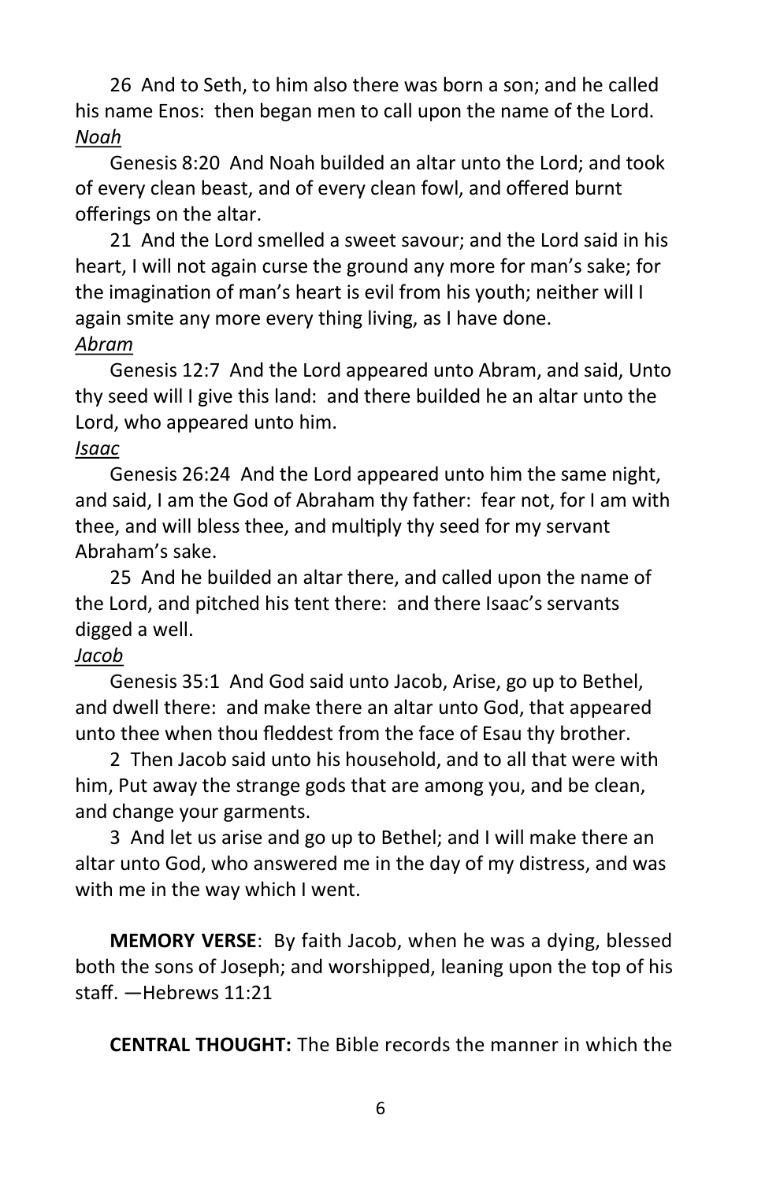26 And to Seth, to him also there was born a son; and he called his name Enos: then began men to call upon the name of the Lord.

*__Noah__*

Genesis 8:20 And Noah builded an altar unto the Lord; and took of every clean beast, and of every clean fowl, and offered burnt offerings on the altar.

21 And the Lord smelled a sweet savour; and the Lord said in his heart, I will not again curse the ground any more for man's sake; for the imagination of man's heart is evil from his youth; neither will I again smite any more every thing living, as I have done.

*__Abram__*

Genesis 12:7 And the Lord appeared unto Abram, and said, Unto thy seed will I give this land: and there builded he an altar unto the Lord, who appeared unto him.

*__Isaac__*

Genesis 26:24 And the Lord appeared unto him the same night, and said, I am the God of Abraham thy father: fear not, for I am with thee, and will bless thee, and multiply thy seed for my servant Abraham's sake.

25 And he builded an altar there, and called upon the name of the Lord, and pitched his tent there: and there Isaac's servants digged a well.

*__Jacob__*

Genesis 35:1 And God said unto Jacob, Arise, go up to Bethel, and dwell there: and make there an altar unto God, that appeared unto thee when thou fleddest from the face of Esau thy brother.

2 Then Jacob said unto his household, and to all that were with him, Put away the strange gods that are among you, and be clean, and change your garments.

3 And let us arise and go up to Bethel; and I will make there an altar unto God, who answered me in the day of my distress, and was with me in the way which I went.

**MEMORY VERSE**: By faith Jacob, when he was a dying, blessed both the sons of Joseph; and worshipped, leaning upon the top of his staff. —Hebrews 11:21

**CENTRAL THOUGHT:** The Bible records the manner in which the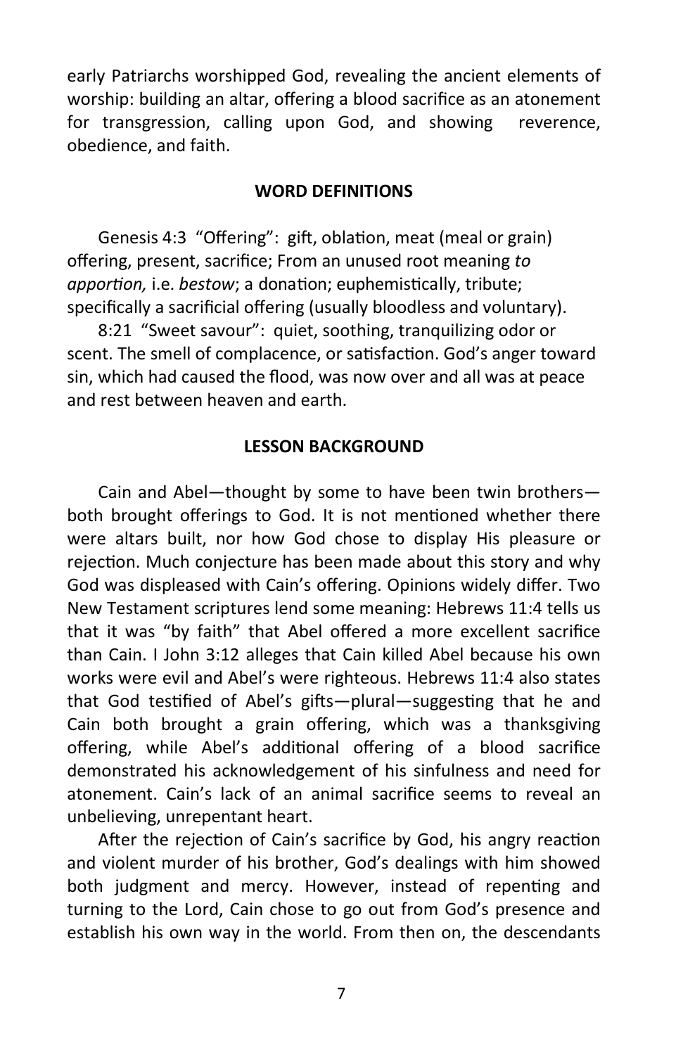early Patriarchs worshipped God, revealing the ancient elements of worship: building an altar, offering a blood sacrifice as an atonement for transgression, calling upon God, and showing reverence, obedience, and faith.

**WORD DEFINITIONS**

Genesis 4:3 "Offering": gift, oblation, meat (meal or grain) offering, present, sacrifice; From an unused root meaning *to apportion,* i.e. *bestow*; a donation; euphemistically, tribute; specifically a sacrificial offering (usually bloodless and voluntary).

8:21 "Sweet savour": quiet, soothing, tranquilizing odor or scent. The smell of complacence, or satisfaction. God's anger toward sin, which had caused the flood, was now over and all was at peace and rest between heaven and earth.

**LESSON BACKGROUND**

Cain and Abel—thought by some to have been twin brothers—both brought offerings to God. It is not mentioned whether there were altars built, nor how God chose to display His pleasure or rejection. Much conjecture has been made about this story and why God was displeased with Cain's offering. Opinions widely differ. Two New Testament scriptures lend some meaning: Hebrews 11:4 tells us that it was "by faith" that Abel offered a more excellent sacrifice than Cain. I John 3:12 alleges that Cain killed Abel because his own works were evil and Abel's were righteous. Hebrews 11:4 also states that God testified of Abel's gifts—plural—suggesting that he and Cain both brought a grain offering, which was a thanksgiving offering, while Abel's additional offering of a blood sacrifice demonstrated his acknowledgement of his sinfulness and need for atonement. Cain's lack of an animal sacrifice seems to reveal an unbelieving, unrepentant heart.

After the rejection of Cain's sacrifice by God, his angry reaction and violent murder of his brother, God's dealings with him showed both judgment and mercy. However, instead of repenting and turning to the Lord, Cain chose to go out from God's presence and establish his own way in the world. From then on, the descendants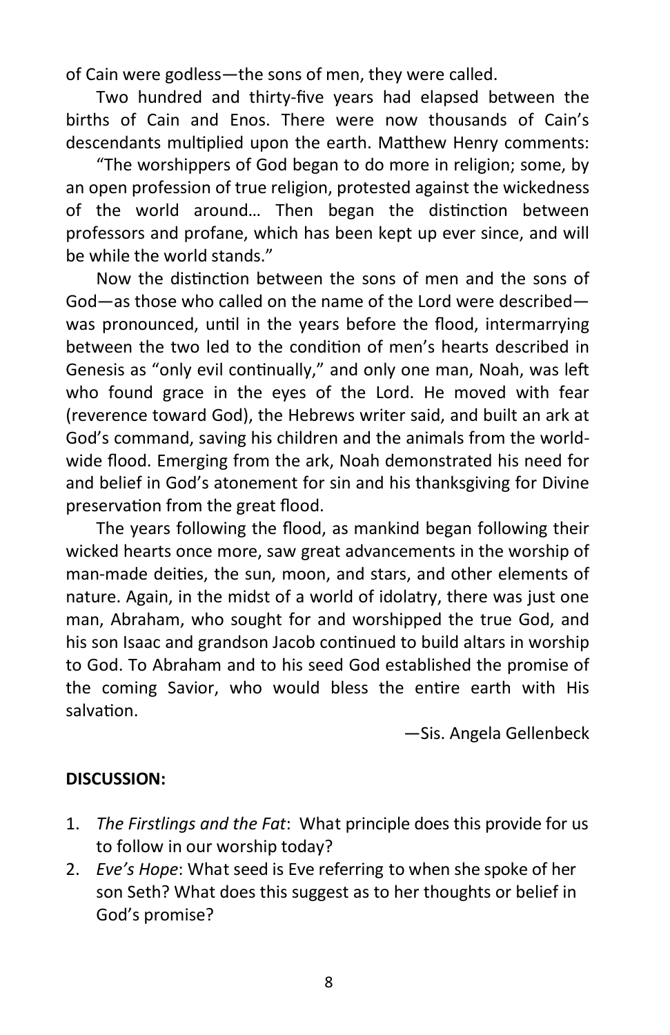of Cain were godless—the sons of men, they were called.

Two hundred and thirty-five years had elapsed between the births of Cain and Enos. There were now thousands of Cain's descendants multiplied upon the earth. Matthew Henry comments:

"The worshippers of God began to do more in religion; some, by an open profession of true religion, protested against the wickedness of the world around… Then began the distinction between professors and profane, which has been kept up ever since, and will be while the world stands."

Now the distinction between the sons of men and the sons of God—as those who called on the name of the Lord were described—was pronounced, until in the years before the flood, intermarrying between the two led to the condition of men's hearts described in Genesis as "only evil continually," and only one man, Noah, was left who found grace in the eyes of the Lord. He moved with fear (reverence toward God), the Hebrews writer said, and built an ark at God's command, saving his children and the animals from the world-wide flood. Emerging from the ark, Noah demonstrated his need for and belief in God's atonement for sin and his thanksgiving for Divine preservation from the great flood.

The years following the flood, as mankind began following their wicked hearts once more, saw great advancements in the worship of man-made deities, the sun, moon, and stars, and other elements of nature. Again, in the midst of a world of idolatry, there was just one man, Abraham, who sought for and worshipped the true God, and his son Isaac and grandson Jacob continued to build altars in worship to God. To Abraham and to his seed God established the promise of the coming Savior, who would bless the entire earth with His salvation.

—Sis. Angela Gellenbeck

**DISCUSSION:**

1. *The Firstlings and the Fat*: What principle does this provide for us to follow in our worship today?
2. *Eve's Hope*: What seed is Eve referring to when she spoke of her son Seth? What does this suggest as to her thoughts or belief in God's promise?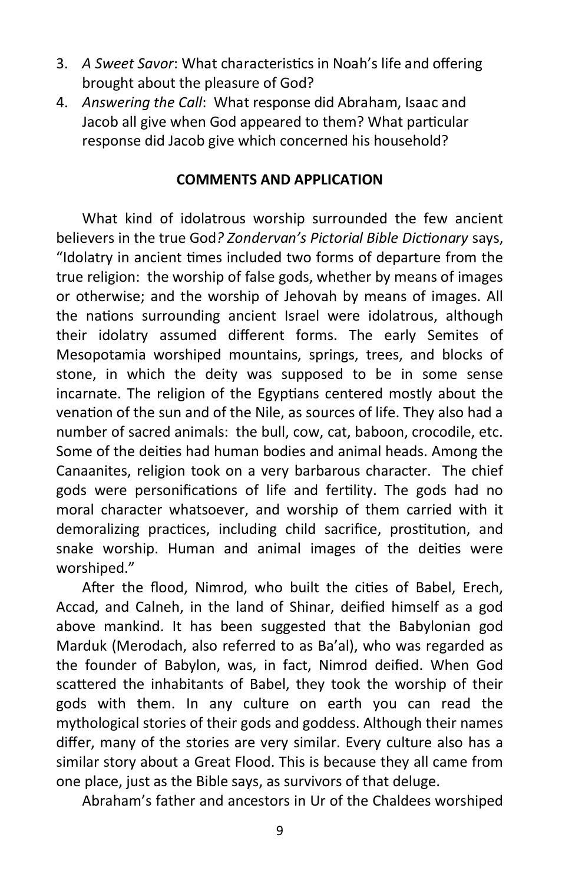3. *A Sweet Savor*: What characteristics in Noah's life and offering brought about the pleasure of God?
4. *Answering the Call*: What response did Abraham, Isaac and Jacob all give when God appeared to them? What particular response did Jacob give which concerned his household?

**COMMENTS AND APPLICATION**

What kind of idolatrous worship surrounded the few ancient believers in the true God*? Zondervan's Pictorial Bible Dictionary* says, "Idolatry in ancient times included two forms of departure from the true religion: the worship of false gods, whether by means of images or otherwise; and the worship of Jehovah by means of images. All the nations surrounding ancient Israel were idolatrous, although their idolatry assumed different forms. The early Semites of Mesopotamia worshiped mountains, springs, trees, and blocks of stone, in which the deity was supposed to be in some sense incarnate. The religion of the Egyptians centered mostly about the venation of the sun and of the Nile, as sources of life. They also had a number of sacred animals: the bull, cow, cat, baboon, crocodile, etc. Some of the deities had human bodies and animal heads. Among the Canaanites, religion took on a very barbarous character. The chief gods were personifications of life and fertility. The gods had no moral character whatsoever, and worship of them carried with it demoralizing practices, including child sacrifice, prostitution, and snake worship. Human and animal images of the deities were worshiped."

After the flood, Nimrod, who built the cities of Babel, Erech, Accad, and Calneh, in the land of Shinar, deified himself as a god above mankind. It has been suggested that the Babylonian god Marduk (Merodach, also referred to as Ba'al), who was regarded as the founder of Babylon, was, in fact, Nimrod deified. When God scattered the inhabitants of Babel, they took the worship of their gods with them. In any culture on earth you can read the mythological stories of their gods and goddess. Although their names differ, many of the stories are very similar. Every culture also has a similar story about a Great Flood. This is because they all came from one place, just as the Bible says, as survivors of that deluge.

Abraham's father and ancestors in Ur of the Chaldees worshiped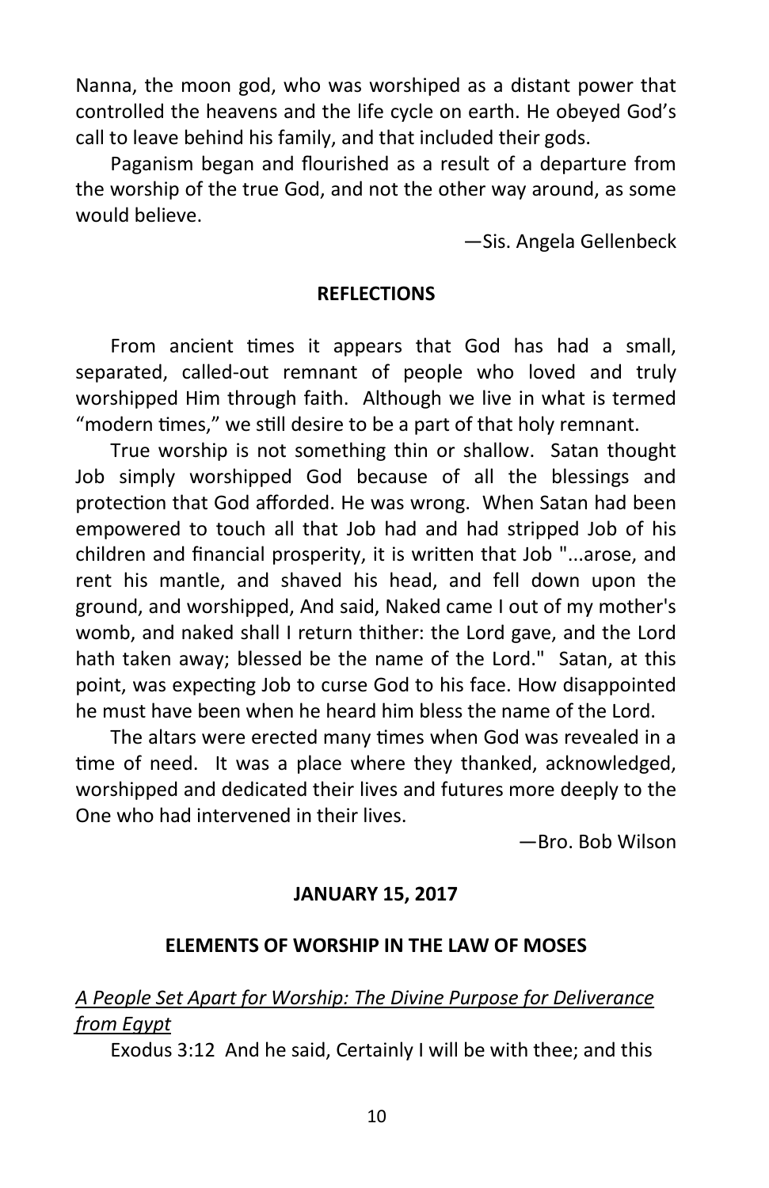Nanna, the moon god, who was worshiped as a distant power that controlled the heavens and the life cycle on earth. He obeyed God's call to leave behind his family, and that included their gods.

Paganism began and flourished as a result of a departure from the worship of the true God, and not the other way around, as some would believe.

—Sis. Angela Gellenbeck

**REFLECTIONS**

From ancient times it appears that God has had a small, separated, called-out remnant of people who loved and truly worshipped Him through faith. Although we live in what is termed "modern times," we still desire to be a part of that holy remnant.

True worship is not something thin or shallow. Satan thought Job simply worshipped God because of all the blessings and protection that God afforded. He was wrong. When Satan had been empowered to touch all that Job had and had stripped Job of his children and financial prosperity, it is written that Job "...arose, and rent his mantle, and shaved his head, and fell down upon the ground, and worshipped, And said, Naked came I out of my mother's womb, and naked shall I return thither: the Lord gave, and the Lord hath taken away; blessed be the name of the Lord." Satan, at this point, was expecting Job to curse God to his face. How disappointed he must have been when he heard him bless the name of the Lord.

The altars were erected many times when God was revealed in a time of need. It was a place where they thanked, acknowledged, worshipped and dedicated their lives and futures more deeply to the One who had intervened in their lives.

—Bro. Bob Wilson

**JANUARY 15, 2017**

**ELEMENTS OF WORSHIP IN THE LAW OF MOSES**

*A People Set Apart for Worship: The Divine Purpose for Deliverance from Egypt*

Exodus 3:12 And he said, Certainly I will be with thee; and this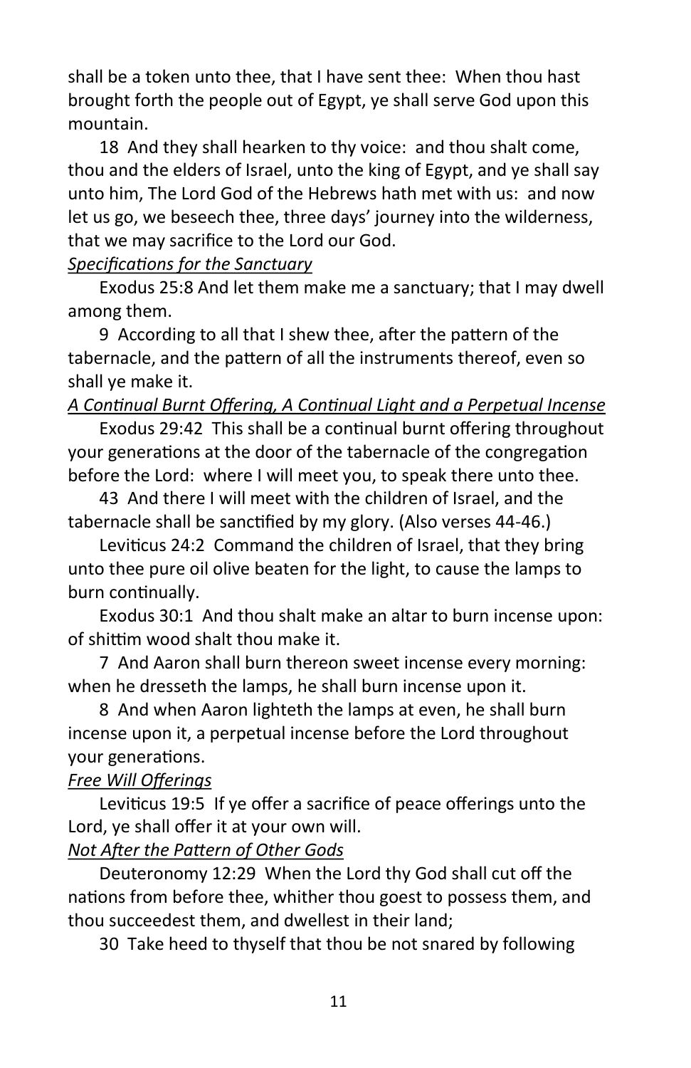shall be a token unto thee, that I have sent thee: When thou hast brought forth the people out of Egypt, ye shall serve God upon this mountain.

18 And they shall hearken to thy voice: and thou shalt come, thou and the elders of Israel, unto the king of Egypt, and ye shall say unto him, The Lord God of the Hebrews hath met with us: and now let us go, we beseech thee, three days' journey into the wilderness, that we may sacrifice to the Lord our God.

*Specifications for the Sanctuary*

Exodus 25:8 And let them make me a sanctuary; that I may dwell among them.

9 According to all that I shew thee, after the pattern of the tabernacle, and the pattern of all the instruments thereof, even so shall ye make it.

*A Continual Burnt Offering, A Continual Light and a Perpetual Incense*

Exodus 29:42 This shall be a continual burnt offering throughout your generations at the door of the tabernacle of the congregation before the Lord: where I will meet you, to speak there unto thee.

43 And there I will meet with the children of Israel, and the tabernacle shall be sanctified by my glory. (Also verses 44-46.)

Leviticus 24:2 Command the children of Israel, that they bring unto thee pure oil olive beaten for the light, to cause the lamps to burn continually.

Exodus 30:1 And thou shalt make an altar to burn incense upon: of shittim wood shalt thou make it.

7 And Aaron shall burn thereon sweet incense every morning: when he dresseth the lamps, he shall burn incense upon it.

8 And when Aaron lighteth the lamps at even, he shall burn incense upon it, a perpetual incense before the Lord throughout your generations.

*Free Will Offerings*

Leviticus 19:5 If ye offer a sacrifice of peace offerings unto the Lord, ye shall offer it at your own will.

*Not After the Pattern of Other Gods*

Deuteronomy 12:29 When the Lord thy God shall cut off the nations from before thee, whither thou goest to possess them, and thou succeedest them, and dwellest in their land;

30 Take heed to thyself that thou be not snared by following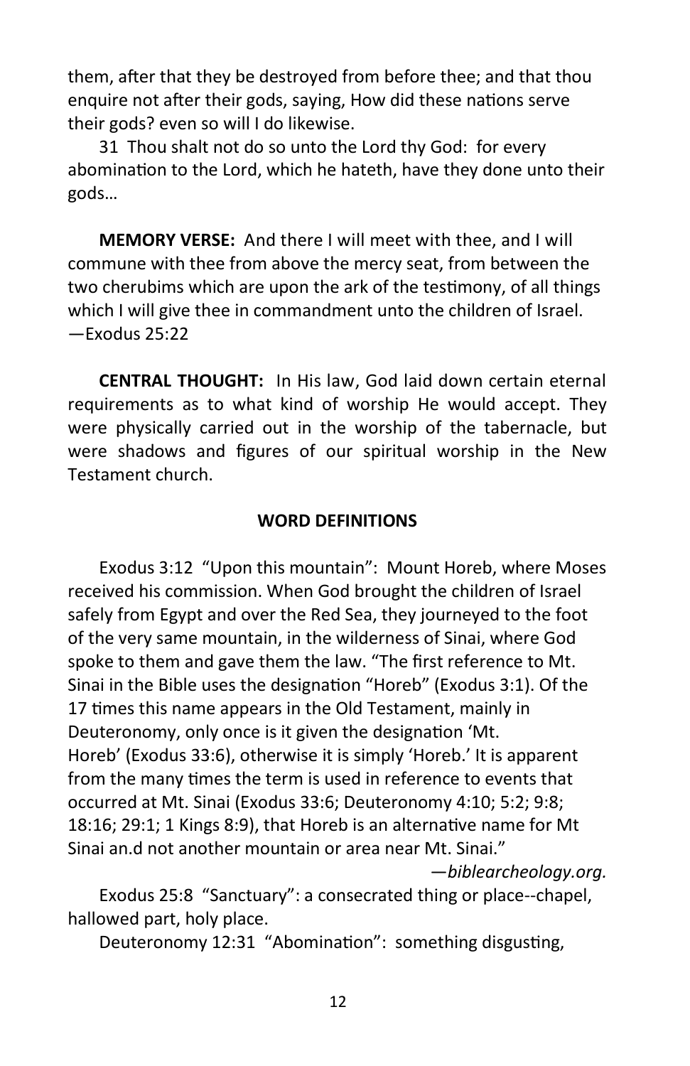them, after that they be destroyed from before thee; and that thou enquire not after their gods, saying, How did these nations serve their gods? even so will I do likewise.

31 Thou shalt not do so unto the Lord thy God: for every abomination to the Lord, which he hateth, have they done unto their gods…

**MEMORY VERSE:** And there I will meet with thee, and I will commune with thee from above the mercy seat, from between the two cherubims which are upon the ark of the testimony, of all things which I will give thee in commandment unto the children of Israel. —Exodus 25:22

**CENTRAL THOUGHT:** In His law, God laid down certain eternal requirements as to what kind of worship He would accept. They were physically carried out in the worship of the tabernacle, but were shadows and figures of our spiritual worship in the New Testament church.

**WORD DEFINITIONS**

Exodus 3:12 "Upon this mountain": Mount Horeb, where Moses received his commission. When God brought the children of Israel safely from Egypt and over the Red Sea, they journeyed to the foot of the very same mountain, in the wilderness of Sinai, where God spoke to them and gave them the law. "The first reference to Mt. Sinai in the Bible uses the designation "Horeb" (Exodus 3:1). Of the 17 times this name appears in the Old Testament, mainly in Deuteronomy, only once is it given the designation 'Mt. Horeb' (Exodus 33:6), otherwise it is simply 'Horeb.' It is apparent from the many times the term is used in reference to events that occurred at Mt. Sinai (Exodus 33:6; Deuteronomy 4:10; 5:2; 9:8; 18:16; 29:1; 1 Kings 8:9), that Horeb is an alternative name for Mt Sinai an.d not another mountain or area near Mt. Sinai."

—*biblearcheology.org.*

Exodus 25:8 "Sanctuary": a consecrated thing or place--chapel, hallowed part, holy place.

Deuteronomy 12:31 "Abomination": something disgusting,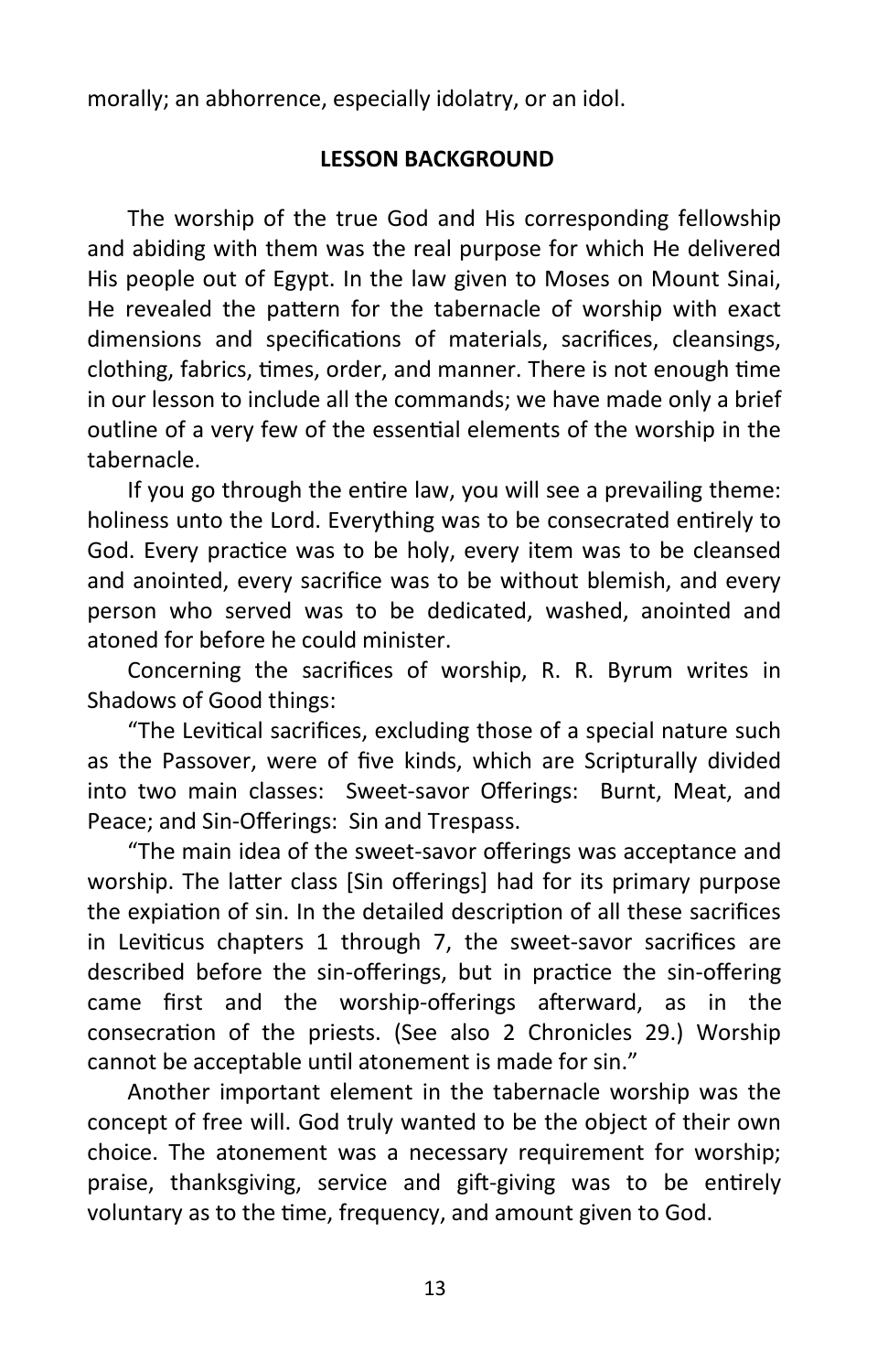morally; an abhorrence, especially idolatry, or an idol.

**LESSON BACKGROUND**

The worship of the true God and His corresponding fellowship and abiding with them was the real purpose for which He delivered His people out of Egypt. In the law given to Moses on Mount Sinai, He revealed the pattern for the tabernacle of worship with exact dimensions and specifications of materials, sacrifices, cleansings, clothing, fabrics, times, order, and manner. There is not enough time in our lesson to include all the commands; we have made only a brief outline of a very few of the essential elements of the worship in the tabernacle.

If you go through the entire law, you will see a prevailing theme: holiness unto the Lord. Everything was to be consecrated entirely to God. Every practice was to be holy, every item was to be cleansed and anointed, every sacrifice was to be without blemish, and every person who served was to be dedicated, washed, anointed and atoned for before he could minister.

Concerning the sacrifices of worship, R. R. Byrum writes in Shadows of Good things:

"The Levitical sacrifices, excluding those of a special nature such as the Passover, were of five kinds, which are Scripturally divided into two main classes: Sweet-savor Offerings: Burnt, Meat, and Peace; and Sin-Offerings: Sin and Trespass.

"The main idea of the sweet-savor offerings was acceptance and worship. The latter class [Sin offerings] had for its primary purpose the expiation of sin. In the detailed description of all these sacrifices in Leviticus chapters 1 through 7, the sweet-savor sacrifices are described before the sin-offerings, but in practice the sin-offering came first and the worship-offerings afterward, as in the consecration of the priests. (See also 2 Chronicles 29.) Worship cannot be acceptable until atonement is made for sin."

Another important element in the tabernacle worship was the concept of free will. God truly wanted to be the object of their own choice. The atonement was a necessary requirement for worship; praise, thanksgiving, service and gift-giving was to be entirely voluntary as to the time, frequency, and amount given to God.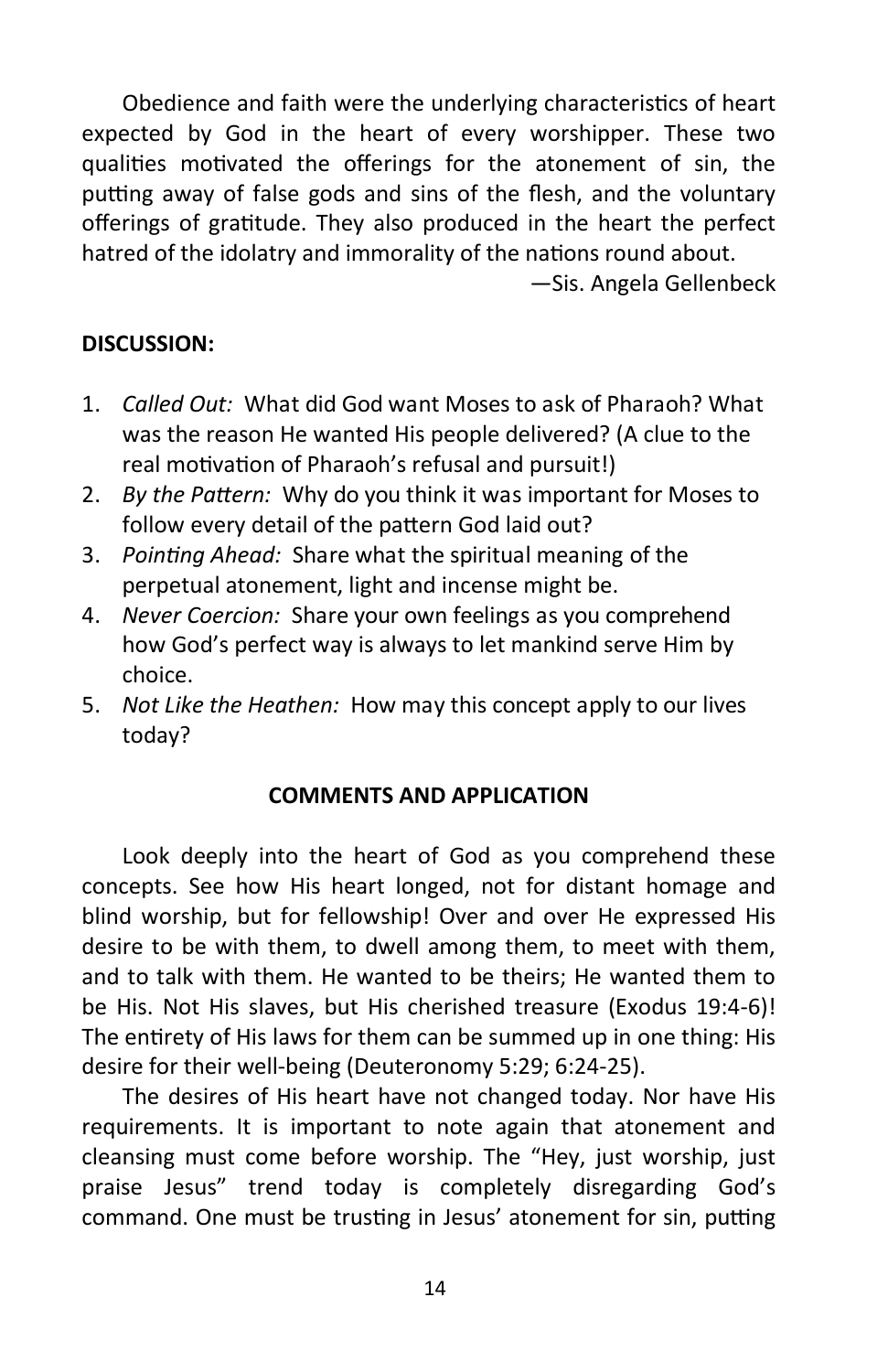Obedience and faith were the underlying characteristics of heart expected by God in the heart of every worshipper. These two qualities motivated the offerings for the atonement of sin, the putting away of false gods and sins of the flesh, and the voluntary offerings of gratitude. They also produced in the heart the perfect hatred of the idolatry and immorality of the nations round about.

—Sis. Angela Gellenbeck

**DISCUSSION:**

1. *Called Out:* What did God want Moses to ask of Pharaoh? What was the reason He wanted His people delivered? (A clue to the real motivation of Pharaoh's refusal and pursuit!)
2. *By the Pattern:* Why do you think it was important for Moses to follow every detail of the pattern God laid out?
3. *Pointing Ahead:* Share what the spiritual meaning of the perpetual atonement, light and incense might be.
4. *Never Coercion:* Share your own feelings as you comprehend how God's perfect way is always to let mankind serve Him by choice.
5. *Not Like the Heathen:* How may this concept apply to our lives today?

**COMMENTS AND APPLICATION**

Look deeply into the heart of God as you comprehend these concepts. See how His heart longed, not for distant homage and blind worship, but for fellowship! Over and over He expressed His desire to be with them, to dwell among them, to meet with them, and to talk with them. He wanted to be theirs; He wanted them to be His. Not His slaves, but His cherished treasure (Exodus 19:4-6)! The entirety of His laws for them can be summed up in one thing: His desire for their well-being (Deuteronomy 5:29; 6:24-25).

The desires of His heart have not changed today. Nor have His requirements. It is important to note again that atonement and cleansing must come before worship. The "Hey, just worship, just praise Jesus" trend today is completely disregarding God's command. One must be trusting in Jesus' atonement for sin, putting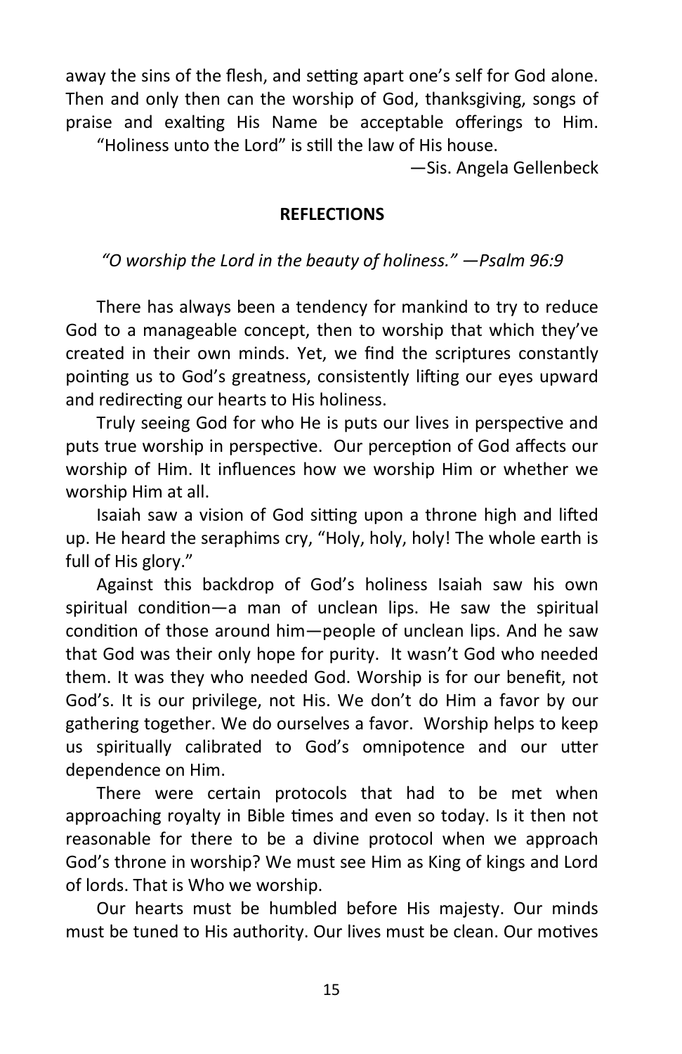away the sins of the flesh, and setting apart one's self for God alone. Then and only then can the worship of God, thanksgiving, songs of praise and exalting His Name be acceptable offerings to Him. "Holiness unto the Lord" is still the law of His house.

—Sis. Angela Gellenbeck

**REFLECTIONS**

*"O worship the Lord in the beauty of holiness." —Psalm 96:9*

There has always been a tendency for mankind to try to reduce God to a manageable concept, then to worship that which they've created in their own minds. Yet, we find the scriptures constantly pointing us to God's greatness, consistently lifting our eyes upward and redirecting our hearts to His holiness.

Truly seeing God for who He is puts our lives in perspective and puts true worship in perspective. Our perception of God affects our worship of Him. It influences how we worship Him or whether we worship Him at all.

Isaiah saw a vision of God sitting upon a throne high and lifted up. He heard the seraphims cry, "Holy, holy, holy! The whole earth is full of His glory."

Against this backdrop of God's holiness Isaiah saw his own spiritual condition—a man of unclean lips. He saw the spiritual condition of those around him—people of unclean lips. And he saw that God was their only hope for purity. It wasn't God who needed them. It was they who needed God. Worship is for our benefit, not God's. It is our privilege, not His. We don't do Him a favor by our gathering together. We do ourselves a favor. Worship helps to keep us spiritually calibrated to God's omnipotence and our utter dependence on Him.

There were certain protocols that had to be met when approaching royalty in Bible times and even so today. Is it then not reasonable for there to be a divine protocol when we approach God's throne in worship? We must see Him as King of kings and Lord of lords. That is Who we worship.

Our hearts must be humbled before His majesty. Our minds must be tuned to His authority. Our lives must be clean. Our motives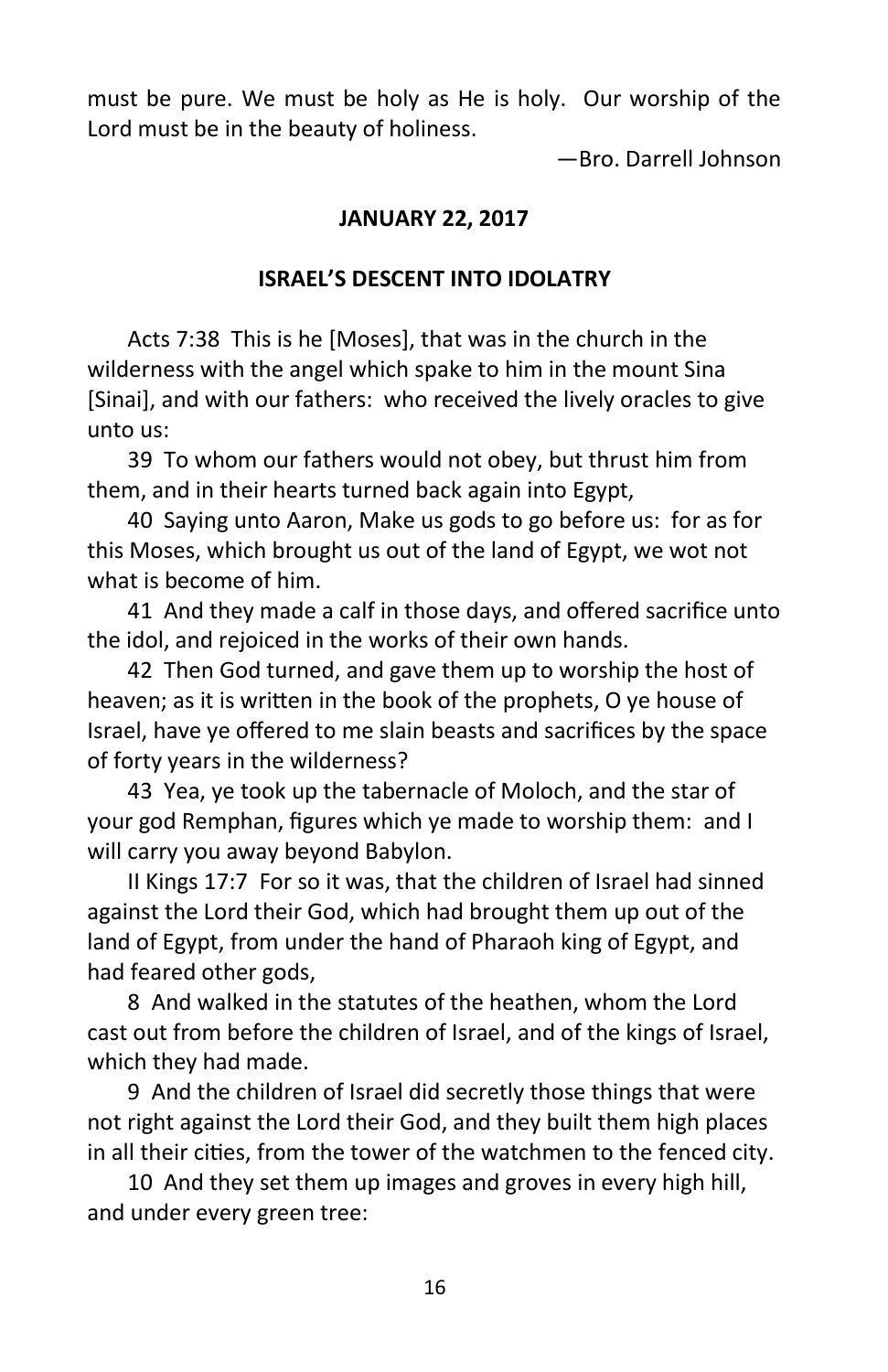must be pure. We must be holy as He is holy. Our worship of the Lord must be in the beauty of holiness.

—Bro. Darrell Johnson

**JANUARY 22, 2017**

## ISRAEL'S DESCENT INTO IDOLATRY

Acts 7:38 This is he [Moses], that was in the church in the wilderness with the angel which spake to him in the mount Sina [Sinai], and with our fathers: who received the lively oracles to give unto us:

39 To whom our fathers would not obey, but thrust him from them, and in their hearts turned back again into Egypt,

40 Saying unto Aaron, Make us gods to go before us: for as for this Moses, which brought us out of the land of Egypt, we wot not what is become of him.

41 And they made a calf in those days, and offered sacrifice unto the idol, and rejoiced in the works of their own hands.

42 Then God turned, and gave them up to worship the host of heaven; as it is written in the book of the prophets, O ye house of Israel, have ye offered to me slain beasts and sacrifices by the space of forty years in the wilderness?

43 Yea, ye took up the tabernacle of Moloch, and the star of your god Remphan, figures which ye made to worship them: and I will carry you away beyond Babylon.

II Kings 17:7 For so it was, that the children of Israel had sinned against the Lord their God, which had brought them up out of the land of Egypt, from under the hand of Pharaoh king of Egypt, and had feared other gods,

8 And walked in the statutes of the heathen, whom the Lord cast out from before the children of Israel, and of the kings of Israel, which they had made.

9 And the children of Israel did secretly those things that were not right against the Lord their God, and they built them high places in all their cities, from the tower of the watchmen to the fenced city.

10 And they set them up images and groves in every high hill, and under every green tree: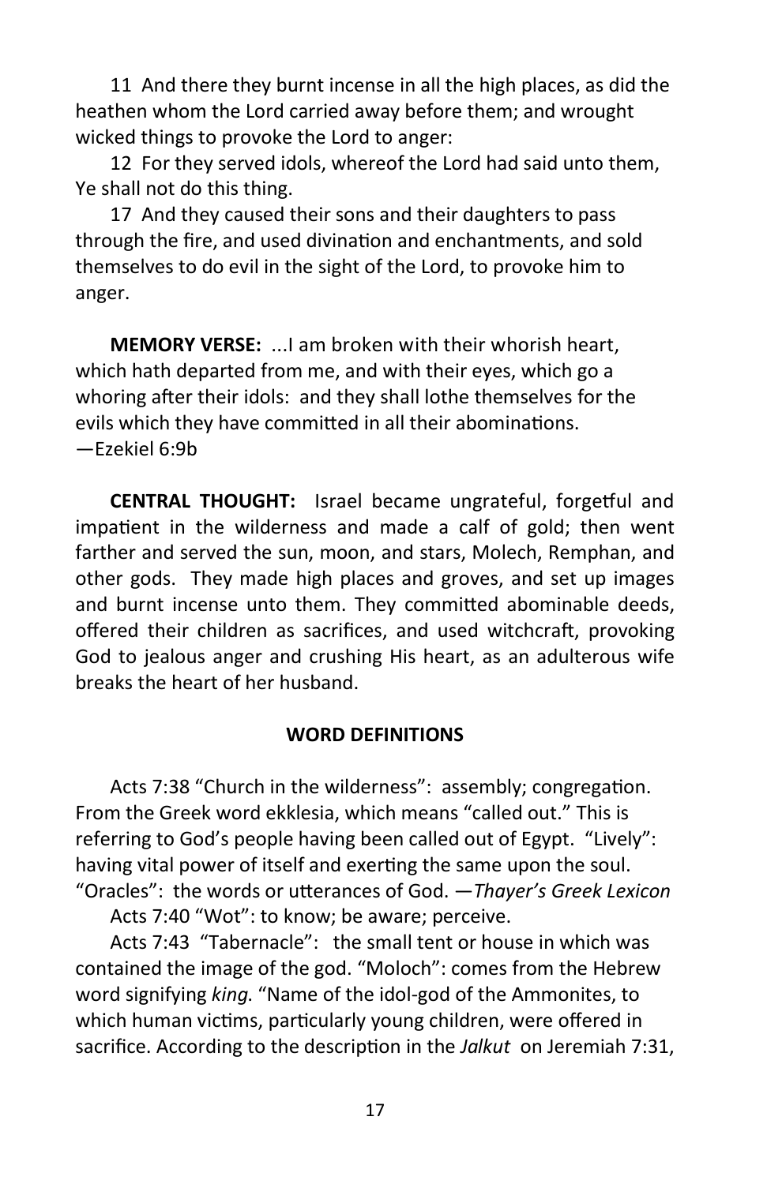11 And there they burnt incense in all the high places, as did the heathen whom the Lord carried away before them; and wrought wicked things to provoke the Lord to anger:

12 For they served idols, whereof the Lord had said unto them, Ye shall not do this thing.

17 And they caused their sons and their daughters to pass through the fire, and used divination and enchantments, and sold themselves to do evil in the sight of the Lord, to provoke him to anger.

**MEMORY VERSE:** ...I am broken with their whorish heart, which hath departed from me, and with their eyes, which go a whoring after their idols: and they shall lothe themselves for the evils which they have committed in all their abominations. —Ezekiel 6:9b

**CENTRAL THOUGHT:** Israel became ungrateful, forgetful and impatient in the wilderness and made a calf of gold; then went farther and served the sun, moon, and stars, Molech, Remphan, and other gods. They made high places and groves, and set up images and burnt incense unto them. They committed abominable deeds, offered their children as sacrifices, and used witchcraft, provoking God to jealous anger and crushing His heart, as an adulterous wife breaks the heart of her husband.

## WORD DEFINITIONS

Acts 7:38 “Church in the wilderness”: assembly; congregation. From the Greek word ekklesia, which means “called out.” This is referring to God’s people having been called out of Egypt. “Lively”: having vital power of itself and exerting the same upon the soul. “Oracles”: the words or utterances of God. —*Thayer’s Greek Lexicon*

Acts 7:40 “Wot”: to know; be aware; perceive.

Acts 7:43 “Tabernacle”: the small tent or house in which was contained the image of the god. “Moloch”: comes from the Hebrew word signifying *king.* “Name of the idol-god of the Ammonites, to which human victims, particularly young children, were offered in sacrifice. According to the description in the *Jalkut* on Jeremiah 7:31,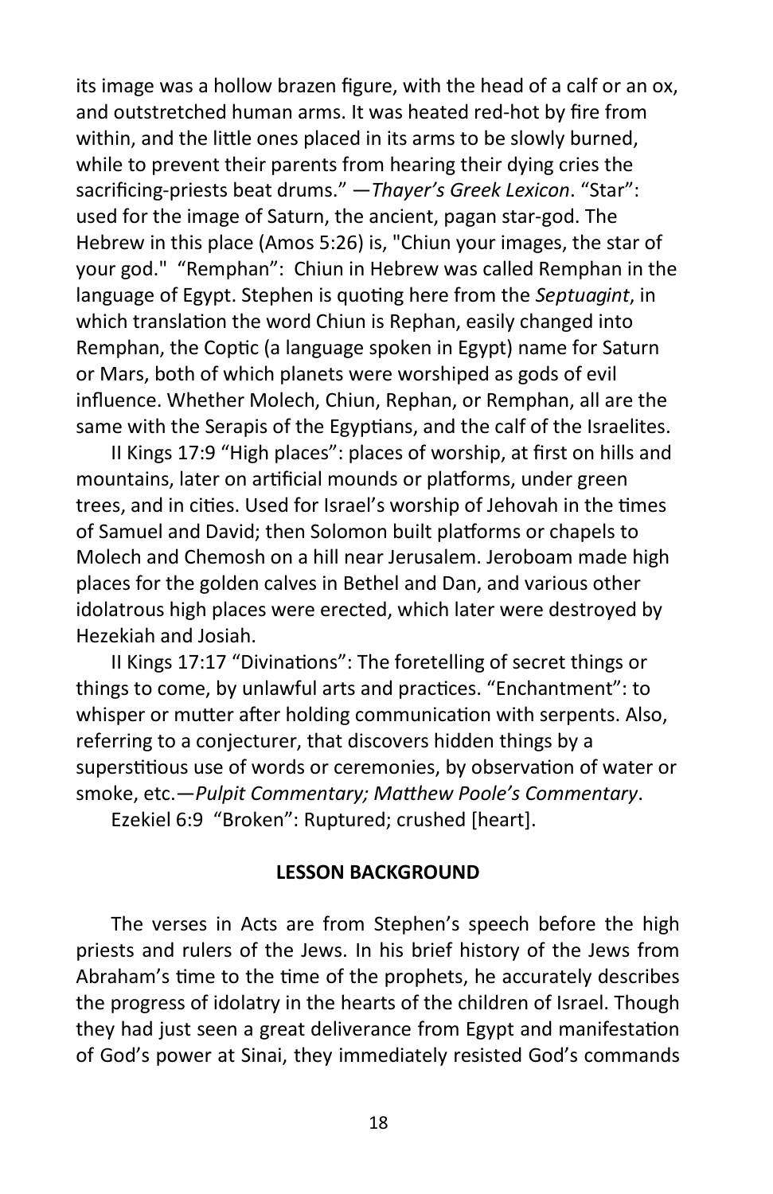its image was a hollow brazen figure, with the head of a calf or an ox, and outstretched human arms. It was heated red-hot by fire from within, and the little ones placed in its arms to be slowly burned, while to prevent their parents from hearing their dying cries the sacrificing-priests beat drums." —*Thayer's Greek Lexicon*. "Star": used for the image of Saturn, the ancient, pagan star-god. The Hebrew in this place (Amos 5:26) is, "Chiun your images, the star of your god." "Remphan": Chiun in Hebrew was called Remphan in the language of Egypt. Stephen is quoting here from the *Septuagint*, in which translation the word Chiun is Rephan, easily changed into Remphan, the Coptic (a language spoken in Egypt) name for Saturn or Mars, both of which planets were worshiped as gods of evil influence. Whether Molech, Chiun, Rephan, or Remphan, all are the same with the Serapis of the Egyptians, and the calf of the Israelites.

II Kings 17:9 "High places": places of worship, at first on hills and mountains, later on artificial mounds or platforms, under green trees, and in cities. Used for Israel's worship of Jehovah in the times of Samuel and David; then Solomon built platforms or chapels to Molech and Chemosh on a hill near Jerusalem. Jeroboam made high places for the golden calves in Bethel and Dan, and various other idolatrous high places were erected, which later were destroyed by Hezekiah and Josiah.

II Kings 17:17 "Divinations": The foretelling of secret things or things to come, by unlawful arts and practices. "Enchantment": to whisper or mutter after holding communication with serpents. Also, referring to a conjecturer, that discovers hidden things by a superstitious use of words or ceremonies, by observation of water or smoke, etc.—*Pulpit Commentary; Matthew Poole's Commentary*.

Ezekiel 6:9 "Broken": Ruptured; crushed [heart].

**LESSON BACKGROUND**

The verses in Acts are from Stephen's speech before the high priests and rulers of the Jews. In his brief history of the Jews from Abraham's time to the time of the prophets, he accurately describes the progress of idolatry in the hearts of the children of Israel. Though they had just seen a great deliverance from Egypt and manifestation of God's power at Sinai, they immediately resisted God's commands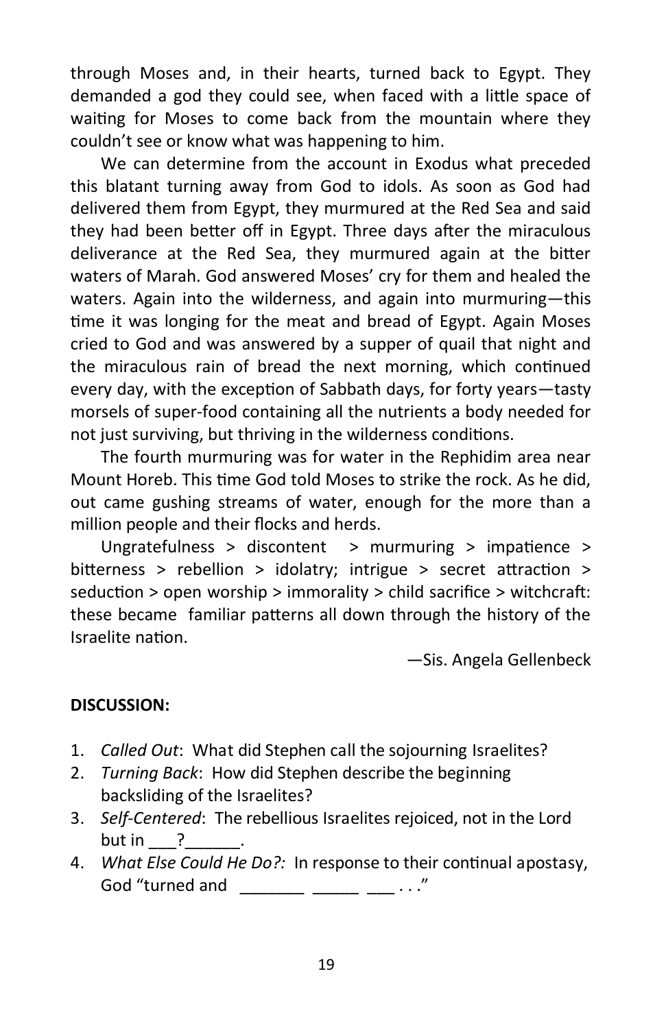through Moses and, in their hearts, turned back to Egypt. They demanded a god they could see, when faced with a little space of waiting for Moses to come back from the mountain where they couldn't see or know what was happening to him.

We can determine from the account in Exodus what preceded this blatant turning away from God to idols. As soon as God had delivered them from Egypt, they murmured at the Red Sea and said they had been better off in Egypt. Three days after the miraculous deliverance at the Red Sea, they murmured again at the bitter waters of Marah. God answered Moses' cry for them and healed the waters. Again into the wilderness, and again into murmuring—this time it was longing for the meat and bread of Egypt. Again Moses cried to God and was answered by a supper of quail that night and the miraculous rain of bread the next morning, which continued every day, with the exception of Sabbath days, for forty years—tasty morsels of super-food containing all the nutrients a body needed for not just surviving, but thriving in the wilderness conditions.

The fourth murmuring was for water in the Rephidim area near Mount Horeb. This time God told Moses to strike the rock. As he did, out came gushing streams of water, enough for the more than a million people and their flocks and herds.

Ungratefulness > discontent > murmuring > impatience > bitterness > rebellion > idolatry; intrigue > secret attraction > seduction > open worship > immorality > child sacrifice > witchcraft: these became familiar patterns all down through the history of the Israelite nation.

—Sis. Angela Gellenbeck

**DISCUSSION:**

1. *Called Out*: What did Stephen call the sojourning Israelites?
2. *Turning Back*: How did Stephen describe the beginning backsliding of the Israelites?
3. *Self-Centered*: The rebellious Israelites rejoiced, not in the Lord but in ___?______.
4. *What Else Could He Do?:* In response to their continual apostasy, God "turned and _______ _____ ___ . . ."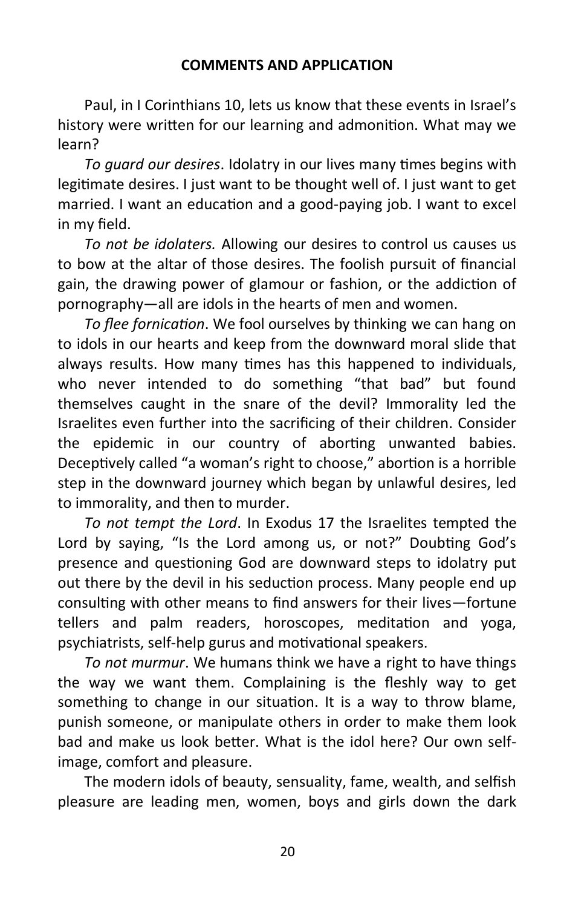**COMMENTS AND APPLICATION**

Paul, in I Corinthians 10, lets us know that these events in Israel's history were written for our learning and admonition. What may we learn?

*To guard our desires*. Idolatry in our lives many times begins with legitimate desires. I just want to be thought well of. I just want to get married. I want an education and a good-paying job. I want to excel in my field.

*To not be idolaters.* Allowing our desires to control us causes us to bow at the altar of those desires. The foolish pursuit of financial gain, the drawing power of glamour or fashion, or the addiction of pornography—all are idols in the hearts of men and women.

*To flee fornication*. We fool ourselves by thinking we can hang on to idols in our hearts and keep from the downward moral slide that always results. How many times has this happened to individuals, who never intended to do something "that bad" but found themselves caught in the snare of the devil? Immorality led the Israelites even further into the sacrificing of their children. Consider the epidemic in our country of aborting unwanted babies. Deceptively called "a woman's right to choose," abortion is a horrible step in the downward journey which began by unlawful desires, led to immorality, and then to murder.

*To not tempt the Lord*. In Exodus 17 the Israelites tempted the Lord by saying, "Is the Lord among us, or not?" Doubting God's presence and questioning God are downward steps to idolatry put out there by the devil in his seduction process. Many people end up consulting with other means to find answers for their lives—fortune tellers and palm readers, horoscopes, meditation and yoga, psychiatrists, self-help gurus and motivational speakers.

*To not murmur*. We humans think we have a right to have things the way we want them. Complaining is the fleshly way to get something to change in our situation. It is a way to throw blame, punish someone, or manipulate others in order to make them look bad and make us look better. What is the idol here? Our own self-image, comfort and pleasure.

The modern idols of beauty, sensuality, fame, wealth, and selfish pleasure are leading men, women, boys and girls down the dark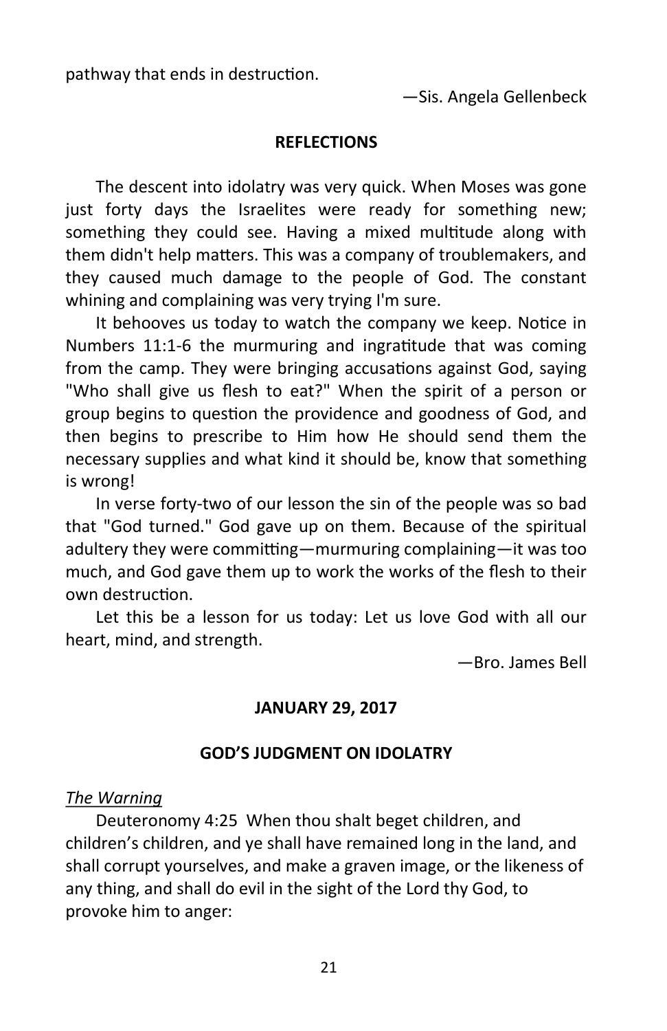pathway that ends in destruction.

—Sis. Angela Gellenbeck

**REFLECTIONS**

The descent into idolatry was very quick. When Moses was gone just forty days the Israelites were ready for something new; something they could see. Having a mixed multitude along with them didn't help matters. This was a company of troublemakers, and they caused much damage to the people of God. The constant whining and complaining was very trying I'm sure.

It behooves us today to watch the company we keep. Notice in Numbers 11:1-6 the murmuring and ingratitude that was coming from the camp. They were bringing accusations against God, saying "Who shall give us flesh to eat?" When the spirit of a person or group begins to question the providence and goodness of God, and then begins to prescribe to Him how He should send them the necessary supplies and what kind it should be, know that something is wrong!

In verse forty-two of our lesson the sin of the people was so bad that "God turned." God gave up on them. Because of the spiritual adultery they were committing—murmuring complaining—it was too much, and God gave them up to work the works of the flesh to their own destruction.

Let this be a lesson for us today: Let us love God with all our heart, mind, and strength.

—Bro. James Bell

**JANUARY 29, 2017**

**GOD'S JUDGMENT ON IDOLATRY**

*The Warning*

Deuteronomy 4:25 When thou shalt beget children, and children's children, and ye shall have remained long in the land, and shall corrupt yourselves, and make a graven image, or the likeness of any thing, and shall do evil in the sight of the Lord thy God, to provoke him to anger: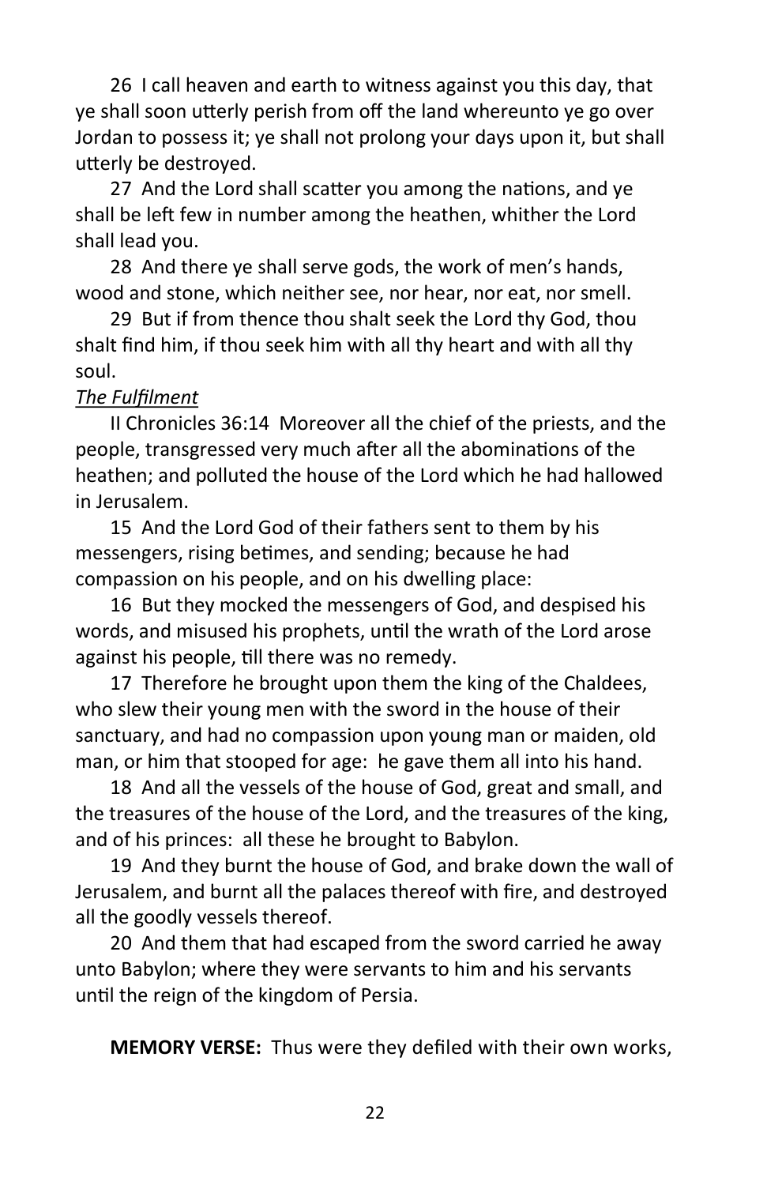26 I call heaven and earth to witness against you this day, that ye shall soon utterly perish from off the land whereunto ye go over Jordan to possess it; ye shall not prolong your days upon it, but shall utterly be destroyed.

27 And the Lord shall scatter you among the nations, and ye shall be left few in number among the heathen, whither the Lord shall lead you.

28 And there ye shall serve gods, the work of men's hands, wood and stone, which neither see, nor hear, nor eat, nor smell.

29 But if from thence thou shalt seek the Lord thy God, thou shalt find him, if thou seek him with all thy heart and with all thy soul.

*The Fulfilment*

II Chronicles 36:14 Moreover all the chief of the priests, and the people, transgressed very much after all the abominations of the heathen; and polluted the house of the Lord which he had hallowed in Jerusalem.

15 And the Lord God of their fathers sent to them by his messengers, rising betimes, and sending; because he had compassion on his people, and on his dwelling place:

16 But they mocked the messengers of God, and despised his words, and misused his prophets, until the wrath of the Lord arose against his people, till there was no remedy.

17 Therefore he brought upon them the king of the Chaldees, who slew their young men with the sword in the house of their sanctuary, and had no compassion upon young man or maiden, old man, or him that stooped for age: he gave them all into his hand.

18 And all the vessels of the house of God, great and small, and the treasures of the house of the Lord, and the treasures of the king, and of his princes: all these he brought to Babylon.

19 And they burnt the house of God, and brake down the wall of Jerusalem, and burnt all the palaces thereof with fire, and destroyed all the goodly vessels thereof.

20 And them that had escaped from the sword carried he away unto Babylon; where they were servants to him and his servants until the reign of the kingdom of Persia.

**MEMORY VERSE:** Thus were they defiled with their own works,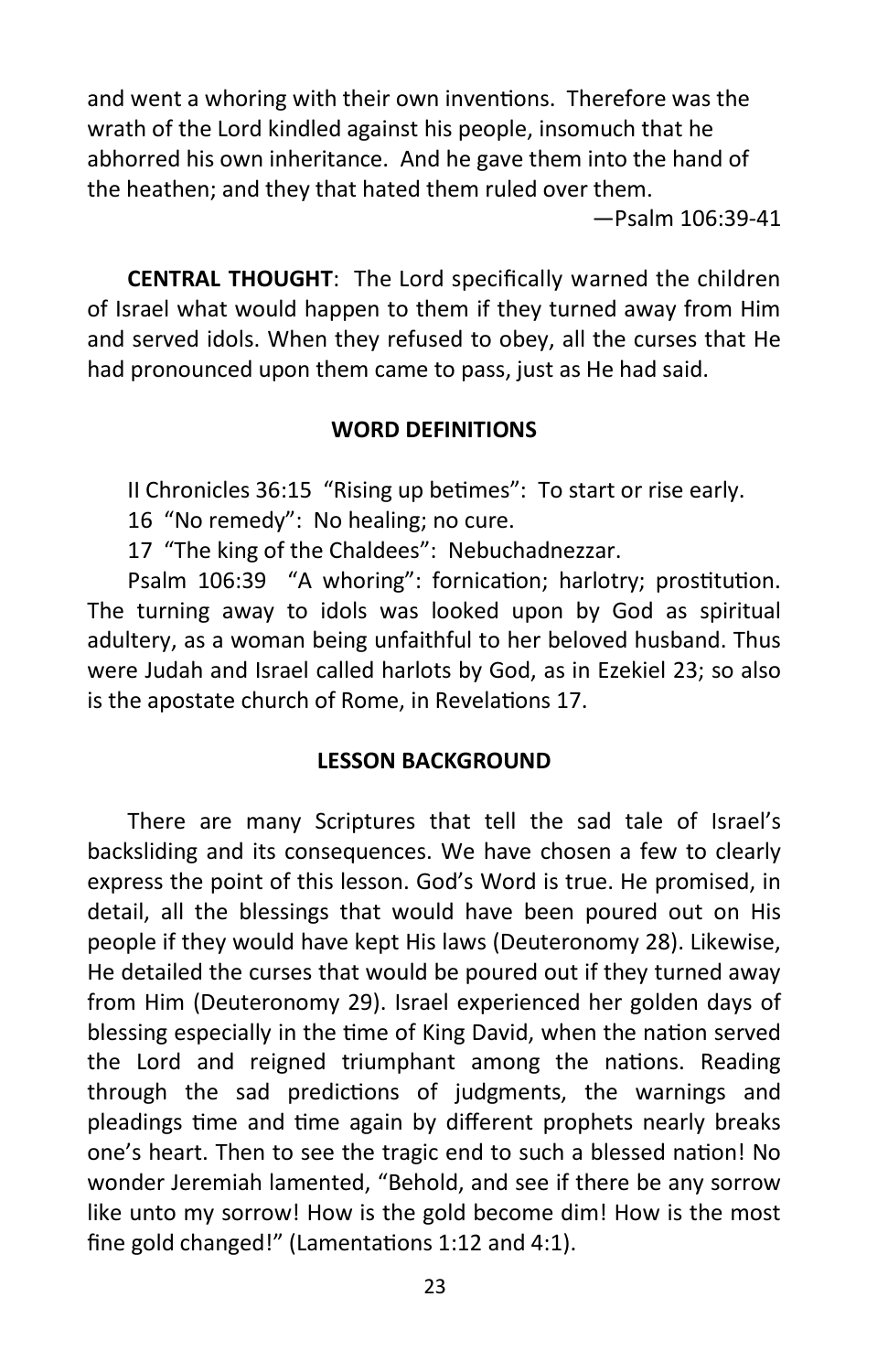and went a whoring with their own inventions. Therefore was the wrath of the Lord kindled against his people, insomuch that he abhorred his own inheritance. And he gave them into the hand of the heathen; and they that hated them ruled over them.

—Psalm 106:39-41

**CENTRAL THOUGHT**: The Lord specifically warned the children of Israel what would happen to them if they turned away from Him and served idols. When they refused to obey, all the curses that He had pronounced upon them came to pass, just as He had said.

### WORD DEFINITIONS

II Chronicles 36:15 "Rising up betimes": To start or rise early.

16 "No remedy": No healing; no cure.

17 "The king of the Chaldees": Nebuchadnezzar.

Psalm 106:39 "A whoring": fornication; harlotry; prostitution. The turning away to idols was looked upon by God as spiritual adultery, as a woman being unfaithful to her beloved husband. Thus were Judah and Israel called harlots by God, as in Ezekiel 23; so also is the apostate church of Rome, in Revelations 17.

### LESSON BACKGROUND

There are many Scriptures that tell the sad tale of Israel's backsliding and its consequences. We have chosen a few to clearly express the point of this lesson. God's Word is true. He promised, in detail, all the blessings that would have been poured out on His people if they would have kept His laws (Deuteronomy 28). Likewise, He detailed the curses that would be poured out if they turned away from Him (Deuteronomy 29). Israel experienced her golden days of blessing especially in the time of King David, when the nation served the Lord and reigned triumphant among the nations. Reading through the sad predictions of judgments, the warnings and pleadings time and time again by different prophets nearly breaks one's heart. Then to see the tragic end to such a blessed nation! No wonder Jeremiah lamented, "Behold, and see if there be any sorrow like unto my sorrow! How is the gold become dim! How is the most fine gold changed!" (Lamentations 1:12 and 4:1).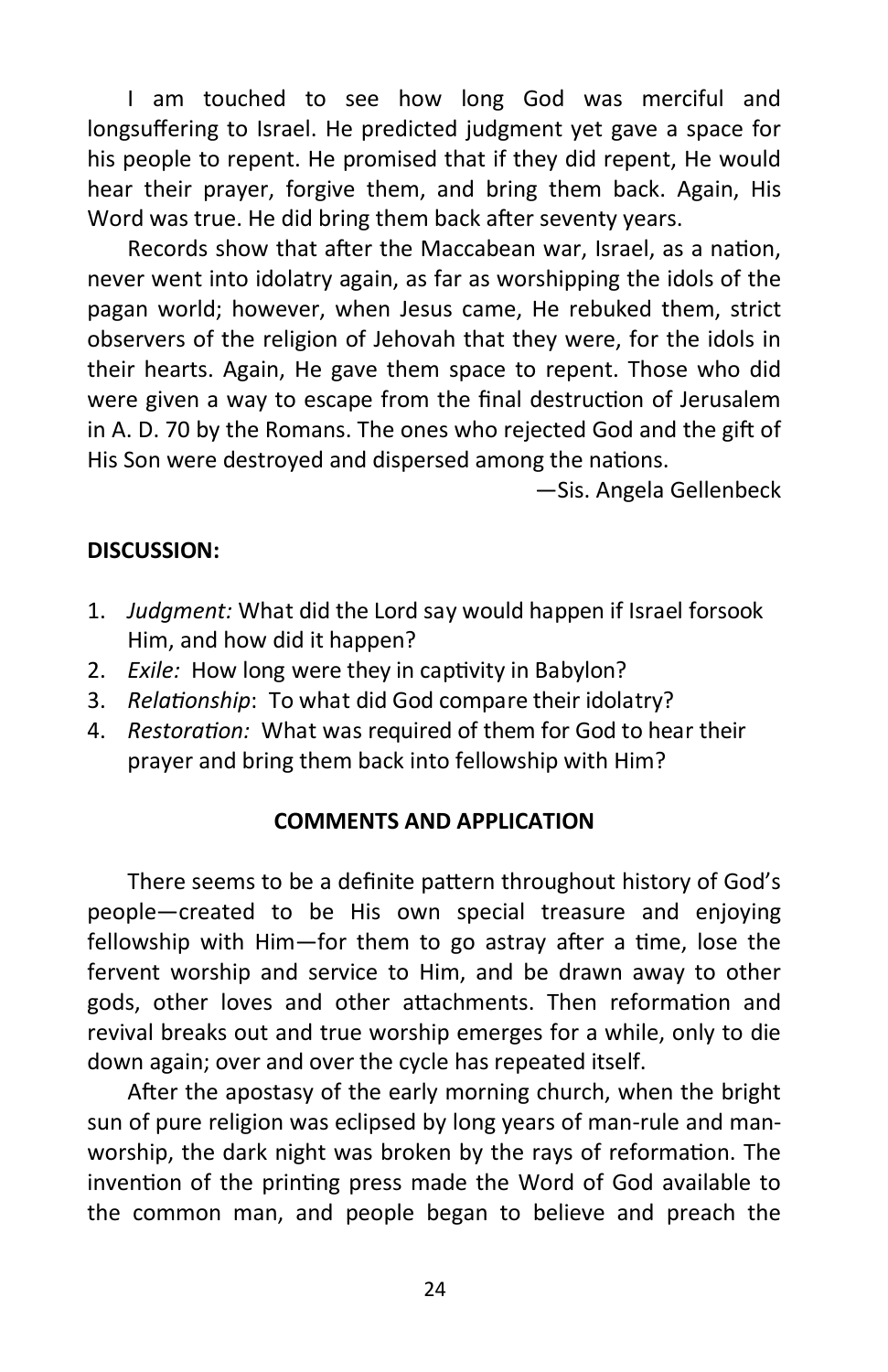I am touched to see how long God was merciful and longsuffering to Israel. He predicted judgment yet gave a space for his people to repent. He promised that if they did repent, He would hear their prayer, forgive them, and bring them back. Again, His Word was true. He did bring them back after seventy years.

Records show that after the Maccabean war, Israel, as a nation, never went into idolatry again, as far as worshipping the idols of the pagan world; however, when Jesus came, He rebuked them, strict observers of the religion of Jehovah that they were, for the idols in their hearts. Again, He gave them space to repent. Those who did were given a way to escape from the final destruction of Jerusalem in A. D. 70 by the Romans. The ones who rejected God and the gift of His Son were destroyed and dispersed among the nations.

—Sis. Angela Gellenbeck

**DISCUSSION:**

1. *Judgment:* What did the Lord say would happen if Israel forsook Him, and how did it happen?
2. *Exile:* How long were they in captivity in Babylon?
3. *Relationship*: To what did God compare their idolatry?
4. *Restoration:* What was required of them for God to hear their prayer and bring them back into fellowship with Him?

**COMMENTS AND APPLICATION**

There seems to be a definite pattern throughout history of God's people—created to be His own special treasure and enjoying fellowship with Him—for them to go astray after a time, lose the fervent worship and service to Him, and be drawn away to other gods, other loves and other attachments. Then reformation and revival breaks out and true worship emerges for a while, only to die down again; over and over the cycle has repeated itself.

After the apostasy of the early morning church, when the bright sun of pure religion was eclipsed by long years of man-rule and man-worship, the dark night was broken by the rays of reformation. The invention of the printing press made the Word of God available to the common man, and people began to believe and preach the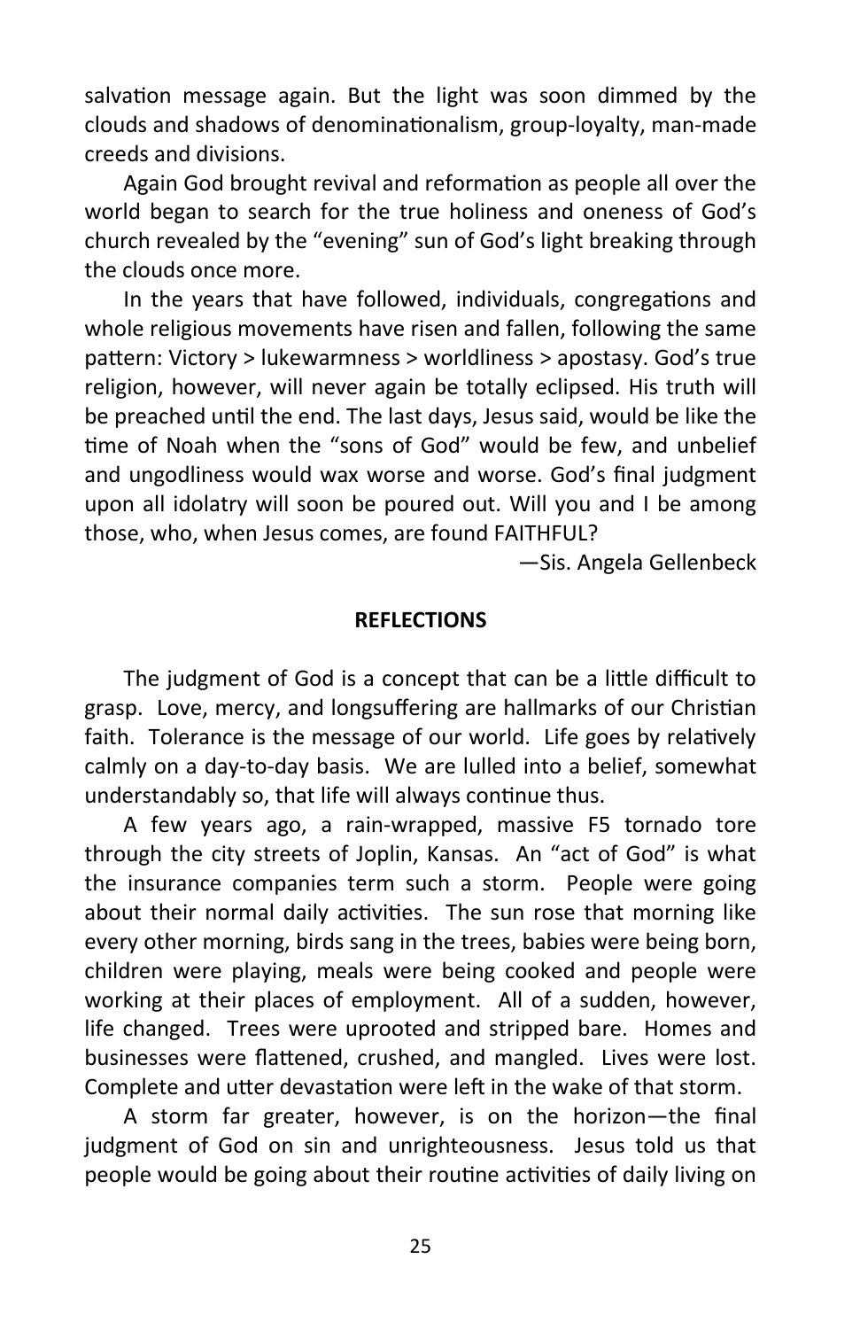salvation message again. But the light was soon dimmed by the clouds and shadows of denominationalism, group-loyalty, man-made creeds and divisions.

Again God brought revival and reformation as people all over the world began to search for the true holiness and oneness of God's church revealed by the "evening" sun of God's light breaking through the clouds once more.

In the years that have followed, individuals, congregations and whole religious movements have risen and fallen, following the same pattern: Victory > lukewarmness > worldliness > apostasy. God's true religion, however, will never again be totally eclipsed. His truth will be preached until the end. The last days, Jesus said, would be like the time of Noah when the "sons of God" would be few, and unbelief and ungodliness would wax worse and worse. God's final judgment upon all idolatry will soon be poured out. Will you and I be among those, who, when Jesus comes, are found FAITHFUL?

—Sis. Angela Gellenbeck

**REFLECTIONS**

The judgment of God is a concept that can be a little difficult to grasp. Love, mercy, and longsuffering are hallmarks of our Christian faith. Tolerance is the message of our world. Life goes by relatively calmly on a day-to-day basis. We are lulled into a belief, somewhat understandably so, that life will always continue thus.

A few years ago, a rain-wrapped, massive F5 tornado tore through the city streets of Joplin, Kansas. An "act of God" is what the insurance companies term such a storm. People were going about their normal daily activities. The sun rose that morning like every other morning, birds sang in the trees, babies were being born, children were playing, meals were being cooked and people were working at their places of employment. All of a sudden, however, life changed. Trees were uprooted and stripped bare. Homes and businesses were flattened, crushed, and mangled. Lives were lost. Complete and utter devastation were left in the wake of that storm.

A storm far greater, however, is on the horizon—the final judgment of God on sin and unrighteousness. Jesus told us that people would be going about their routine activities of daily living on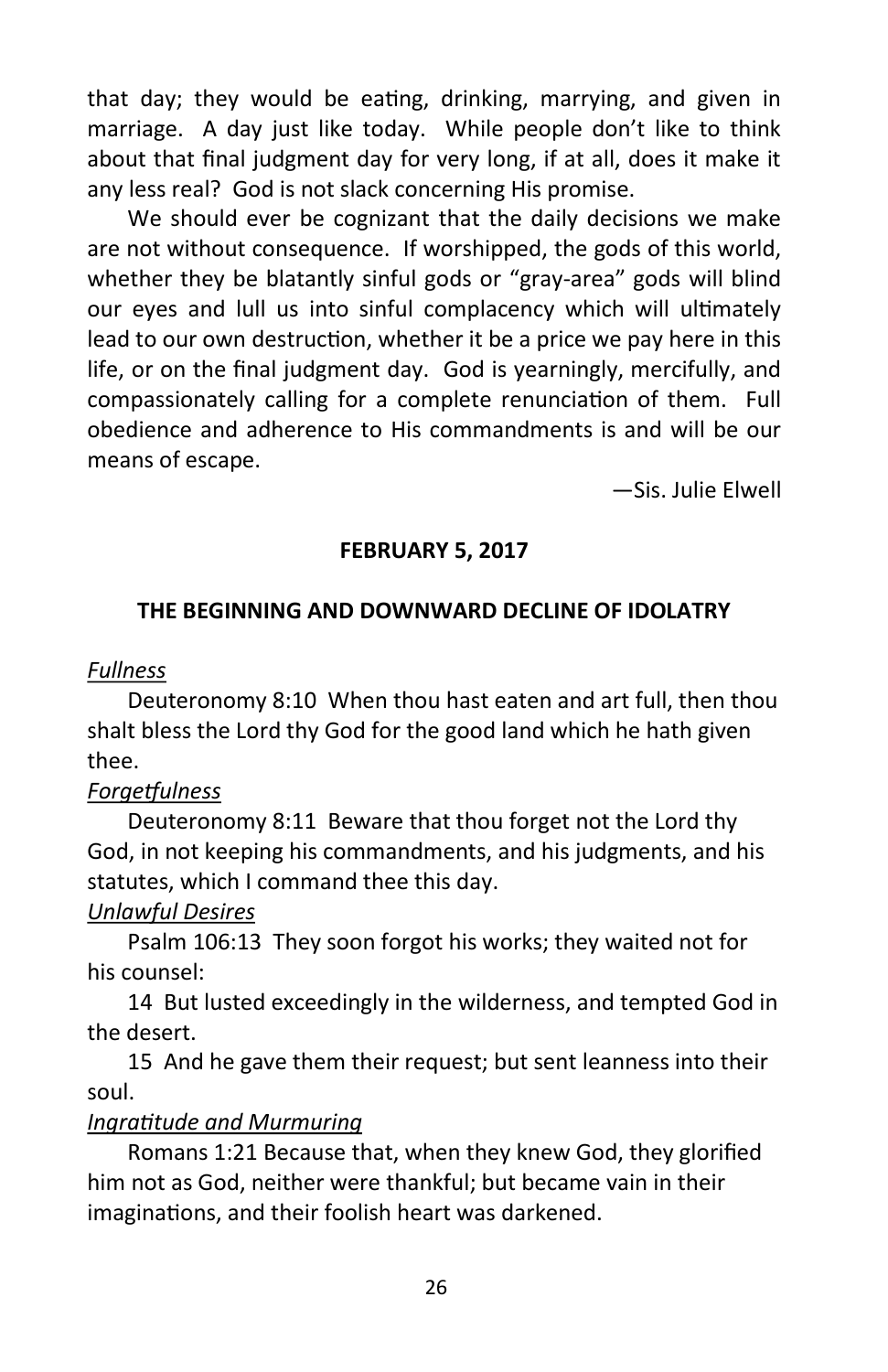that day; they would be eating, drinking, marrying, and given in marriage. A day just like today. While people don't like to think about that final judgment day for very long, if at all, does it make it any less real? God is not slack concerning His promise.

We should ever be cognizant that the daily decisions we make are not without consequence. If worshipped, the gods of this world, whether they be blatantly sinful gods or "gray-area" gods will blind our eyes and lull us into sinful complacency which will ultimately lead to our own destruction, whether it be a price we pay here in this life, or on the final judgment day. God is yearningly, mercifully, and compassionately calling for a complete renunciation of them. Full obedience and adherence to His commandments is and will be our means of escape.

—Sis. Julie Elwell

**FEBRUARY 5, 2017**

## THE BEGINNING AND DOWNWARD DECLINE OF IDOLATRY

*Fullness*

Deuteronomy 8:10 When thou hast eaten and art full, then thou shalt bless the Lord thy God for the good land which he hath given thee.

*Forgetfulness*

Deuteronomy 8:11 Beware that thou forget not the Lord thy God, in not keeping his commandments, and his judgments, and his statutes, which I command thee this day.

*Unlawful Desires*

Psalm 106:13 They soon forgot his works; they waited not for his counsel:

14 But lusted exceedingly in the wilderness, and tempted God in the desert.

15 And he gave them their request; but sent leanness into their soul.

*Ingratitude and Murmuring*

Romans 1:21 Because that, when they knew God, they glorified him not as God, neither were thankful; but became vain in their imaginations, and their foolish heart was darkened.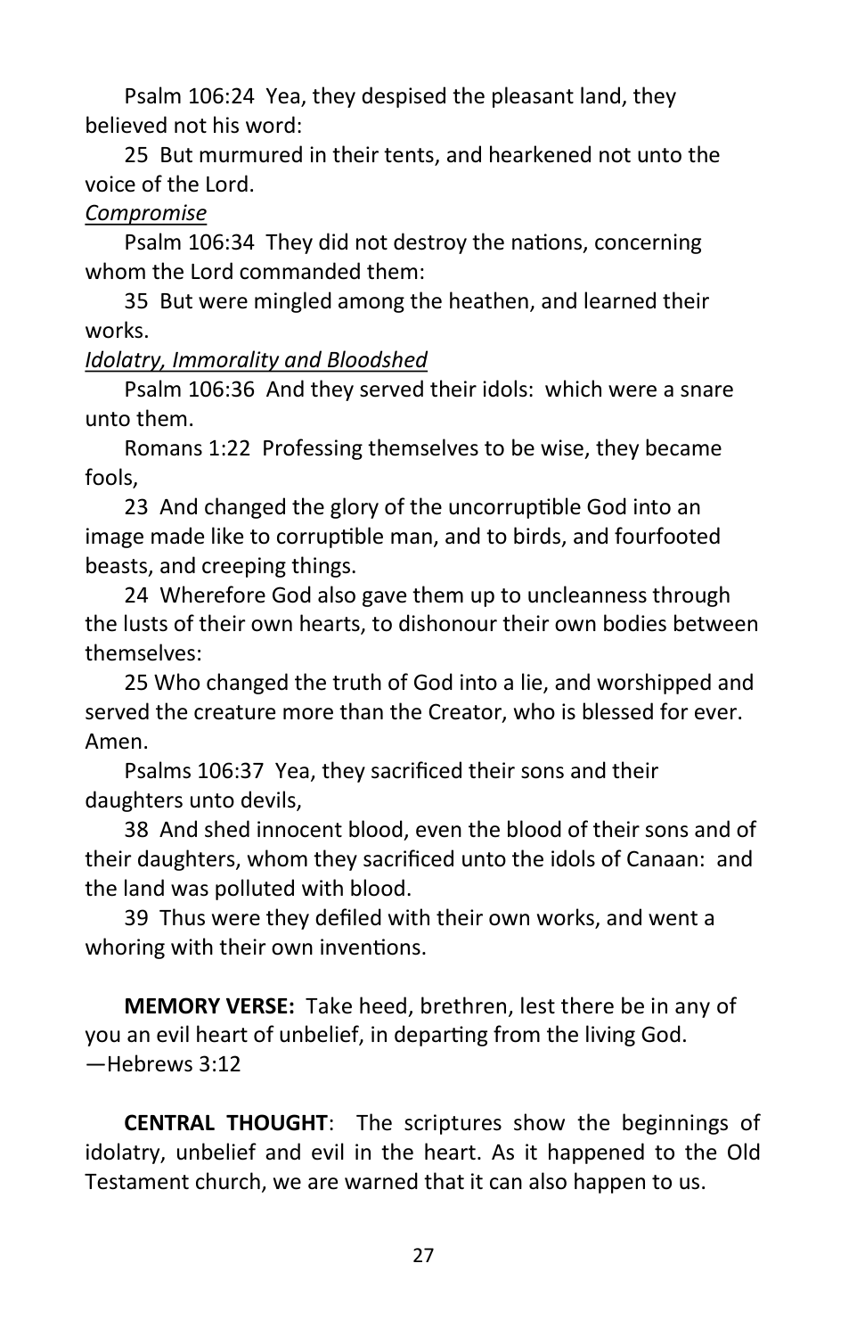Psalm 106:24 Yea, they despised the pleasant land, they believed not his word:

25 But murmured in their tents, and hearkened not unto the voice of the Lord.

*Compromise*

Psalm 106:34 They did not destroy the nations, concerning whom the Lord commanded them:

35 But were mingled among the heathen, and learned their works.

*Idolatry, Immorality and Bloodshed*

Psalm 106:36 And they served their idols: which were a snare unto them.

Romans 1:22 Professing themselves to be wise, they became fools,

23 And changed the glory of the uncorruptible God into an image made like to corruptible man, and to birds, and fourfooted beasts, and creeping things.

24 Wherefore God also gave them up to uncleanness through the lusts of their own hearts, to dishonour their own bodies between themselves:

25 Who changed the truth of God into a lie, and worshipped and served the creature more than the Creator, who is blessed for ever. Amen.

Psalms 106:37 Yea, they sacrificed their sons and their daughters unto devils,

38 And shed innocent blood, even the blood of their sons and of their daughters, whom they sacrificed unto the idols of Canaan: and the land was polluted with blood.

39 Thus were they defiled with their own works, and went a whoring with their own inventions.

**MEMORY VERSE:** Take heed, brethren, lest there be in any of you an evil heart of unbelief, in departing from the living God. —Hebrews 3:12

**CENTRAL THOUGHT**: The scriptures show the beginnings of idolatry, unbelief and evil in the heart. As it happened to the Old Testament church, we are warned that it can also happen to us.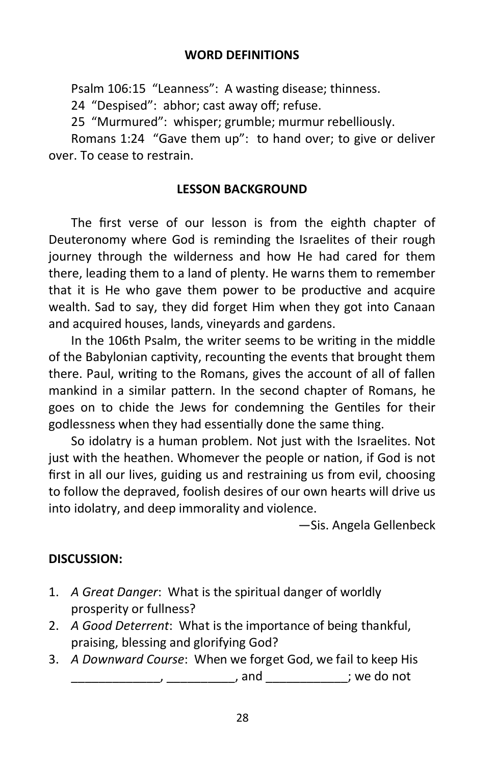## WORD DEFINITIONS

Psalm 106:15 "Leanness": A wasting disease; thinness.

24 "Despised": abhor; cast away off; refuse.

25 "Murmured": whisper; grumble; murmur rebelliously.

Romans 1:24 "Gave them up": to hand over; to give or deliver over. To cease to restrain.

## LESSON BACKGROUND

The first verse of our lesson is from the eighth chapter of Deuteronomy where God is reminding the Israelites of their rough journey through the wilderness and how He had cared for them there, leading them to a land of plenty. He warns them to remember that it is He who gave them power to be productive and acquire wealth. Sad to say, they did forget Him when they got into Canaan and acquired houses, lands, vineyards and gardens.

In the 106th Psalm, the writer seems to be writing in the middle of the Babylonian captivity, recounting the events that brought them there. Paul, writing to the Romans, gives the account of all of fallen mankind in a similar pattern. In the second chapter of Romans, he goes on to chide the Jews for condemning the Gentiles for their godlessness when they had essentially done the same thing.

So idolatry is a human problem. Not just with the Israelites. Not just with the heathen. Whomever the people or nation, if God is not first in all our lives, guiding us and restraining us from evil, choosing to follow the depraved, foolish desires of our own hearts will drive us into idolatry, and deep immorality and violence.

—Sis. Angela Gellenbeck

**DISCUSSION:**

1. *A Great Danger*: What is the spiritual danger of worldly prosperity or fullness?
2. *A Good Deterrent*: What is the importance of being thankful, praising, blessing and glorifying God?
3. *A Downward Course*: When we forget God, we fail to keep His _____________, __________, and ____________; we do not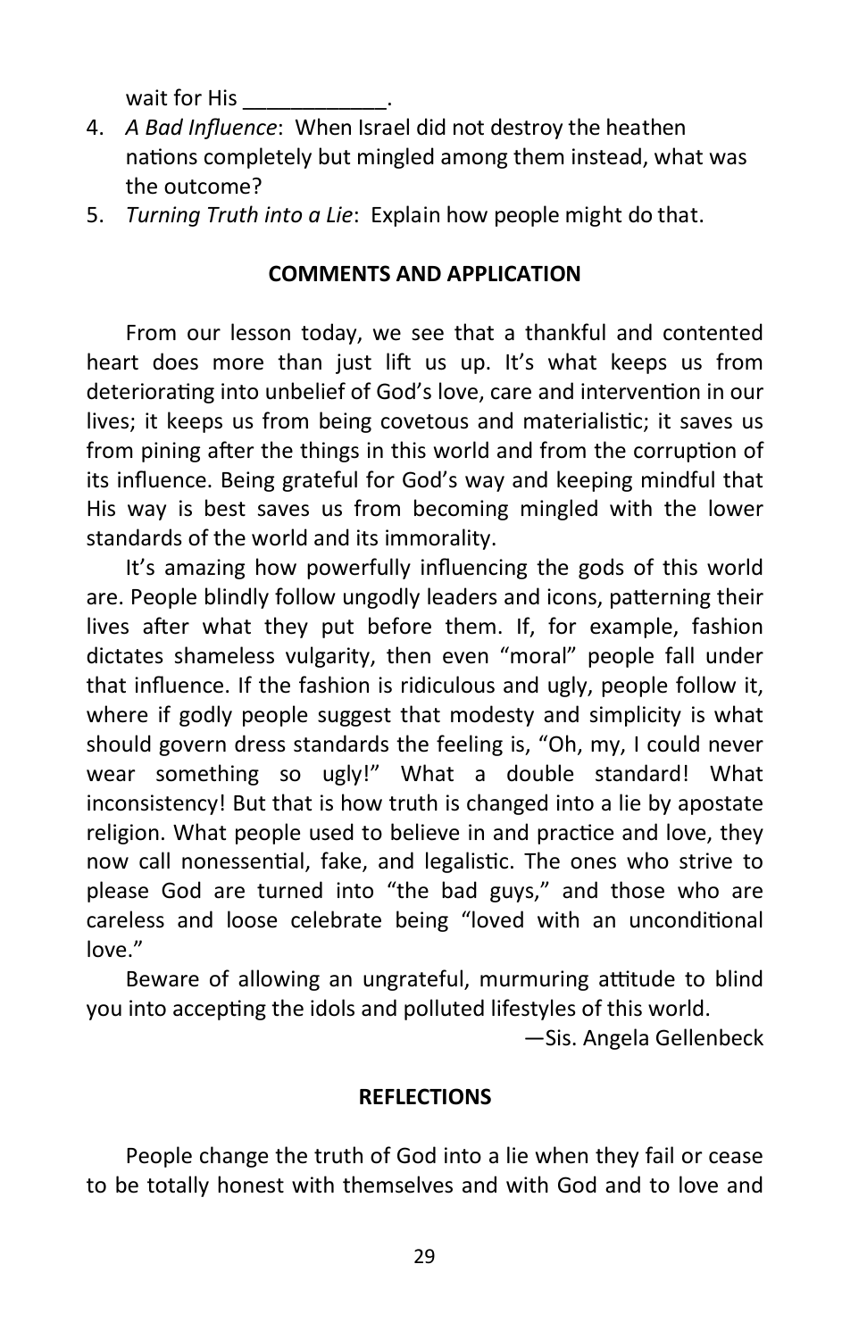wait for His ____________.

4. *A Bad Influence*: When Israel did not destroy the heathen nations completely but mingled among them instead, what was the outcome?
5. *Turning Truth into a Lie*: Explain how people might do that.

## COMMENTS AND APPLICATION

From our lesson today, we see that a thankful and contented heart does more than just lift us up. It's what keeps us from deteriorating into unbelief of God's love, care and intervention in our lives; it keeps us from being covetous and materialistic; it saves us from pining after the things in this world and from the corruption of its influence. Being grateful for God's way and keeping mindful that His way is best saves us from becoming mingled with the lower standards of the world and its immorality.

It's amazing how powerfully influencing the gods of this world are. People blindly follow ungodly leaders and icons, patterning their lives after what they put before them. If, for example, fashion dictates shameless vulgarity, then even "moral" people fall under that influence. If the fashion is ridiculous and ugly, people follow it, where if godly people suggest that modesty and simplicity is what should govern dress standards the feeling is, "Oh, my, I could never wear something so ugly!" What a double standard! What inconsistency! But that is how truth is changed into a lie by apostate religion. What people used to believe in and practice and love, they now call nonessential, fake, and legalistic. The ones who strive to please God are turned into "the bad guys," and those who are careless and loose celebrate being "loved with an unconditional love."

Beware of allowing an ungrateful, murmuring attitude to blind you into accepting the idols and polluted lifestyles of this world.

—Sis. Angela Gellenbeck

## REFLECTIONS

People change the truth of God into a lie when they fail or cease to be totally honest with themselves and with God and to love and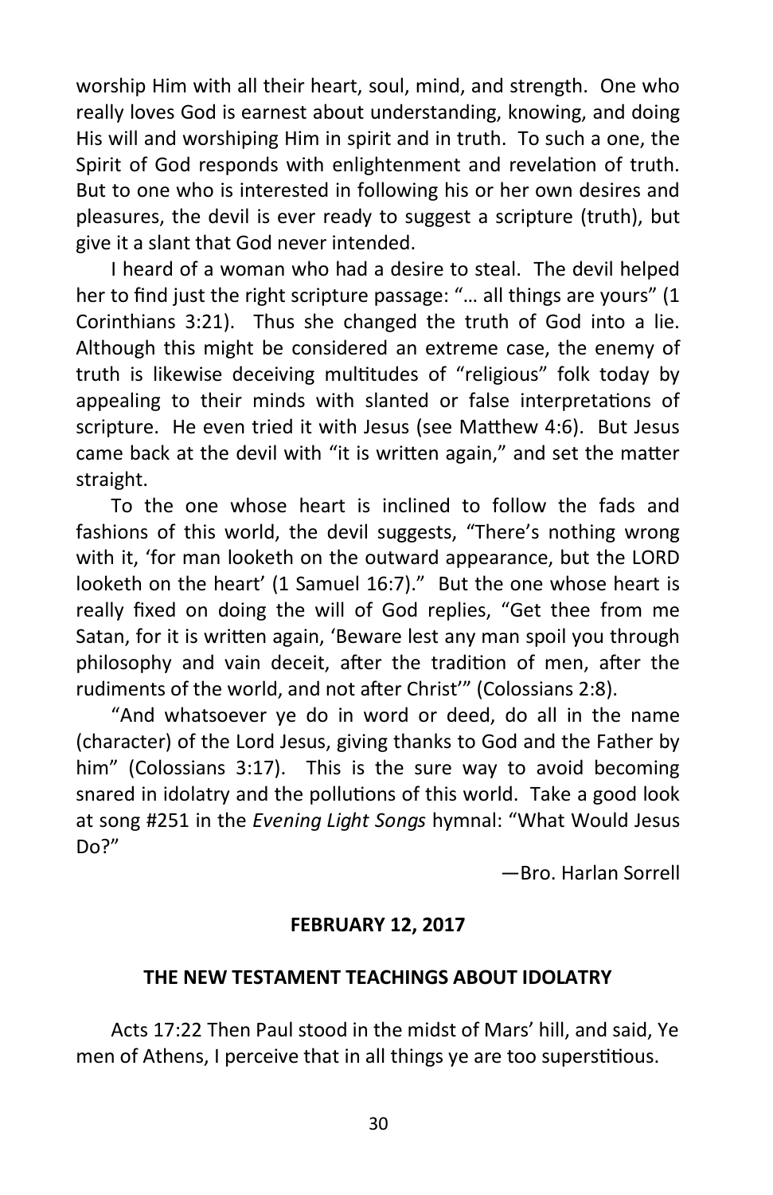worship Him with all their heart, soul, mind, and strength. One who really loves God is earnest about understanding, knowing, and doing His will and worshiping Him in spirit and in truth. To such a one, the Spirit of God responds with enlightenment and revelation of truth. But to one who is interested in following his or her own desires and pleasures, the devil is ever ready to suggest a scripture (truth), but give it a slant that God never intended.

I heard of a woman who had a desire to steal. The devil helped her to find just the right scripture passage: "… all things are yours" (1 Corinthians 3:21). Thus she changed the truth of God into a lie. Although this might be considered an extreme case, the enemy of truth is likewise deceiving multitudes of "religious" folk today by appealing to their minds with slanted or false interpretations of scripture. He even tried it with Jesus (see Matthew 4:6). But Jesus came back at the devil with "it is written again," and set the matter straight.

To the one whose heart is inclined to follow the fads and fashions of this world, the devil suggests, "There's nothing wrong with it, 'for man looketh on the outward appearance, but the LORD looketh on the heart' (1 Samuel 16:7)." But the one whose heart is really fixed on doing the will of God replies, "Get thee from me Satan, for it is written again, 'Beware lest any man spoil you through philosophy and vain deceit, after the tradition of men, after the rudiments of the world, and not after Christ'" (Colossians 2:8).

"And whatsoever ye do in word or deed, do all in the name (character) of the Lord Jesus, giving thanks to God and the Father by him" (Colossians 3:17). This is the sure way to avoid becoming snared in idolatry and the pollutions of this world. Take a good look at song #251 in the *Evening Light Songs* hymnal: "What Would Jesus Do?"

—Bro. Harlan Sorrell

**FEBRUARY 12, 2017**

## THE NEW TESTAMENT TEACHINGS ABOUT IDOLATRY

Acts 17:22 Then Paul stood in the midst of Mars' hill, and said, Ye men of Athens, I perceive that in all things ye are too superstitious.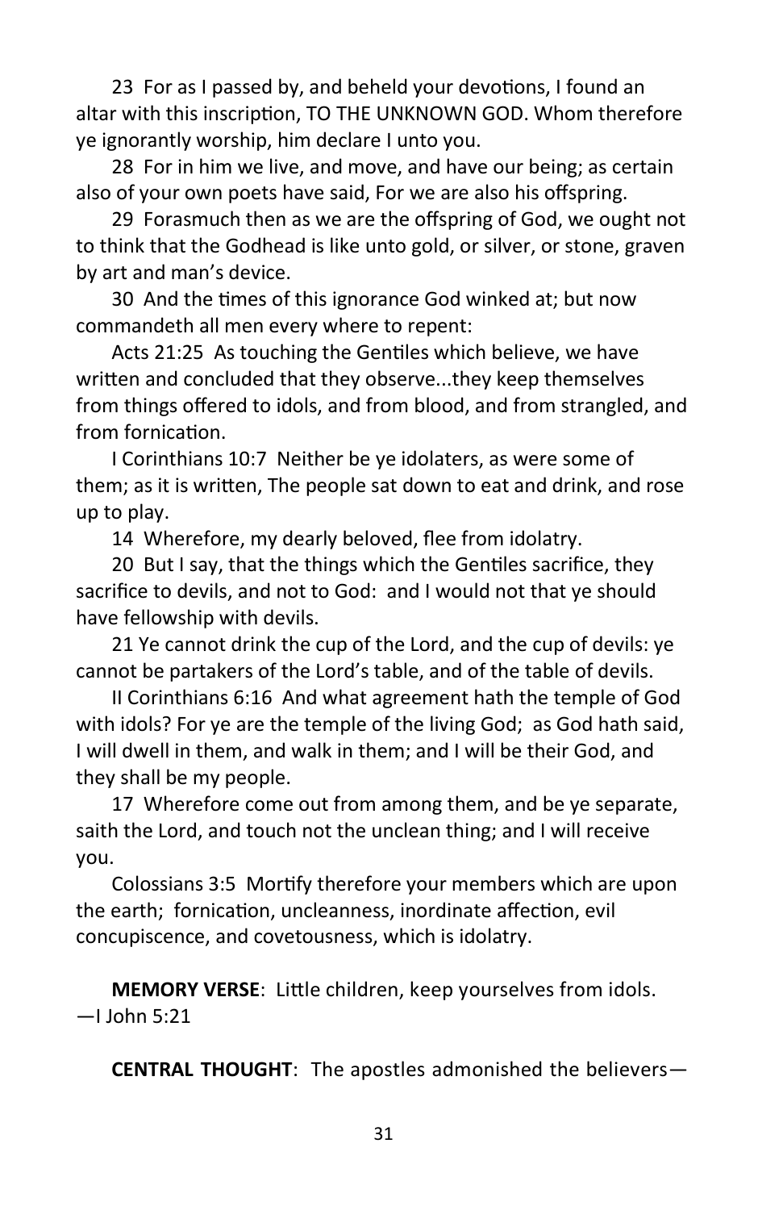23 For as I passed by, and beheld your devotions, I found an altar with this inscription, TO THE UNKNOWN GOD. Whom therefore ye ignorantly worship, him declare I unto you.

28 For in him we live, and move, and have our being; as certain also of your own poets have said, For we are also his offspring.

29 Forasmuch then as we are the offspring of God, we ought not to think that the Godhead is like unto gold, or silver, or stone, graven by art and man's device.

30 And the times of this ignorance God winked at; but now commandeth all men every where to repent:

Acts 21:25 As touching the Gentiles which believe, we have written and concluded that they observe...they keep themselves from things offered to idols, and from blood, and from strangled, and from fornication.

I Corinthians 10:7 Neither be ye idolaters, as were some of them; as it is written, The people sat down to eat and drink, and rose up to play.

14 Wherefore, my dearly beloved, flee from idolatry.

20 But I say, that the things which the Gentiles sacrifice, they sacrifice to devils, and not to God: and I would not that ye should have fellowship with devils.

21 Ye cannot drink the cup of the Lord, and the cup of devils: ye cannot be partakers of the Lord's table, and of the table of devils.

II Corinthians 6:16 And what agreement hath the temple of God with idols? For ye are the temple of the living God; as God hath said, I will dwell in them, and walk in them; and I will be their God, and they shall be my people.

17 Wherefore come out from among them, and be ye separate, saith the Lord, and touch not the unclean thing; and I will receive you.

Colossians 3:5 Mortify therefore your members which are upon the earth; fornication, uncleanness, inordinate affection, evil concupiscence, and covetousness, which is idolatry.

**MEMORY VERSE**: Little children, keep yourselves from idols. —I John 5:21

**CENTRAL THOUGHT**: The apostles admonished the believers—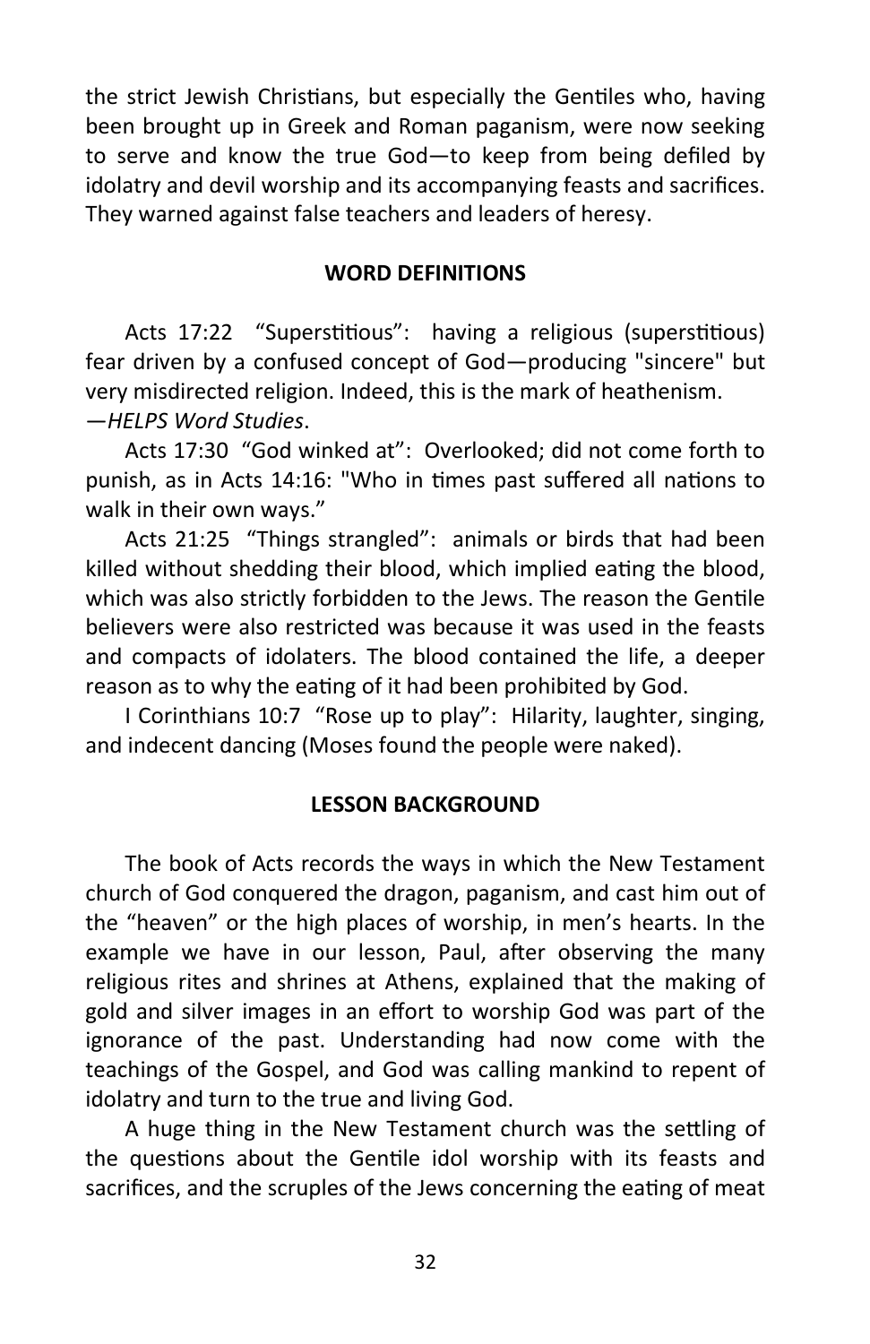the strict Jewish Christians, but especially the Gentiles who, having been brought up in Greek and Roman paganism, were now seeking to serve and know the true God—to keep from being defiled by idolatry and devil worship and its accompanying feasts and sacrifices. They warned against false teachers and leaders of heresy.

**WORD DEFINITIONS**

Acts 17:22 "Superstitious": having a religious (superstitious) fear driven by a confused concept of God—producing "sincere" but very misdirected religion. Indeed, this is the mark of heathenism. —*HELPS Word Studies*.

Acts 17:30 "God winked at": Overlooked; did not come forth to punish, as in Acts 14:16: "Who in times past suffered all nations to walk in their own ways."

Acts 21:25 "Things strangled": animals or birds that had been killed without shedding their blood, which implied eating the blood, which was also strictly forbidden to the Jews. The reason the Gentile believers were also restricted was because it was used in the feasts and compacts of idolaters. The blood contained the life, a deeper reason as to why the eating of it had been prohibited by God.

I Corinthians 10:7 "Rose up to play": Hilarity, laughter, singing, and indecent dancing (Moses found the people were naked).

**LESSON BACKGROUND**

The book of Acts records the ways in which the New Testament church of God conquered the dragon, paganism, and cast him out of the "heaven" or the high places of worship, in men's hearts. In the example we have in our lesson, Paul, after observing the many religious rites and shrines at Athens, explained that the making of gold and silver images in an effort to worship God was part of the ignorance of the past. Understanding had now come with the teachings of the Gospel, and God was calling mankind to repent of idolatry and turn to the true and living God.

A huge thing in the New Testament church was the settling of the questions about the Gentile idol worship with its feasts and sacrifices, and the scruples of the Jews concerning the eating of meat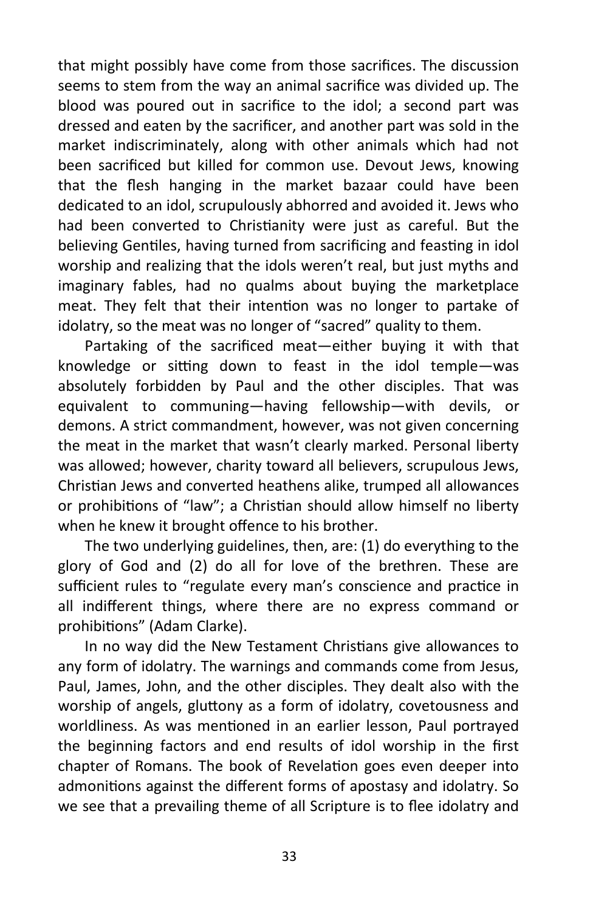that might possibly have come from those sacrifices. The discussion seems to stem from the way an animal sacrifice was divided up. The blood was poured out in sacrifice to the idol; a second part was dressed and eaten by the sacrificer, and another part was sold in the market indiscriminately, along with other animals which had not been sacrificed but killed for common use. Devout Jews, knowing that the flesh hanging in the market bazaar could have been dedicated to an idol, scrupulously abhorred and avoided it. Jews who had been converted to Christianity were just as careful. But the believing Gentiles, having turned from sacrificing and feasting in idol worship and realizing that the idols weren't real, but just myths and imaginary fables, had no qualms about buying the marketplace meat. They felt that their intention was no longer to partake of idolatry, so the meat was no longer of "sacred" quality to them.

Partaking of the sacrificed meat—either buying it with that knowledge or sitting down to feast in the idol temple—was absolutely forbidden by Paul and the other disciples. That was equivalent to communing—having fellowship—with devils, or demons. A strict commandment, however, was not given concerning the meat in the market that wasn't clearly marked. Personal liberty was allowed; however, charity toward all believers, scrupulous Jews, Christian Jews and converted heathens alike, trumped all allowances or prohibitions of "law"; a Christian should allow himself no liberty when he knew it brought offence to his brother.

The two underlying guidelines, then, are: (1) do everything to the glory of God and (2) do all for love of the brethren. These are sufficient rules to "regulate every man's conscience and practice in all indifferent things, where there are no express command or prohibitions" (Adam Clarke).

In no way did the New Testament Christians give allowances to any form of idolatry. The warnings and commands come from Jesus, Paul, James, John, and the other disciples. They dealt also with the worship of angels, gluttony as a form of idolatry, covetousness and worldliness. As was mentioned in an earlier lesson, Paul portrayed the beginning factors and end results of idol worship in the first chapter of Romans. The book of Revelation goes even deeper into admonitions against the different forms of apostasy and idolatry. So we see that a prevailing theme of all Scripture is to flee idolatry and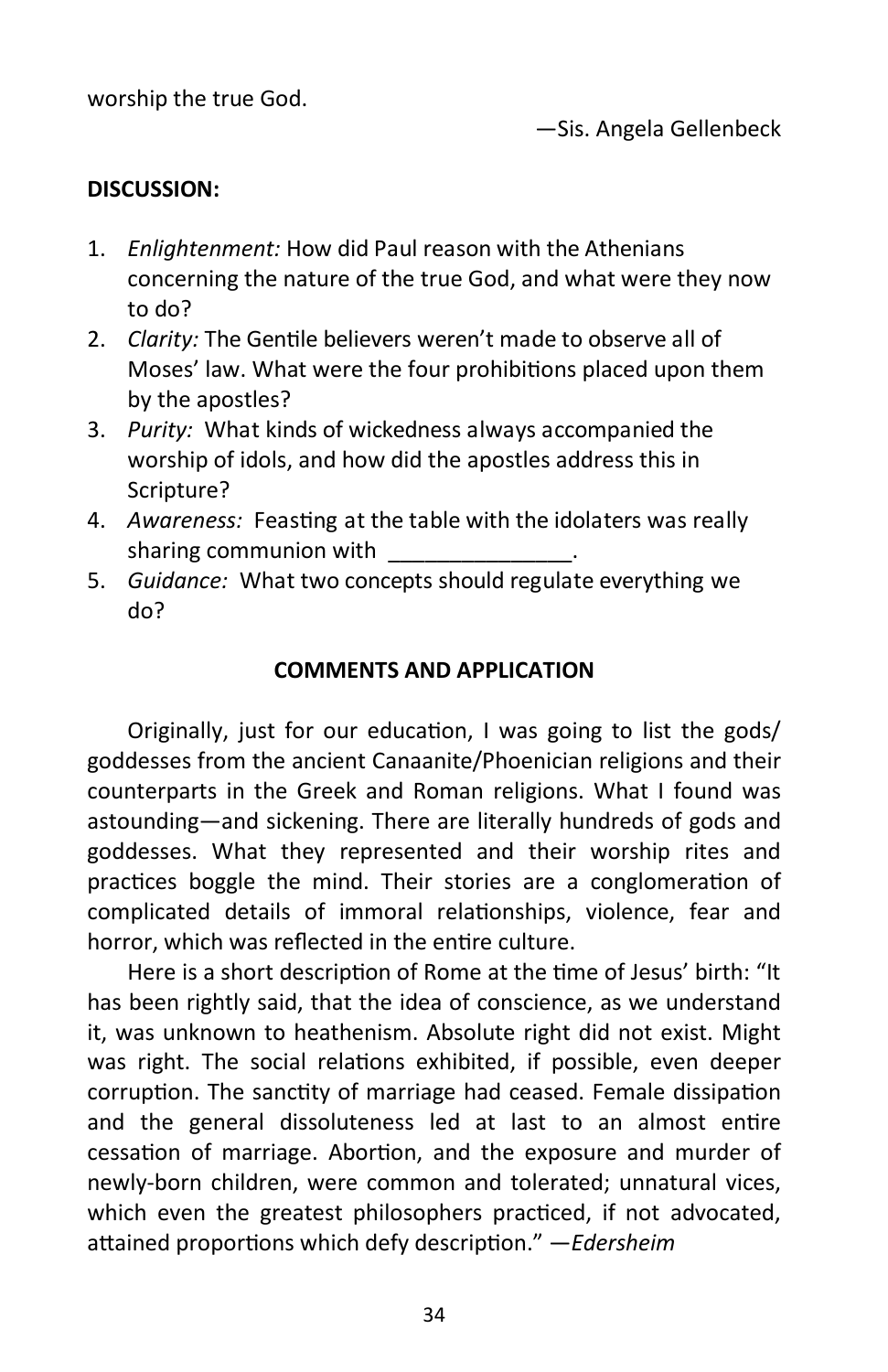worship the true God.

—Sis. Angela Gellenbeck

**DISCUSSION:**

1. *Enlightenment:* How did Paul reason with the Athenians concerning the nature of the true God, and what were they now to do?
2. *Clarity:* The Gentile believers weren't made to observe all of Moses' law. What were the four prohibitions placed upon them by the apostles?
3. *Purity:* What kinds of wickedness always accompanied the worship of idols, and how did the apostles address this in Scripture?
4. *Awareness:* Feasting at the table with the idolaters was really sharing communion with _______________.
5. *Guidance:* What two concepts should regulate everything we do?

**COMMENTS AND APPLICATION**

Originally, just for our education, I was going to list the gods/goddesses from the ancient Canaanite/Phoenician religions and their counterparts in the Greek and Roman religions. What I found was astounding—and sickening. There are literally hundreds of gods and goddesses. What they represented and their worship rites and practices boggle the mind. Their stories are a conglomeration of complicated details of immoral relationships, violence, fear and horror, which was reflected in the entire culture.

Here is a short description of Rome at the time of Jesus' birth: "It has been rightly said, that the idea of conscience, as we understand it, was unknown to heathenism. Absolute right did not exist. Might was right. The social relations exhibited, if possible, even deeper corruption. The sanctity of marriage had ceased. Female dissipation and the general dissoluteness led at last to an almost entire cessation of marriage. Abortion, and the exposure and murder of newly-born children, were common and tolerated; unnatural vices, which even the greatest philosophers practiced, if not advocated, attained proportions which defy description." —*Edersheim*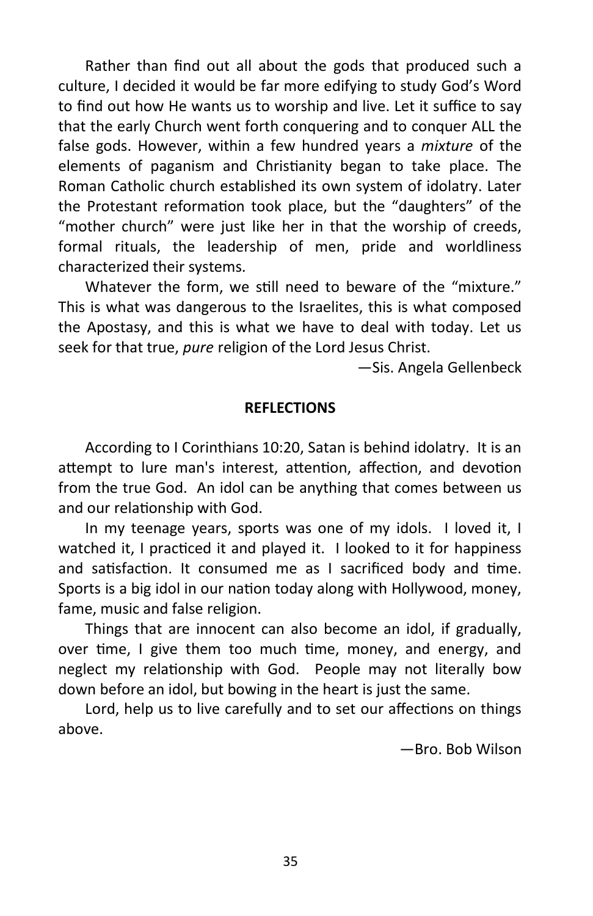Rather than find out all about the gods that produced such a culture, I decided it would be far more edifying to study God's Word to find out how He wants us to worship and live. Let it suffice to say that the early Church went forth conquering and to conquer ALL the false gods. However, within a few hundred years a *mixture* of the elements of paganism and Christianity began to take place. The Roman Catholic church established its own system of idolatry. Later the Protestant reformation took place, but the "daughters" of the "mother church" were just like her in that the worship of creeds, formal rituals, the leadership of men, pride and worldliness characterized their systems.

Whatever the form, we still need to beware of the "mixture." This is what was dangerous to the Israelites, this is what composed the Apostasy, and this is what we have to deal with today. Let us seek for that true, *pure* religion of the Lord Jesus Christ.

—Sis. Angela Gellenbeck

**REFLECTIONS**

According to I Corinthians 10:20, Satan is behind idolatry. It is an attempt to lure man's interest, attention, affection, and devotion from the true God. An idol can be anything that comes between us and our relationship with God.

In my teenage years, sports was one of my idols. I loved it, I watched it, I practiced it and played it. I looked to it for happiness and satisfaction. It consumed me as I sacrificed body and time. Sports is a big idol in our nation today along with Hollywood, money, fame, music and false religion.

Things that are innocent can also become an idol, if gradually, over time, I give them too much time, money, and energy, and neglect my relationship with God. People may not literally bow down before an idol, but bowing in the heart is just the same.

Lord, help us to live carefully and to set our affections on things above.

—Bro. Bob Wilson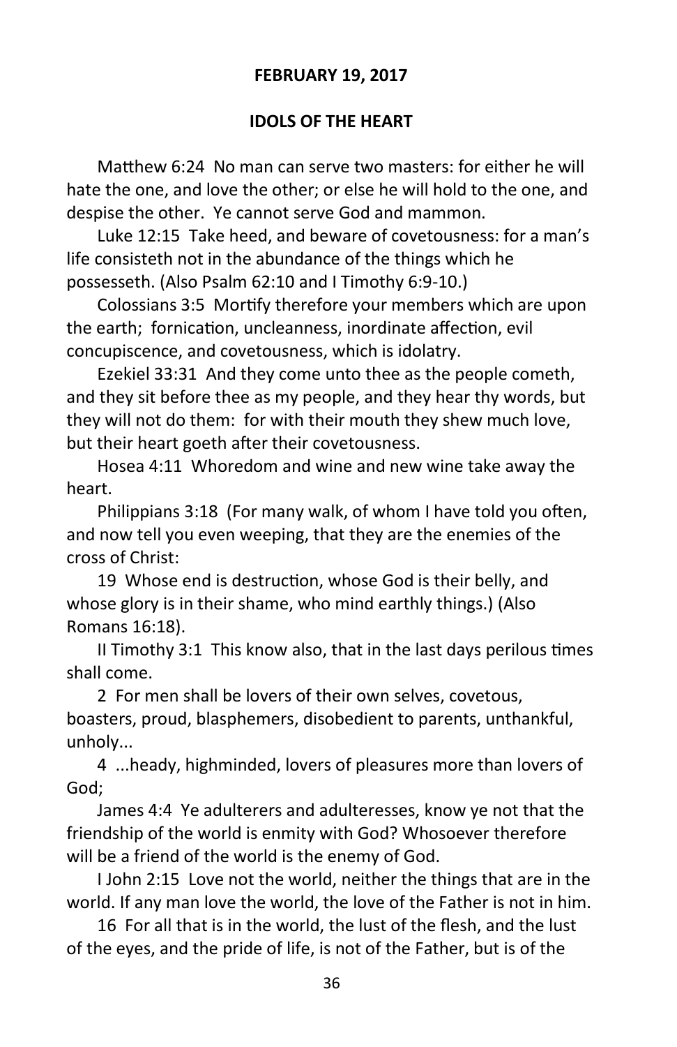**FEBRUARY 19, 2017**

**IDOLS OF THE HEART**

Matthew 6:24 No man can serve two masters: for either he will hate the one, and love the other; or else he will hold to the one, and despise the other. Ye cannot serve God and mammon.

Luke 12:15 Take heed, and beware of covetousness: for a man's life consisteth not in the abundance of the things which he possesseth. (Also Psalm 62:10 and I Timothy 6:9-10.)

Colossians 3:5 Mortify therefore your members which are upon the earth; fornication, uncleanness, inordinate affection, evil concupiscence, and covetousness, which is idolatry.

Ezekiel 33:31 And they come unto thee as the people cometh, and they sit before thee as my people, and they hear thy words, but they will not do them: for with their mouth they shew much love, but their heart goeth after their covetousness.

Hosea 4:11 Whoredom and wine and new wine take away the heart.

Philippians 3:18 (For many walk, of whom I have told you often, and now tell you even weeping, that they are the enemies of the cross of Christ:

19 Whose end is destruction, whose God is their belly, and whose glory is in their shame, who mind earthly things.) (Also Romans 16:18).

II Timothy 3:1 This know also, that in the last days perilous times shall come.

2 For men shall be lovers of their own selves, covetous, boasters, proud, blasphemers, disobedient to parents, unthankful, unholy...

4 ...heady, highminded, lovers of pleasures more than lovers of God;

James 4:4 Ye adulterers and adulteresses, know ye not that the friendship of the world is enmity with God? Whosoever therefore will be a friend of the world is the enemy of God.

I John 2:15 Love not the world, neither the things that are in the world. If any man love the world, the love of the Father is not in him.

16 For all that is in the world, the lust of the flesh, and the lust of the eyes, and the pride of life, is not of the Father, but is of the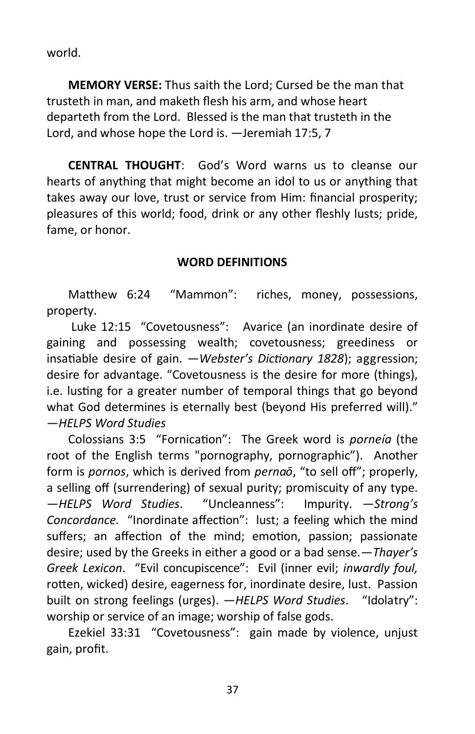world.

**MEMORY VERSE:** Thus saith the Lord; Cursed be the man that trusteth in man, and maketh flesh his arm, and whose heart departeth from the Lord. Blessed is the man that trusteth in the Lord, and whose hope the Lord is. —Jeremiah 17:5, 7

**CENTRAL THOUGHT**: God's Word warns us to cleanse our hearts of anything that might become an idol to us or anything that takes away our love, trust or service from Him: financial prosperity; pleasures of this world; food, drink or any other fleshly lusts; pride, fame, or honor.

**WORD DEFINITIONS**

Matthew 6:24 "Mammon": riches, money, possessions, property.

Luke 12:15 "Covetousness": Avarice (an inordinate desire of gaining and possessing wealth; covetousness; greediness or insatiable desire of gain. —*Webster's Dictionary 1828*); aggression; desire for advantage. "Covetousness is the desire for more (things), i.e. lusting for a greater number of temporal things that go beyond what God determines is eternally best (beyond His preferred will)." —*HELPS Word Studies*

Colossians 3:5 "Fornication": The Greek word is *porneía* (the root of the English terms "pornography, pornographic"). Another form is *pornos*, which is derived from *pernaō*, "to sell off"; properly, a selling off (surrendering) of sexual purity; promiscuity of any type. —*HELPS Word Studies*. "Uncleanness": Impurity. —*Strong's Concordance.* "Inordinate affection": lust; a feeling which the mind suffers; an affection of the mind; emotion, passion; passionate desire; used by the Greeks in either a good or a bad sense.—*Thayer's Greek Lexicon*. "Evil concupiscence": Evil (inner evil; *inwardly foul,* rotten, wicked) desire, eagerness for, inordinate desire, lust. Passion built on strong feelings (urges). —*HELPS Word Studies*. "Idolatry": worship or service of an image; worship of false gods.

Ezekiel 33:31 "Covetousness": gain made by violence, unjust gain, profit.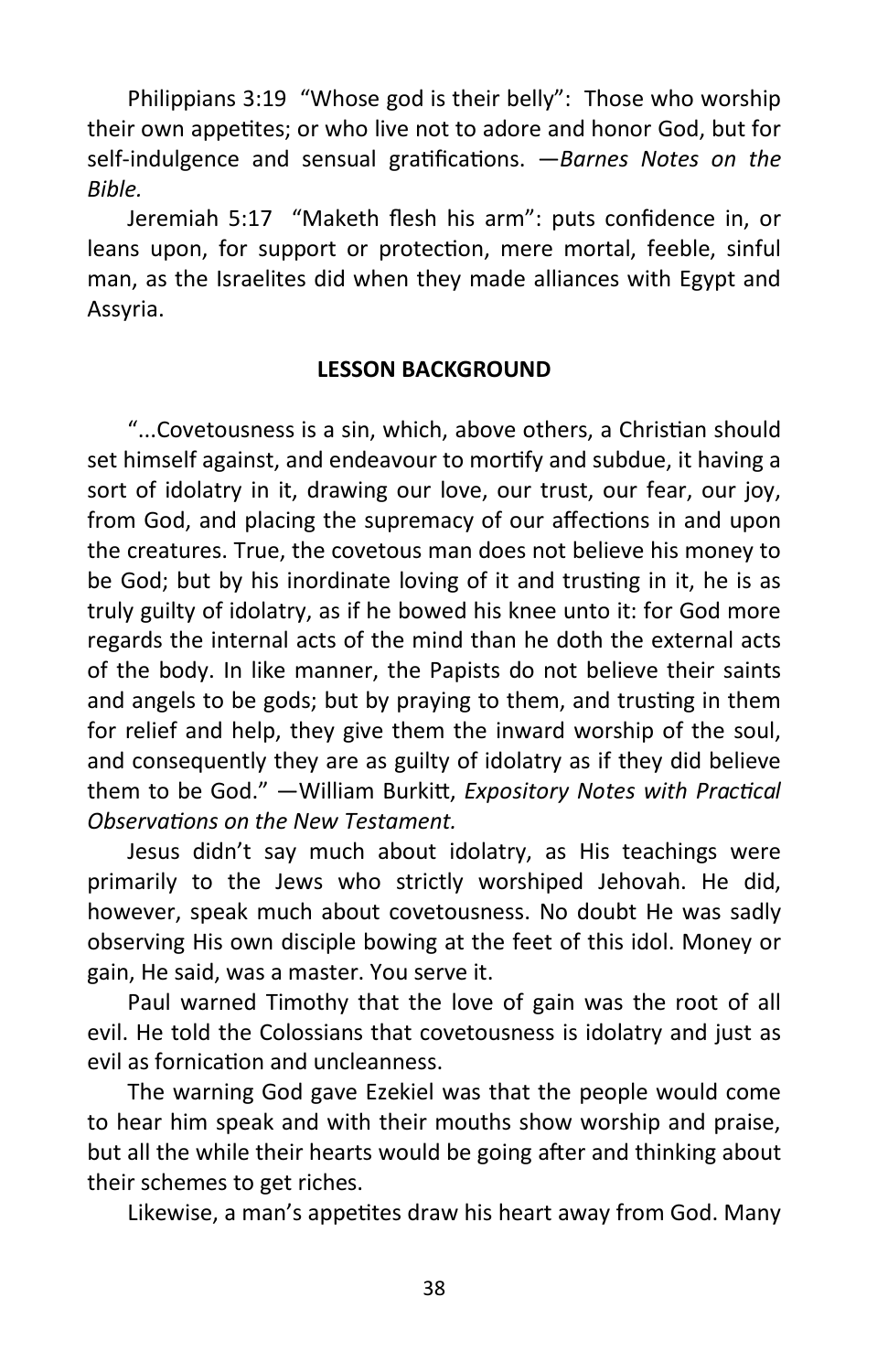Philippians 3:19 "Whose god is their belly": Those who worship their own appetites; or who live not to adore and honor God, but for self-indulgence and sensual gratifications. —*Barnes Notes on the Bible.*

Jeremiah 5:17 "Maketh flesh his arm": puts confidence in, or leans upon, for support or protection, mere mortal, feeble, sinful man, as the Israelites did when they made alliances with Egypt and Assyria.

**LESSON BACKGROUND**

"...Covetousness is a sin, which, above others, a Christian should set himself against, and endeavour to mortify and subdue, it having a sort of idolatry in it, drawing our love, our trust, our fear, our joy, from God, and placing the supremacy of our affections in and upon the creatures. True, the covetous man does not believe his money to be God; but by his inordinate loving of it and trusting in it, he is as truly guilty of idolatry, as if he bowed his knee unto it: for God more regards the internal acts of the mind than he doth the external acts of the body. In like manner, the Papists do not believe their saints and angels to be gods; but by praying to them, and trusting in them for relief and help, they give them the inward worship of the soul, and consequently they are as guilty of idolatry as if they did believe them to be God." —William Burkitt, *Expository Notes with Practical Observations on the New Testament.*

Jesus didn't say much about idolatry, as His teachings were primarily to the Jews who strictly worshiped Jehovah. He did, however, speak much about covetousness. No doubt He was sadly observing His own disciple bowing at the feet of this idol. Money or gain, He said, was a master. You serve it.

Paul warned Timothy that the love of gain was the root of all evil. He told the Colossians that covetousness is idolatry and just as evil as fornication and uncleanness.

The warning God gave Ezekiel was that the people would come to hear him speak and with their mouths show worship and praise, but all the while their hearts would be going after and thinking about their schemes to get riches.

Likewise, a man's appetites draw his heart away from God. Many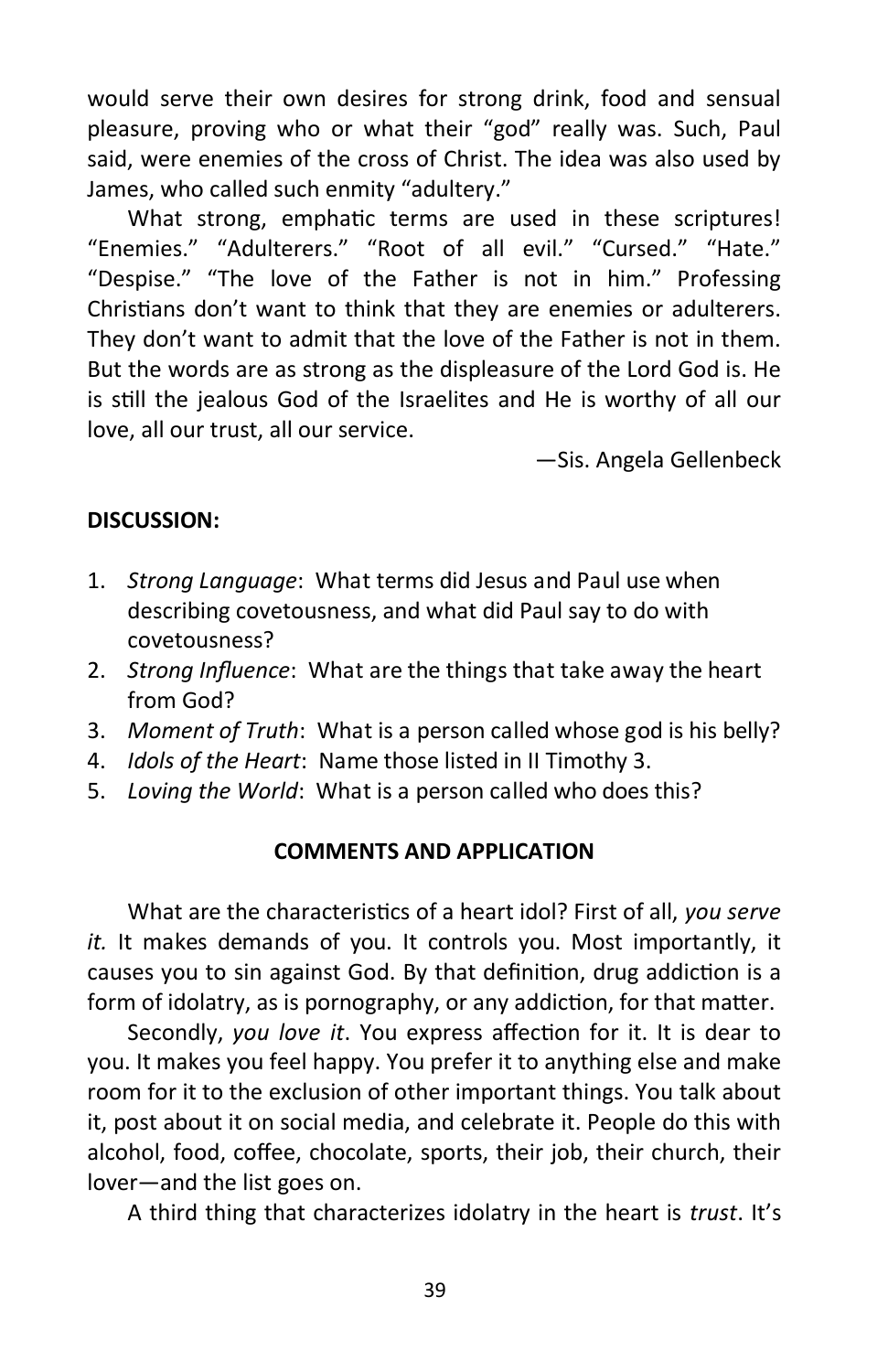would serve their own desires for strong drink, food and sensual pleasure, proving who or what their "god" really was. Such, Paul said, were enemies of the cross of Christ. The idea was also used by James, who called such enmity "adultery."

What strong, emphatic terms are used in these scriptures! "Enemies." "Adulterers." "Root of all evil." "Cursed." "Hate." "Despise." "The love of the Father is not in him." Professing Christians don't want to think that they are enemies or adulterers. They don't want to admit that the love of the Father is not in them. But the words are as strong as the displeasure of the Lord God is. He is still the jealous God of the Israelites and He is worthy of all our love, all our trust, all our service.

—Sis. Angela Gellenbeck

**DISCUSSION:**

1. *Strong Language*: What terms did Jesus and Paul use when describing covetousness, and what did Paul say to do with covetousness?
2. *Strong Influence*: What are the things that take away the heart from God?
3. *Moment of Truth*: What is a person called whose god is his belly?
4. *Idols of the Heart*: Name those listed in II Timothy 3.
5. *Loving the World*: What is a person called who does this?

**COMMENTS AND APPLICATION**

What are the characteristics of a heart idol? First of all, *you serve it.* It makes demands of you. It controls you. Most importantly, it causes you to sin against God. By that definition, drug addiction is a form of idolatry, as is pornography, or any addiction, for that matter.

Secondly, *you love it*. You express affection for it. It is dear to you. It makes you feel happy. You prefer it to anything else and make room for it to the exclusion of other important things. You talk about it, post about it on social media, and celebrate it. People do this with alcohol, food, coffee, chocolate, sports, their job, their church, their lover—and the list goes on.

A third thing that characterizes idolatry in the heart is *trust*. It's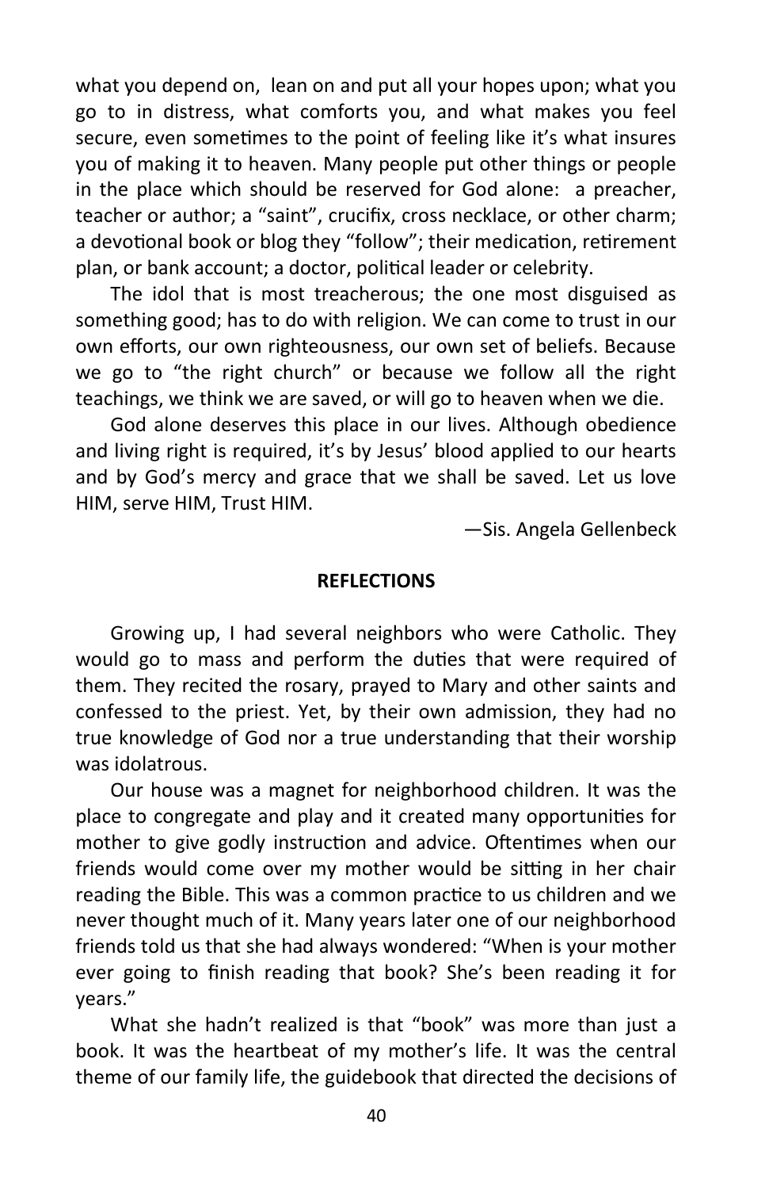what you depend on,  lean on and put all your hopes upon; what you go to in distress, what comforts you, and what makes you feel secure, even sometimes to the point of feeling like it's what insures you of making it to heaven. Many people put other things or people in the place which should be reserved for God alone:  a preacher, teacher or author; a "saint", crucifix, cross necklace, or other charm; a devotional book or blog they "follow"; their medication, retirement plan, or bank account; a doctor, political leader or celebrity.

The idol that is most treacherous; the one most disguised as something good; has to do with religion. We can come to trust in our own efforts, our own righteousness, our own set of beliefs. Because we go to "the right church" or because we follow all the right teachings, we think we are saved, or will go to heaven when we die.

God alone deserves this place in our lives. Although obedience and living right is required, it's by Jesus' blood applied to our hearts and by God's mercy and grace that we shall be saved. Let us love HIM, serve HIM, Trust HIM.

—Sis. Angela Gellenbeck

**REFLECTIONS**

Growing up, I had several neighbors who were Catholic. They would go to mass and perform the duties that were required of them. They recited the rosary, prayed to Mary and other saints and confessed to the priest. Yet, by their own admission, they had no true knowledge of God nor a true understanding that their worship was idolatrous.

Our house was a magnet for neighborhood children. It was the place to congregate and play and it created many opportunities for mother to give godly instruction and advice. Oftentimes when our friends would come over my mother would be sitting in her chair reading the Bible. This was a common practice to us children and we never thought much of it. Many years later one of our neighborhood friends told us that she had always wondered: "When is your mother ever going to finish reading that book? She's been reading it for years."

What she hadn't realized is that "book" was more than just a book. It was the heartbeat of my mother's life. It was the central theme of our family life, the guidebook that directed the decisions of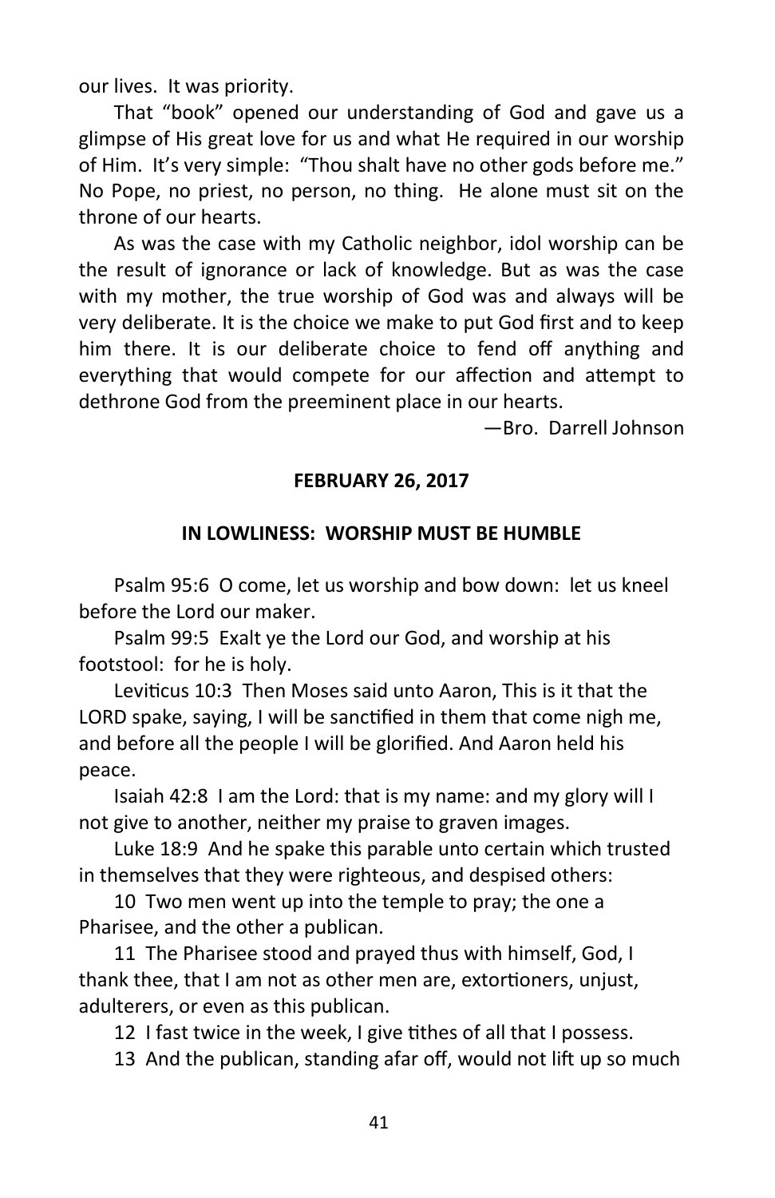our lives. It was priority.

That "book" opened our understanding of God and gave us a glimpse of His great love for us and what He required in our worship of Him. It's very simple: "Thou shalt have no other gods before me." No Pope, no priest, no person, no thing. He alone must sit on the throne of our hearts.

As was the case with my Catholic neighbor, idol worship can be the result of ignorance or lack of knowledge. But as was the case with my mother, the true worship of God was and always will be very deliberate. It is the choice we make to put God first and to keep him there. It is our deliberate choice to fend off anything and everything that would compete for our affection and attempt to dethrone God from the preeminent place in our hearts.

—Bro. Darrell Johnson

## FEBRUARY 26, 2017

## IN LOWLINESS: WORSHIP MUST BE HUMBLE

Psalm 95:6 O come, let us worship and bow down: let us kneel before the Lord our maker.

Psalm 99:5 Exalt ye the Lord our God, and worship at his footstool: for he is holy.

Leviticus 10:3 Then Moses said unto Aaron, This is it that the LORD spake, saying, I will be sanctified in them that come nigh me, and before all the people I will be glorified. And Aaron held his peace.

Isaiah 42:8 I am the Lord: that is my name: and my glory will I not give to another, neither my praise to graven images.

Luke 18:9 And he spake this parable unto certain which trusted in themselves that they were righteous, and despised others:

10 Two men went up into the temple to pray; the one a Pharisee, and the other a publican.

11 The Pharisee stood and prayed thus with himself, God, I thank thee, that I am not as other men are, extortioners, unjust, adulterers, or even as this publican.

12 I fast twice in the week, I give tithes of all that I possess.

13 And the publican, standing afar off, would not lift up so much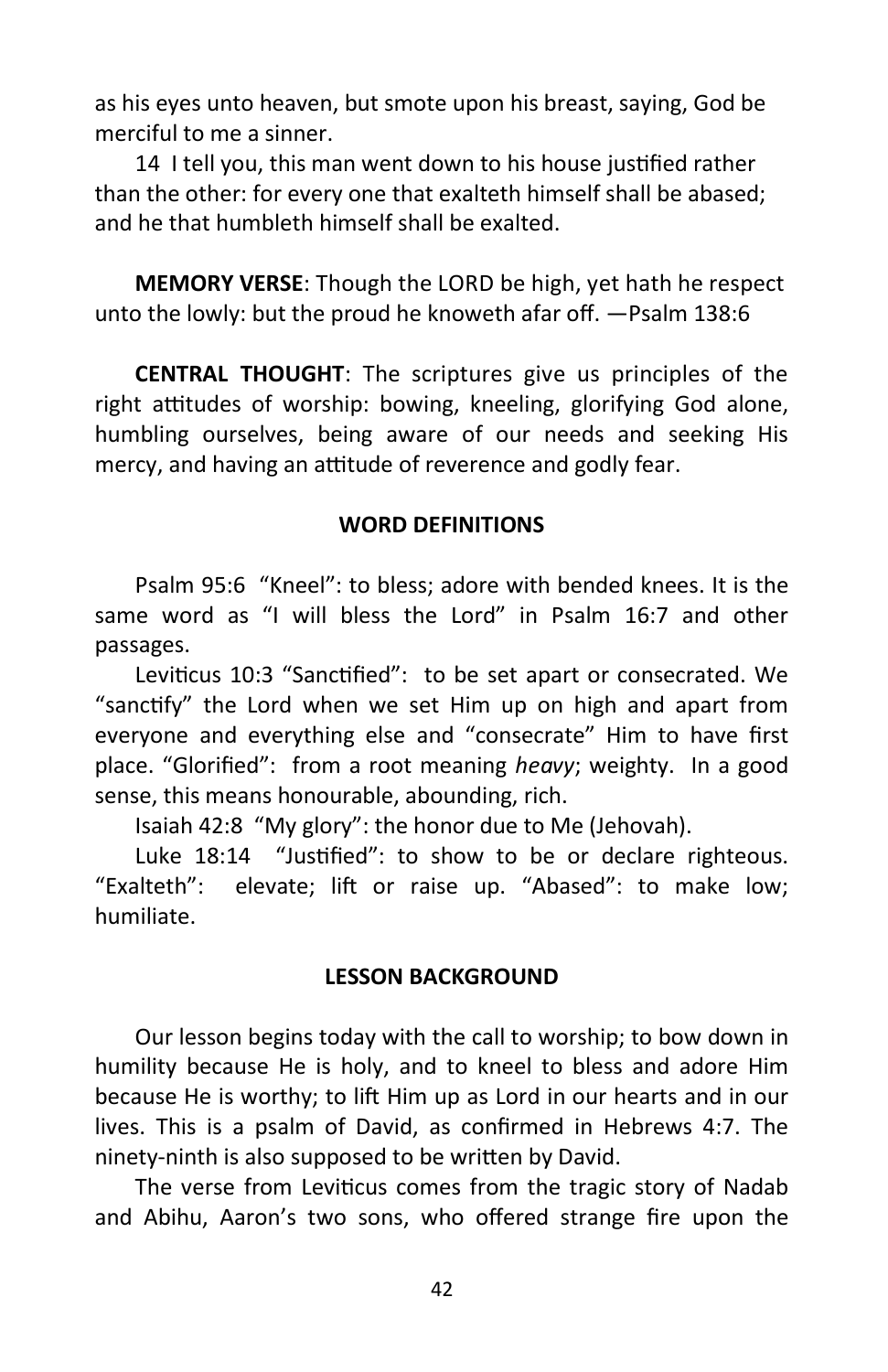as his eyes unto heaven, but smote upon his breast, saying, God be merciful to me a sinner.

14 I tell you, this man went down to his house justified rather than the other: for every one that exalteth himself shall be abased; and he that humbleth himself shall be exalted.

**MEMORY VERSE**: Though the LORD be high, yet hath he respect unto the lowly: but the proud he knoweth afar off. —Psalm 138:6

**CENTRAL THOUGHT**: The scriptures give us principles of the right attitudes of worship: bowing, kneeling, glorifying God alone, humbling ourselves, being aware of our needs and seeking His mercy, and having an attitude of reverence and godly fear.

## WORD DEFINITIONS

Psalm 95:6 "Kneel": to bless; adore with bended knees. It is the same word as "I will bless the Lord" in Psalm 16:7 and other passages.

Leviticus 10:3 "Sanctified": to be set apart or consecrated. We "sanctify" the Lord when we set Him up on high and apart from everyone and everything else and "consecrate" Him to have first place. "Glorified": from a root meaning *heavy*; weighty. In a good sense, this means honourable, abounding, rich.

Isaiah 42:8 "My glory": the honor due to Me (Jehovah).

Luke 18:14 "Justified": to show to be or declare righteous. "Exalteth": elevate; lift or raise up. "Abased": to make low; humiliate.

## LESSON BACKGROUND

Our lesson begins today with the call to worship; to bow down in humility because He is holy, and to kneel to bless and adore Him because He is worthy; to lift Him up as Lord in our hearts and in our lives. This is a psalm of David, as confirmed in Hebrews 4:7. The ninety-ninth is also supposed to be written by David.

The verse from Leviticus comes from the tragic story of Nadab and Abihu, Aaron's two sons, who offered strange fire upon the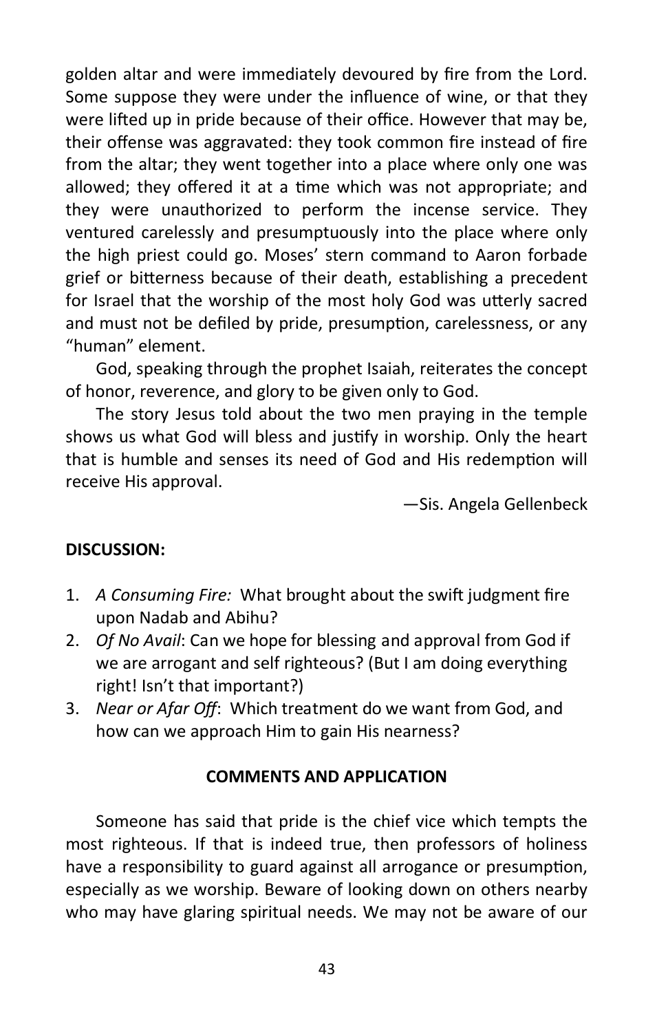golden altar and were immediately devoured by fire from the Lord. Some suppose they were under the influence of wine, or that they were lifted up in pride because of their office. However that may be, their offense was aggravated: they took common fire instead of fire from the altar; they went together into a place where only one was allowed; they offered it at a time which was not appropriate; and they were unauthorized to perform the incense service. They ventured carelessly and presumptuously into the place where only the high priest could go. Moses' stern command to Aaron forbade grief or bitterness because of their death, establishing a precedent for Israel that the worship of the most holy God was utterly sacred and must not be defiled by pride, presumption, carelessness, or any "human" element.

God, speaking through the prophet Isaiah, reiterates the concept of honor, reverence, and glory to be given only to God.

The story Jesus told about the two men praying in the temple shows us what God will bless and justify in worship. Only the heart that is humble and senses its need of God and His redemption will receive His approval.

—Sis. Angela Gellenbeck

**DISCUSSION:**

1. *A Consuming Fire:* What brought about the swift judgment fire upon Nadab and Abihu?
2. *Of No Avail*: Can we hope for blessing and approval from God if we are arrogant and self righteous? (But I am doing everything right! Isn't that important?)
3. *Near or Afar Off*: Which treatment do we want from God, and how can we approach Him to gain His nearness?

**COMMENTS AND APPLICATION**

Someone has said that pride is the chief vice which tempts the most righteous. If that is indeed true, then professors of holiness have a responsibility to guard against all arrogance or presumption, especially as we worship. Beware of looking down on others nearby who may have glaring spiritual needs. We may not be aware of our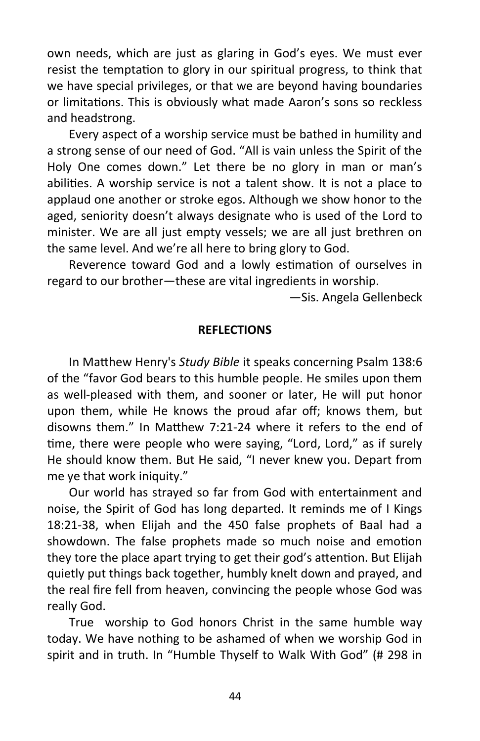own needs, which are just as glaring in God's eyes. We must ever resist the temptation to glory in our spiritual progress, to think that we have special privileges, or that we are beyond having boundaries or limitations. This is obviously what made Aaron's sons so reckless and headstrong.

Every aspect of a worship service must be bathed in humility and a strong sense of our need of God. "All is vain unless the Spirit of the Holy One comes down." Let there be no glory in man or man's abilities. A worship service is not a talent show. It is not a place to applaud one another or stroke egos. Although we show honor to the aged, seniority doesn't always designate who is used of the Lord to minister. We are all just empty vessels; we are all just brethren on the same level. And we're all here to bring glory to God.

Reverence toward God and a lowly estimation of ourselves in regard to our brother—these are vital ingredients in worship.

—Sis. Angela Gellenbeck

**REFLECTIONS**

In Matthew Henry's *Study Bible* it speaks concerning Psalm 138:6 of the "favor God bears to this humble people. He smiles upon them as well-pleased with them, and sooner or later, He will put honor upon them, while He knows the proud afar off; knows them, but disowns them." In Matthew 7:21-24 where it refers to the end of time, there were people who were saying, "Lord, Lord," as if surely He should know them. But He said, "I never knew you. Depart from me ye that work iniquity."

Our world has strayed so far from God with entertainment and noise, the Spirit of God has long departed. It reminds me of I Kings 18:21-38, when Elijah and the 450 false prophets of Baal had a showdown. The false prophets made so much noise and emotion they tore the place apart trying to get their god's attention. But Elijah quietly put things back together, humbly knelt down and prayed, and the real fire fell from heaven, convincing the people whose God was really God.

True worship to God honors Christ in the same humble way today. We have nothing to be ashamed of when we worship God in spirit and in truth. In "Humble Thyself to Walk With God" (# 298 in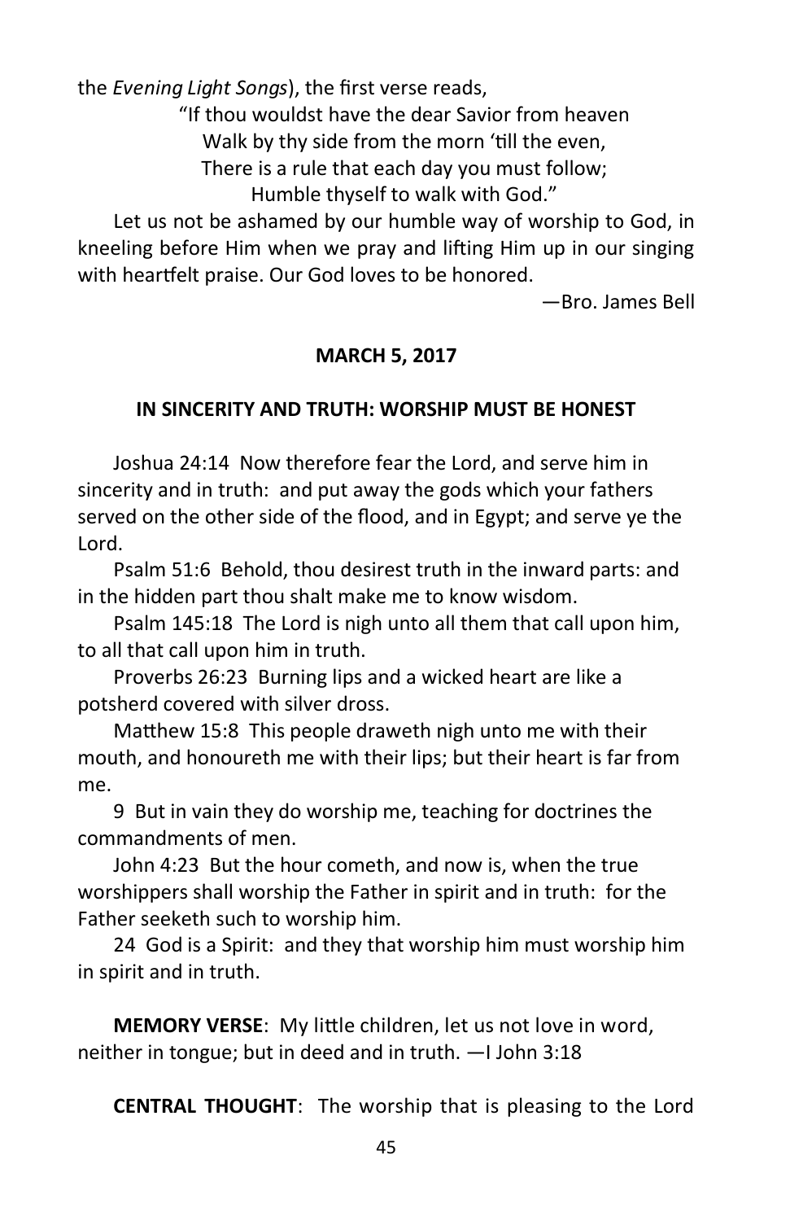the *Evening Light Songs*), the first verse reads,

"If thou wouldst have the dear Savior from heaven
Walk by thy side from the morn 'till the even,
There is a rule that each day you must follow;
Humble thyself to walk with God."

Let us not be ashamed by our humble way of worship to God, in kneeling before Him when we pray and lifting Him up in our singing with heartfelt praise. Our God loves to be honored.

—Bro. James Bell

## MARCH 5, 2017

### IN SINCERITY AND TRUTH: WORSHIP MUST BE HONEST

Joshua 24:14 Now therefore fear the Lord, and serve him in sincerity and in truth: and put away the gods which your fathers served on the other side of the flood, and in Egypt; and serve ye the Lord.

Psalm 51:6 Behold, thou desirest truth in the inward parts: and in the hidden part thou shalt make me to know wisdom.

Psalm 145:18 The Lord is nigh unto all them that call upon him, to all that call upon him in truth.

Proverbs 26:23 Burning lips and a wicked heart are like a potsherd covered with silver dross.

Matthew 15:8 This people draweth nigh unto me with their mouth, and honoureth me with their lips; but their heart is far from me.

9 But in vain they do worship me, teaching for doctrines the commandments of men.

John 4:23 But the hour cometh, and now is, when the true worshippers shall worship the Father in spirit and in truth: for the Father seeketh such to worship him.

24 God is a Spirit: and they that worship him must worship him in spirit and in truth.

**MEMORY VERSE**: My little children, let us not love in word, neither in tongue; but in deed and in truth. —I John 3:18

**CENTRAL THOUGHT**: The worship that is pleasing to the Lord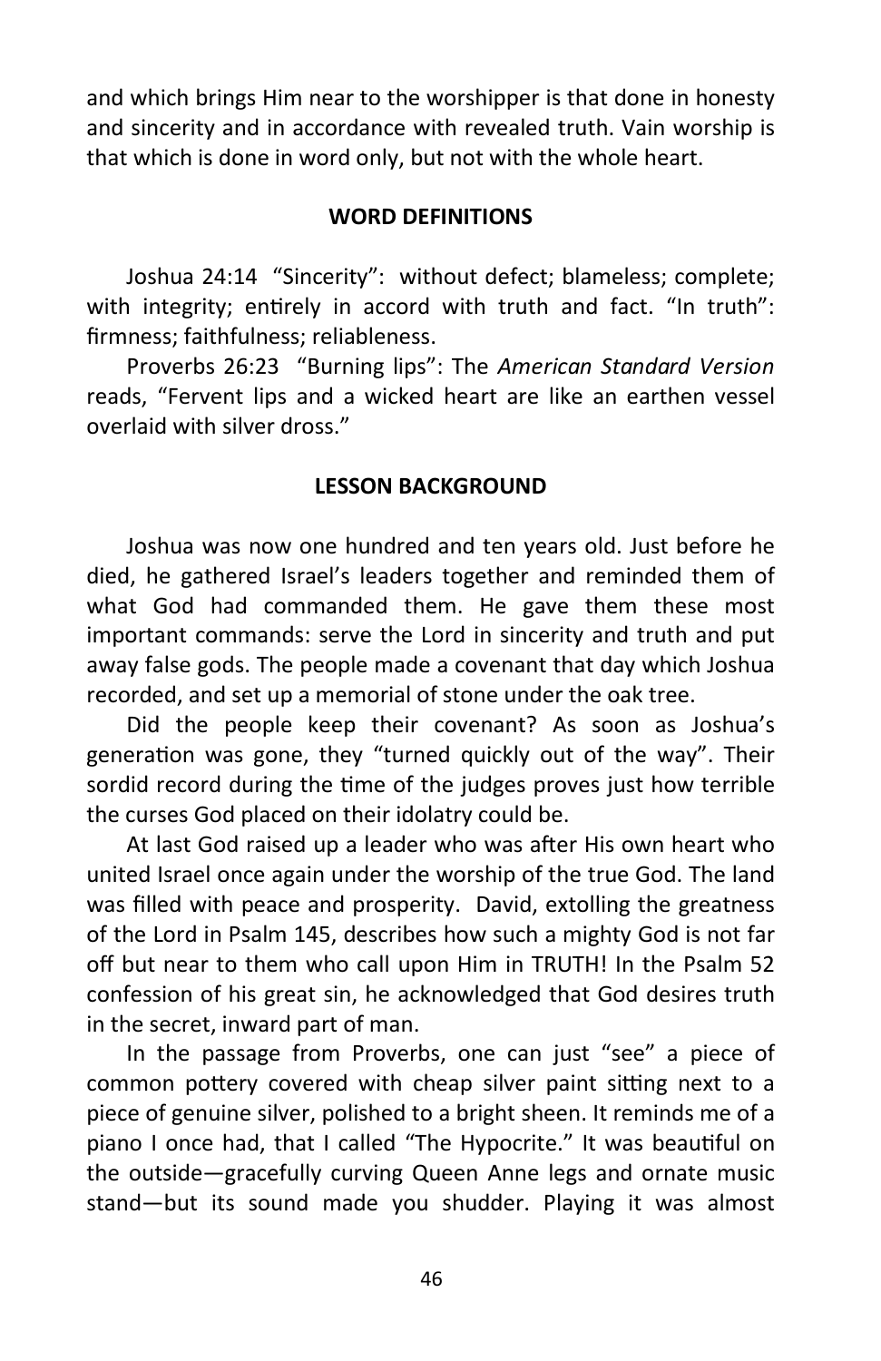and which brings Him near to the worshipper is that done in honesty and sincerity and in accordance with revealed truth. Vain worship is that which is done in word only, but not with the whole heart.

## WORD DEFINITIONS

Joshua 24:14 "Sincerity": without defect; blameless; complete; with integrity; entirely in accord with truth and fact. "In truth": firmness; faithfulness; reliableness.

Proverbs 26:23 "Burning lips": The *American Standard Version* reads, "Fervent lips and a wicked heart are like an earthen vessel overlaid with silver dross."

## LESSON BACKGROUND

Joshua was now one hundred and ten years old. Just before he died, he gathered Israel's leaders together and reminded them of what God had commanded them. He gave them these most important commands: serve the Lord in sincerity and truth and put away false gods. The people made a covenant that day which Joshua recorded, and set up a memorial of stone under the oak tree.

Did the people keep their covenant? As soon as Joshua's generation was gone, they "turned quickly out of the way". Their sordid record during the time of the judges proves just how terrible the curses God placed on their idolatry could be.

At last God raised up a leader who was after His own heart who united Israel once again under the worship of the true God. The land was filled with peace and prosperity. David, extolling the greatness of the Lord in Psalm 145, describes how such a mighty God is not far off but near to them who call upon Him in TRUTH! In the Psalm 52 confession of his great sin, he acknowledged that God desires truth in the secret, inward part of man.

In the passage from Proverbs, one can just "see" a piece of common pottery covered with cheap silver paint sitting next to a piece of genuine silver, polished to a bright sheen. It reminds me of a piano I once had, that I called "The Hypocrite." It was beautiful on the outside—gracefully curving Queen Anne legs and ornate music stand—but its sound made you shudder. Playing it was almost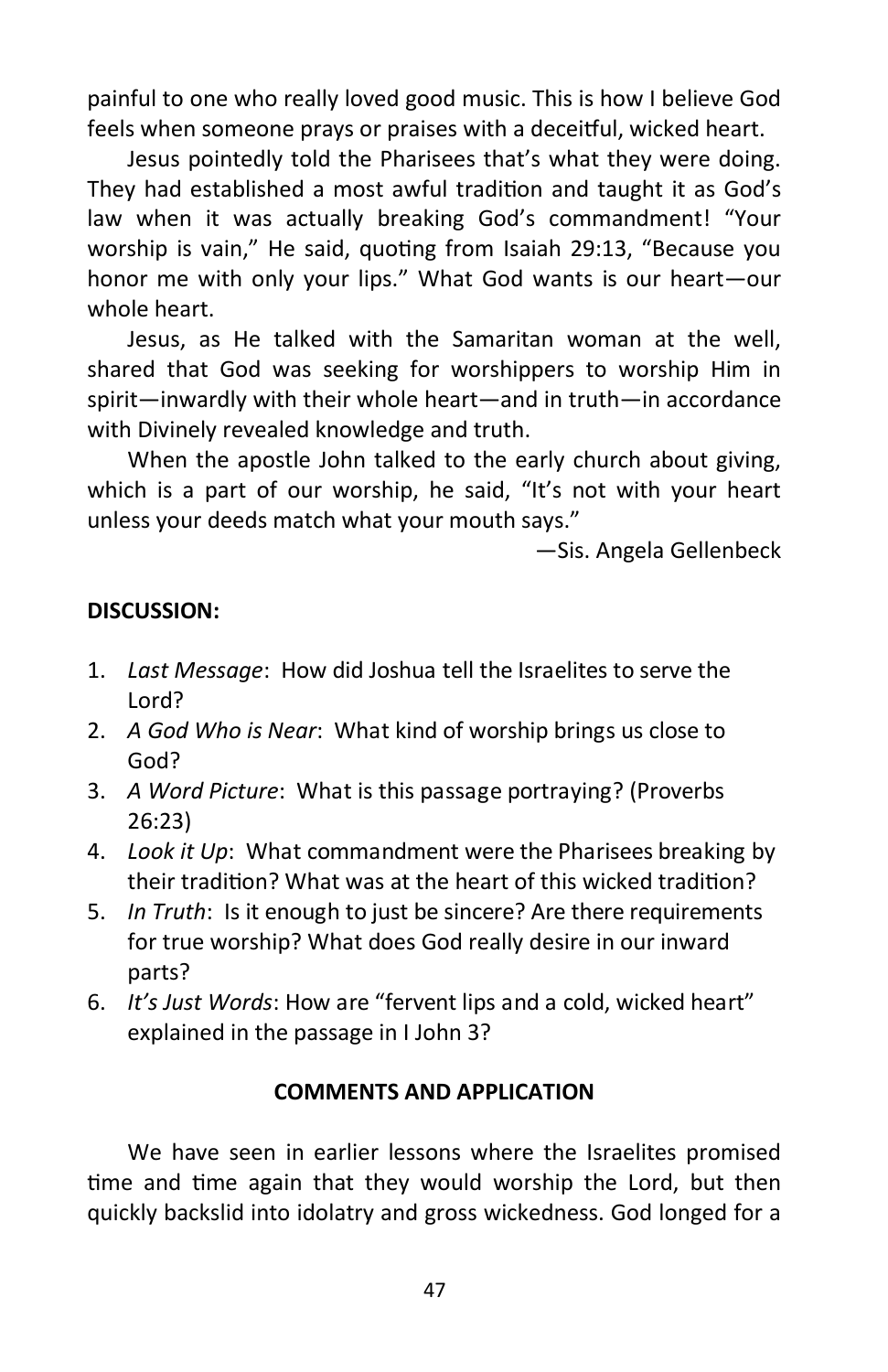painful to one who really loved good music. This is how I believe God feels when someone prays or praises with a deceitful, wicked heart.

Jesus pointedly told the Pharisees that's what they were doing. They had established a most awful tradition and taught it as God's law when it was actually breaking God's commandment! "Your worship is vain," He said, quoting from Isaiah 29:13, "Because you honor me with only your lips." What God wants is our heart—our whole heart.

Jesus, as He talked with the Samaritan woman at the well, shared that God was seeking for worshippers to worship Him in spirit—inwardly with their whole heart—and in truth—in accordance with Divinely revealed knowledge and truth.

When the apostle John talked to the early church about giving, which is a part of our worship, he said, "It's not with your heart unless your deeds match what your mouth says."

—Sis. Angela Gellenbeck

**DISCUSSION:**

1. *Last Message*: How did Joshua tell the Israelites to serve the Lord?
2. *A God Who is Near*: What kind of worship brings us close to God?
3. *A Word Picture*: What is this passage portraying? (Proverbs 26:23)
4. *Look it Up*: What commandment were the Pharisees breaking by their tradition? What was at the heart of this wicked tradition?
5. *In Truth*: Is it enough to just be sincere? Are there requirements for true worship? What does God really desire in our inward parts?
6. *It's Just Words*: How are "fervent lips and a cold, wicked heart" explained in the passage in I John 3?

**COMMENTS AND APPLICATION**

We have seen in earlier lessons where the Israelites promised time and time again that they would worship the Lord, but then quickly backslid into idolatry and gross wickedness. God longed for a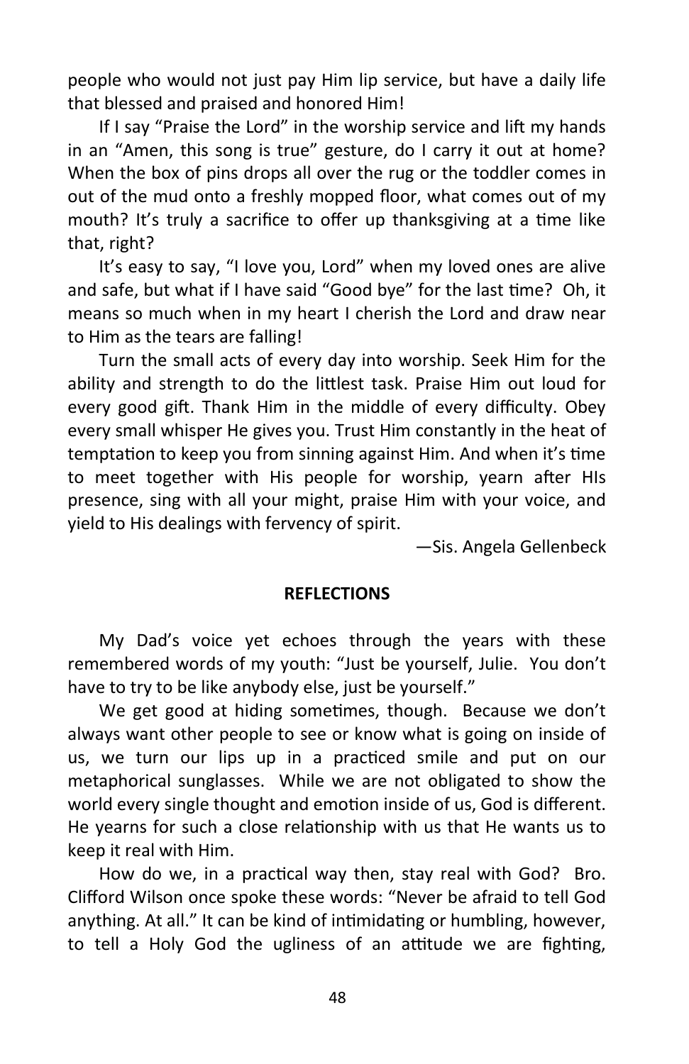people who would not just pay Him lip service, but have a daily life that blessed and praised and honored Him!

If I say "Praise the Lord" in the worship service and lift my hands in an "Amen, this song is true" gesture, do I carry it out at home? When the box of pins drops all over the rug or the toddler comes in out of the mud onto a freshly mopped floor, what comes out of my mouth? It's truly a sacrifice to offer up thanksgiving at a time like that, right?

It's easy to say, "I love you, Lord" when my loved ones are alive and safe, but what if I have said "Good bye" for the last time? Oh, it means so much when in my heart I cherish the Lord and draw near to Him as the tears are falling!

Turn the small acts of every day into worship. Seek Him for the ability and strength to do the littlest task. Praise Him out loud for every good gift. Thank Him in the middle of every difficulty. Obey every small whisper He gives you. Trust Him constantly in the heat of temptation to keep you from sinning against Him. And when it's time to meet together with His people for worship, yearn after HIs presence, sing with all your might, praise Him with your voice, and yield to His dealings with fervency of spirit.

—Sis. Angela Gellenbeck

## REFLECTIONS

My Dad's voice yet echoes through the years with these remembered words of my youth: "Just be yourself, Julie. You don't have to try to be like anybody else, just be yourself."

We get good at hiding sometimes, though. Because we don't always want other people to see or know what is going on inside of us, we turn our lips up in a practiced smile and put on our metaphorical sunglasses. While we are not obligated to show the world every single thought and emotion inside of us, God is different. He yearns for such a close relationship with us that He wants us to keep it real with Him.

How do we, in a practical way then, stay real with God? Bro. Clifford Wilson once spoke these words: "Never be afraid to tell God anything. At all." It can be kind of intimidating or humbling, however, to tell a Holy God the ugliness of an attitude we are fighting,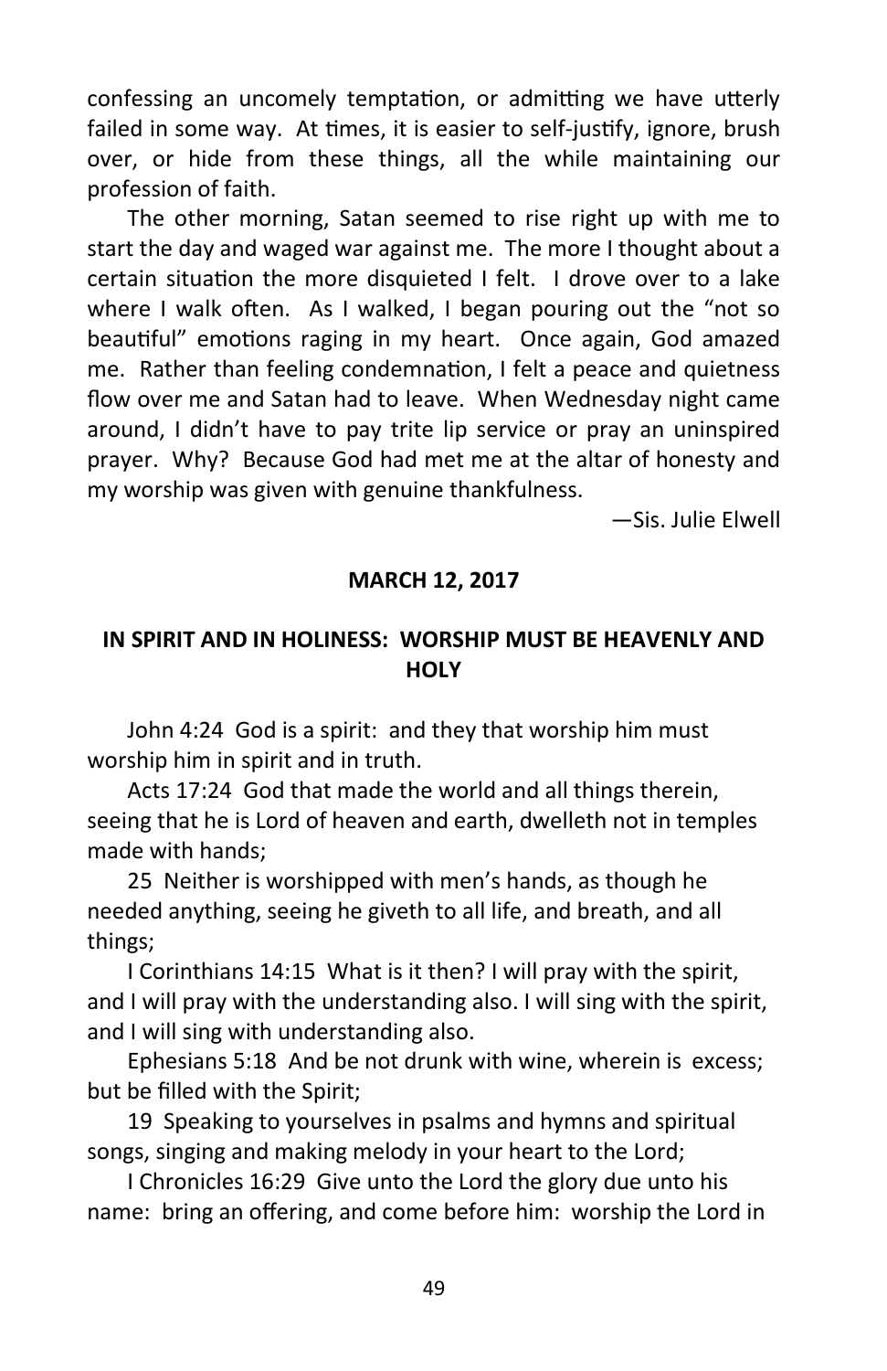confessing an uncomely temptation, or admitting we have utterly failed in some way. At times, it is easier to self-justify, ignore, brush over, or hide from these things, all the while maintaining our profession of faith.

The other morning, Satan seemed to rise right up with me to start the day and waged war against me. The more I thought about a certain situation the more disquieted I felt. I drove over to a lake where I walk often. As I walked, I began pouring out the “not so beautiful” emotions raging in my heart. Once again, God amazed me. Rather than feeling condemnation, I felt a peace and quietness flow over me and Satan had to leave. When Wednesday night came around, I didn’t have to pay trite lip service or pray an uninspired prayer. Why? Because God had met me at the altar of honesty and my worship was given with genuine thankfulness.

—Sis. Julie Elwell

**MARCH 12, 2017**

## IN SPIRIT AND IN HOLINESS: WORSHIP MUST BE HEAVENLY AND HOLY

John 4:24 God is a spirit: and they that worship him must worship him in spirit and in truth.

Acts 17:24 God that made the world and all things therein, seeing that he is Lord of heaven and earth, dwelleth not in temples made with hands;

25 Neither is worshipped with men’s hands, as though he needed anything, seeing he giveth to all life, and breath, and all things;

I Corinthians 14:15 What is it then? I will pray with the spirit, and I will pray with the understanding also. I will sing with the spirit, and I will sing with understanding also.

Ephesians 5:18 And be not drunk with wine, wherein is excess; but be filled with the Spirit;

19 Speaking to yourselves in psalms and hymns and spiritual songs, singing and making melody in your heart to the Lord;

I Chronicles 16:29 Give unto the Lord the glory due unto his name: bring an offering, and come before him: worship the Lord in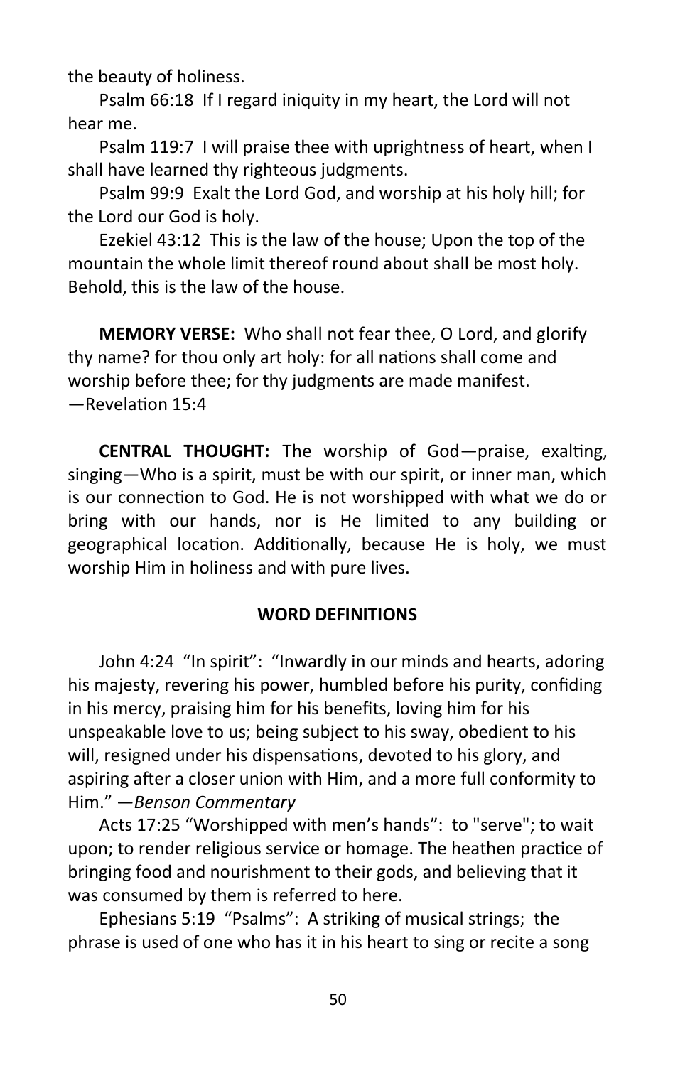the beauty of holiness.

Psalm 66:18 If I regard iniquity in my heart, the Lord will not hear me.

Psalm 119:7 I will praise thee with uprightness of heart, when I shall have learned thy righteous judgments.

Psalm 99:9 Exalt the Lord God, and worship at his holy hill; for the Lord our God is holy.

Ezekiel 43:12 This is the law of the house; Upon the top of the mountain the whole limit thereof round about shall be most holy. Behold, this is the law of the house.

**MEMORY VERSE:** Who shall not fear thee, O Lord, and glorify thy name? for thou only art holy: for all nations shall come and worship before thee; for thy judgments are made manifest. —Revelation 15:4

**CENTRAL THOUGHT:** The worship of God—praise, exalting, singing—Who is a spirit, must be with our spirit, or inner man, which is our connection to God. He is not worshipped with what we do or bring with our hands, nor is He limited to any building or geographical location. Additionally, because He is holy, we must worship Him in holiness and with pure lives.

**WORD DEFINITIONS**

John 4:24 "In spirit": "Inwardly in our minds and hearts, adoring his majesty, revering his power, humbled before his purity, confiding in his mercy, praising him for his benefits, loving him for his unspeakable love to us; being subject to his sway, obedient to his will, resigned under his dispensations, devoted to his glory, and aspiring after a closer union with Him, and a more full conformity to Him." —*Benson Commentary*

Acts 17:25 "Worshipped with men's hands": to "serve"; to wait upon; to render religious service or homage. The heathen practice of bringing food and nourishment to their gods, and believing that it was consumed by them is referred to here.

Ephesians 5:19 "Psalms": A striking of musical strings; the phrase is used of one who has it in his heart to sing or recite a song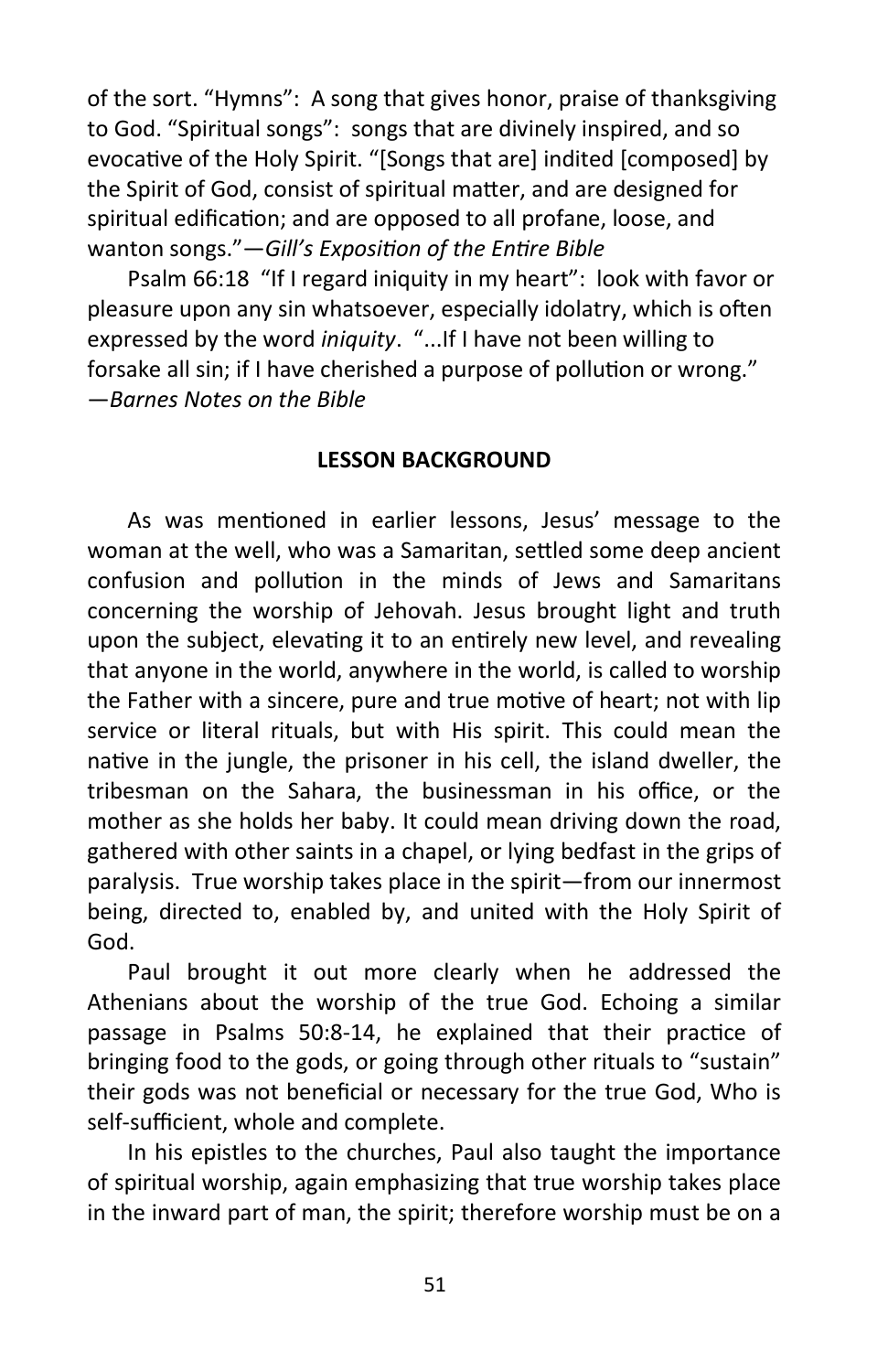of the sort. "Hymns": A song that gives honor, praise of thanksgiving to God. "Spiritual songs": songs that are divinely inspired, and so evocative of the Holy Spirit. "[Songs that are] indited [composed] by the Spirit of God, consist of spiritual matter, and are designed for spiritual edification; and are opposed to all profane, loose, and wanton songs."—*Gill's Exposition of the Entire Bible*

Psalm 66:18 "If I regard iniquity in my heart": look with favor or pleasure upon any sin whatsoever, especially idolatry, which is often expressed by the word *iniquity*. "...If I have not been willing to forsake all sin; if I have cherished a purpose of pollution or wrong." —*Barnes Notes on the Bible*

## LESSON BACKGROUND

As was mentioned in earlier lessons, Jesus' message to the woman at the well, who was a Samaritan, settled some deep ancient confusion and pollution in the minds of Jews and Samaritans concerning the worship of Jehovah. Jesus brought light and truth upon the subject, elevating it to an entirely new level, and revealing that anyone in the world, anywhere in the world, is called to worship the Father with a sincere, pure and true motive of heart; not with lip service or literal rituals, but with His spirit. This could mean the native in the jungle, the prisoner in his cell, the island dweller, the tribesman on the Sahara, the businessman in his office, or the mother as she holds her baby. It could mean driving down the road, gathered with other saints in a chapel, or lying bedfast in the grips of paralysis. True worship takes place in the spirit—from our innermost being, directed to, enabled by, and united with the Holy Spirit of God.

Paul brought it out more clearly when he addressed the Athenians about the worship of the true God. Echoing a similar passage in Psalms 50:8-14, he explained that their practice of bringing food to the gods, or going through other rituals to "sustain" their gods was not beneficial or necessary for the true God, Who is self-sufficient, whole and complete.

In his epistles to the churches, Paul also taught the importance of spiritual worship, again emphasizing that true worship takes place in the inward part of man, the spirit; therefore worship must be on a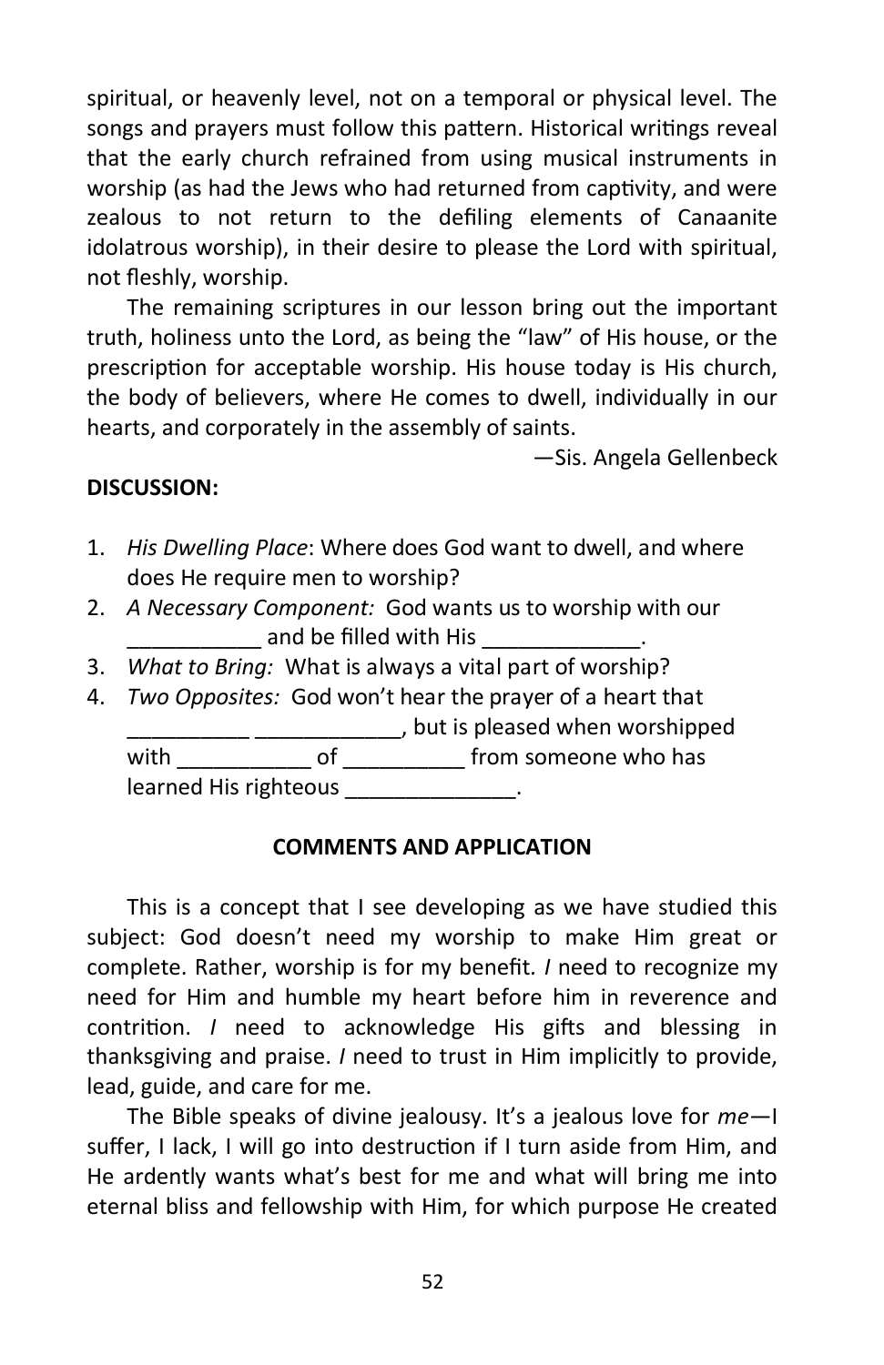spiritual, or heavenly level, not on a temporal or physical level. The songs and prayers must follow this pattern. Historical writings reveal that the early church refrained from using musical instruments in worship (as had the Jews who had returned from captivity, and were zealous to not return to the defiling elements of Canaanite idolatrous worship), in their desire to please the Lord with spiritual, not fleshly, worship.

The remaining scriptures in our lesson bring out the important truth, holiness unto the Lord, as being the "law" of His house, or the prescription for acceptable worship. His house today is His church, the body of believers, where He comes to dwell, individually in our hearts, and corporately in the assembly of saints.

—Sis. Angela Gellenbeck

**DISCUSSION:**

1. *His Dwelling Place*: Where does God want to dwell, and where does He require men to worship?
2. *A Necessary Component:* God wants us to worship with our ___________ and be filled with His _____________.
3. *What to Bring:* What is always a vital part of worship?
4. *Two Opposites:* God won't hear the prayer of a heart that __________ ____________, but is pleased when worshipped with ___________ of __________ from someone who has learned His righteous ______________.

**COMMENTS AND APPLICATION**

This is a concept that I see developing as we have studied this subject: God doesn't need my worship to make Him great or complete. Rather, worship is for my benefit. *I* need to recognize my need for Him and humble my heart before him in reverence and contrition. *I* need to acknowledge His gifts and blessing in thanksgiving and praise. *I* need to trust in Him implicitly to provide, lead, guide, and care for me.

The Bible speaks of divine jealousy. It's a jealous love for *me*—I suffer, I lack, I will go into destruction if I turn aside from Him, and He ardently wants what's best for me and what will bring me into eternal bliss and fellowship with Him, for which purpose He created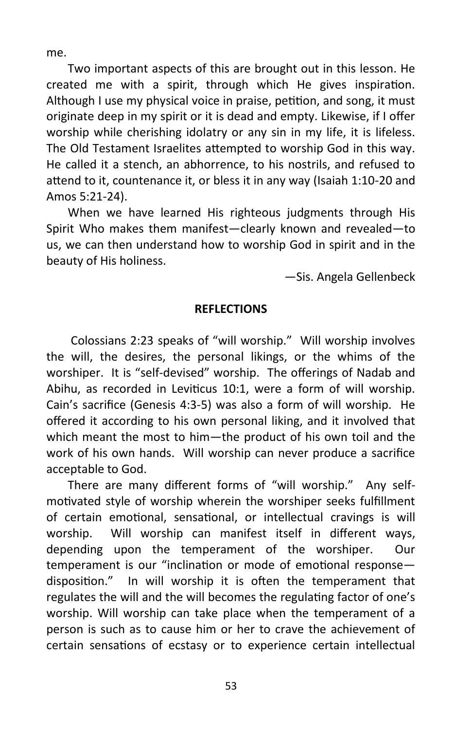me.

Two important aspects of this are brought out in this lesson. He created me with a spirit, through which He gives inspiration. Although I use my physical voice in praise, petition, and song, it must originate deep in my spirit or it is dead and empty. Likewise, if I offer worship while cherishing idolatry or any sin in my life, it is lifeless. The Old Testament Israelites attempted to worship God in this way. He called it a stench, an abhorrence, to his nostrils, and refused to attend to it, countenance it, or bless it in any way (Isaiah 1:10-20 and Amos 5:21-24).

When we have learned His righteous judgments through His Spirit Who makes them manifest—clearly known and revealed—to us, we can then understand how to worship God in spirit and in the beauty of His holiness.

—Sis. Angela Gellenbeck

**REFLECTIONS**

Colossians 2:23 speaks of "will worship." Will worship involves the will, the desires, the personal likings, or the whims of the worshiper. It is "self-devised" worship. The offerings of Nadab and Abihu, as recorded in Leviticus 10:1, were a form of will worship. Cain's sacrifice (Genesis 4:3-5) was also a form of will worship. He offered it according to his own personal liking, and it involved that which meant the most to him—the product of his own toil and the work of his own hands. Will worship can never produce a sacrifice acceptable to God.

There are many different forms of "will worship." Any self-motivated style of worship wherein the worshiper seeks fulfillment of certain emotional, sensational, or intellectual cravings is will worship. Will worship can manifest itself in different ways, depending upon the temperament of the worshiper. Our temperament is our "inclination or mode of emotional response—disposition." In will worship it is often the temperament that regulates the will and the will becomes the regulating factor of one's worship. Will worship can take place when the temperament of a person is such as to cause him or her to crave the achievement of certain sensations of ecstasy or to experience certain intellectual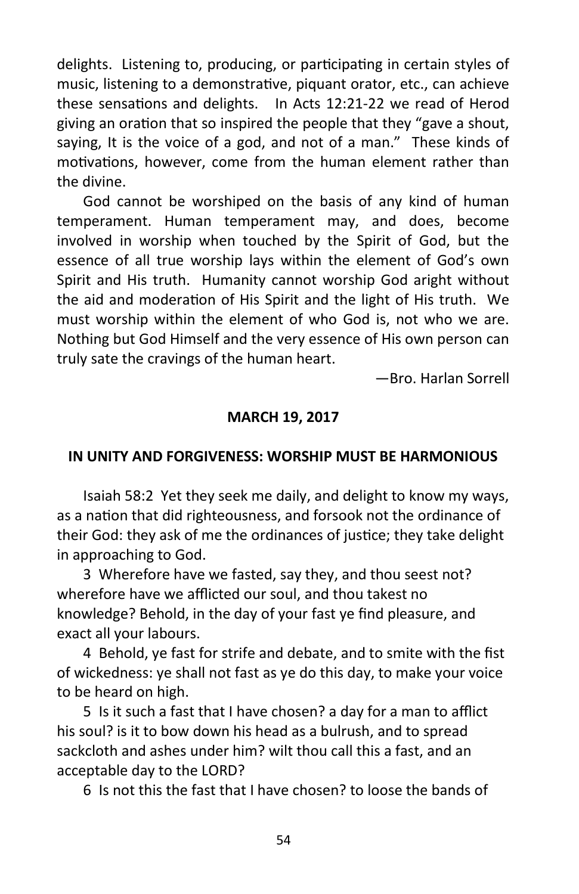delights. Listening to, producing, or participating in certain styles of music, listening to a demonstrative, piquant orator, etc., can achieve these sensations and delights. In Acts 12:21-22 we read of Herod giving an oration that so inspired the people that they "gave a shout, saying, It is the voice of a god, and not of a man." These kinds of motivations, however, come from the human element rather than the divine.

God cannot be worshiped on the basis of any kind of human temperament. Human temperament may, and does, become involved in worship when touched by the Spirit of God, but the essence of all true worship lays within the element of God's own Spirit and His truth. Humanity cannot worship God aright without the aid and moderation of His Spirit and the light of His truth. We must worship within the element of who God is, not who we are. Nothing but God Himself and the very essence of His own person can truly sate the cravings of the human heart.

—Bro. Harlan Sorrell

**MARCH 19, 2017**

**IN UNITY AND FORGIVENESS: WORSHIP MUST BE HARMONIOUS**

Isaiah 58:2 Yet they seek me daily, and delight to know my ways, as a nation that did righteousness, and forsook not the ordinance of their God: they ask of me the ordinances of justice; they take delight in approaching to God.

3 Wherefore have we fasted, say they, and thou seest not? wherefore have we afflicted our soul, and thou takest no knowledge? Behold, in the day of your fast ye find pleasure, and exact all your labours.

4 Behold, ye fast for strife and debate, and to smite with the fist of wickedness: ye shall not fast as ye do this day, to make your voice to be heard on high.

5 Is it such a fast that I have chosen? a day for a man to afflict his soul? is it to bow down his head as a bulrush, and to spread sackcloth and ashes under him? wilt thou call this a fast, and an acceptable day to the LORD?

6 Is not this the fast that I have chosen? to loose the bands of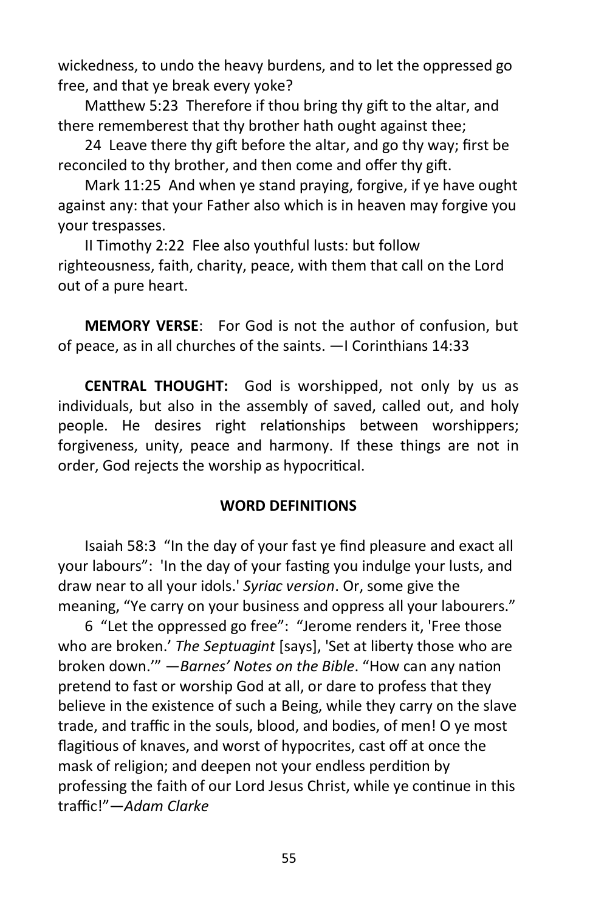wickedness, to undo the heavy burdens, and to let the oppressed go free, and that ye break every yoke?

Matthew 5:23 Therefore if thou bring thy gift to the altar, and there rememberest that thy brother hath ought against thee;

24 Leave there thy gift before the altar, and go thy way; first be reconciled to thy brother, and then come and offer thy gift.

Mark 11:25 And when ye stand praying, forgive, if ye have ought against any: that your Father also which is in heaven may forgive you your trespasses.

II Timothy 2:22 Flee also youthful lusts: but follow righteousness, faith, charity, peace, with them that call on the Lord out of a pure heart.

**MEMORY VERSE**: For God is not the author of confusion, but of peace, as in all churches of the saints. —I Corinthians 14:33

**CENTRAL THOUGHT:** God is worshipped, not only by us as individuals, but also in the assembly of saved, called out, and holy people. He desires right relationships between worshippers; forgiveness, unity, peace and harmony. If these things are not in order, God rejects the worship as hypocritical.

**WORD DEFINITIONS**

Isaiah 58:3 "In the day of your fast ye find pleasure and exact all your labours": 'In the day of your fasting you indulge your lusts, and draw near to all your idols.' *Syriac version*. Or, some give the meaning, "Ye carry on your business and oppress all your labourers."

6 "Let the oppressed go free": "Jerome renders it, 'Free those who are broken.' *The Septuagint* [says], 'Set at liberty those who are broken down.'" —*Barnes' Notes on the Bible*. "How can any nation pretend to fast or worship God at all, or dare to profess that they believe in the existence of such a Being, while they carry on the slave trade, and traffic in the souls, blood, and bodies, of men! O ye most flagitious of knaves, and worst of hypocrites, cast off at once the mask of religion; and deepen not your endless perdition by professing the faith of our Lord Jesus Christ, while ye continue in this traffic!"—*Adam Clarke*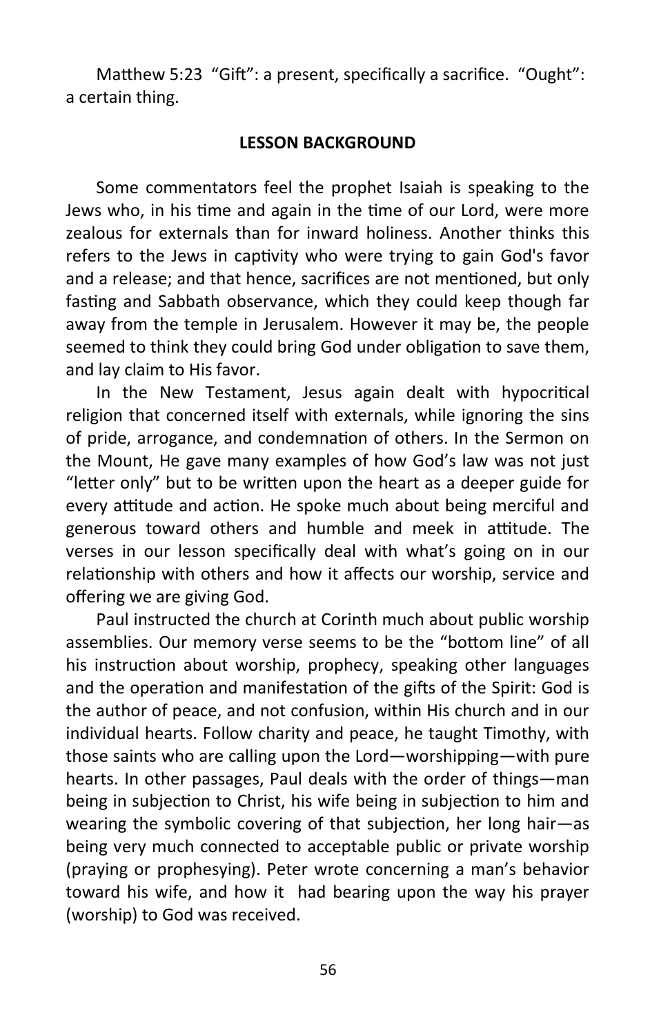Matthew 5:23 “Gift”: a present, specifically a sacrifice. “Ought”: a certain thing.

## LESSON BACKGROUND

Some commentators feel the prophet Isaiah is speaking to the Jews who, in his time and again in the time of our Lord, were more zealous for externals than for inward holiness. Another thinks this refers to the Jews in captivity who were trying to gain God's favor and a release; and that hence, sacrifices are not mentioned, but only fasting and Sabbath observance, which they could keep though far away from the temple in Jerusalem. However it may be, the people seemed to think they could bring God under obligation to save them, and lay claim to His favor.

In the New Testament, Jesus again dealt with hypocritical religion that concerned itself with externals, while ignoring the sins of pride, arrogance, and condemnation of others. In the Sermon on the Mount, He gave many examples of how God’s law was not just “letter only” but to be written upon the heart as a deeper guide for every attitude and action. He spoke much about being merciful and generous toward others and humble and meek in attitude. The verses in our lesson specifically deal with what’s going on in our relationship with others and how it affects our worship, service and offering we are giving God.

Paul instructed the church at Corinth much about public worship assemblies. Our memory verse seems to be the “bottom line” of all his instruction about worship, prophecy, speaking other languages and the operation and manifestation of the gifts of the Spirit: God is the author of peace, and not confusion, within His church and in our individual hearts. Follow charity and peace, he taught Timothy, with those saints who are calling upon the Lord—worshipping—with pure hearts. In other passages, Paul deals with the order of things—man being in subjection to Christ, his wife being in subjection to him and wearing the symbolic covering of that subjection, her long hair—as being very much connected to acceptable public or private worship (praying or prophesying). Peter wrote concerning a man’s behavior toward his wife, and how it had bearing upon the way his prayer (worship) to God was received.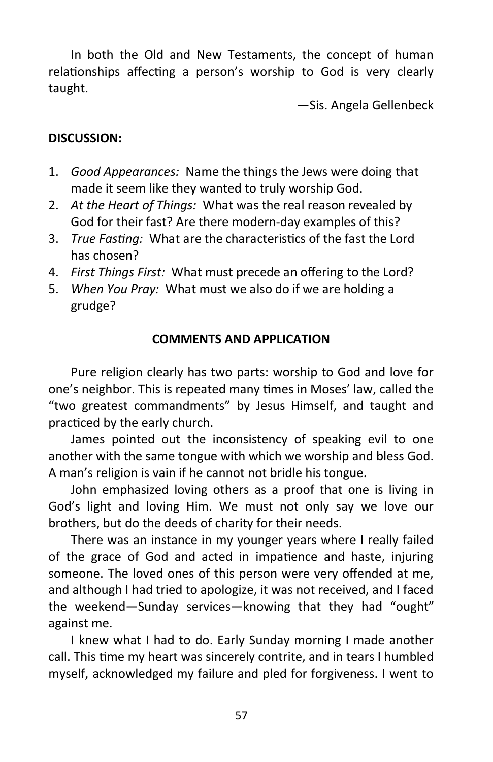In both the Old and New Testaments, the concept of human relationships affecting a person's worship to God is very clearly taught.

—Sis. Angela Gellenbeck

**DISCUSSION:**

1. *Good Appearances:* Name the things the Jews were doing that made it seem like they wanted to truly worship God.
2. *At the Heart of Things:* What was the real reason revealed by God for their fast? Are there modern-day examples of this?
3. *True Fasting:* What are the characteristics of the fast the Lord has chosen?
4. *First Things First:* What must precede an offering to the Lord?
5. *When You Pray:* What must we also do if we are holding a grudge?

**COMMENTS AND APPLICATION**

Pure religion clearly has two parts: worship to God and love for one's neighbor. This is repeated many times in Moses' law, called the "two greatest commandments" by Jesus Himself, and taught and practiced by the early church.

James pointed out the inconsistency of speaking evil to one another with the same tongue with which we worship and bless God. A man's religion is vain if he cannot not bridle his tongue.

John emphasized loving others as a proof that one is living in God's light and loving Him. We must not only say we love our brothers, but do the deeds of charity for their needs.

There was an instance in my younger years where I really failed of the grace of God and acted in impatience and haste, injuring someone. The loved ones of this person were very offended at me, and although I had tried to apologize, it was not received, and I faced the weekend—Sunday services—knowing that they had "ought" against me.

I knew what I had to do. Early Sunday morning I made another call. This time my heart was sincerely contrite, and in tears I humbled myself, acknowledged my failure and pled for forgiveness. I went to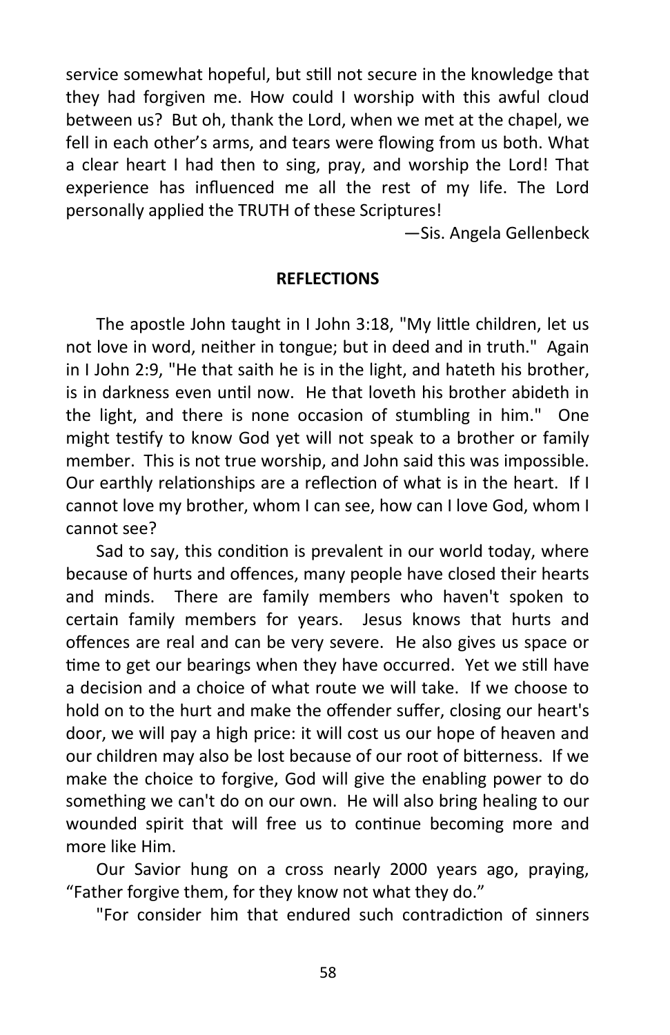service somewhat hopeful, but still not secure in the knowledge that they had forgiven me. How could I worship with this awful cloud between us? But oh, thank the Lord, when we met at the chapel, we fell in each other's arms, and tears were flowing from us both. What a clear heart I had then to sing, pray, and worship the Lord! That experience has influenced me all the rest of my life. The Lord personally applied the TRUTH of these Scriptures!

—Sis. Angela Gellenbeck

**REFLECTIONS**

The apostle John taught in I John 3:18, "My little children, let us not love in word, neither in tongue; but in deed and in truth." Again in I John 2:9, "He that saith he is in the light, and hateth his brother, is in darkness even until now. He that loveth his brother abideth in the light, and there is none occasion of stumbling in him." One might testify to know God yet will not speak to a brother or family member. This is not true worship, and John said this was impossible. Our earthly relationships are a reflection of what is in the heart. If I cannot love my brother, whom I can see, how can I love God, whom I cannot see?

Sad to say, this condition is prevalent in our world today, where because of hurts and offences, many people have closed their hearts and minds. There are family members who haven't spoken to certain family members for years. Jesus knows that hurts and offences are real and can be very severe. He also gives us space or time to get our bearings when they have occurred. Yet we still have a decision and a choice of what route we will take. If we choose to hold on to the hurt and make the offender suffer, closing our heart's door, we will pay a high price: it will cost us our hope of heaven and our children may also be lost because of our root of bitterness. If we make the choice to forgive, God will give the enabling power to do something we can't do on our own. He will also bring healing to our wounded spirit that will free us to continue becoming more and more like Him.

Our Savior hung on a cross nearly 2000 years ago, praying, "Father forgive them, for they know not what they do."

"For consider him that endured such contradiction of sinners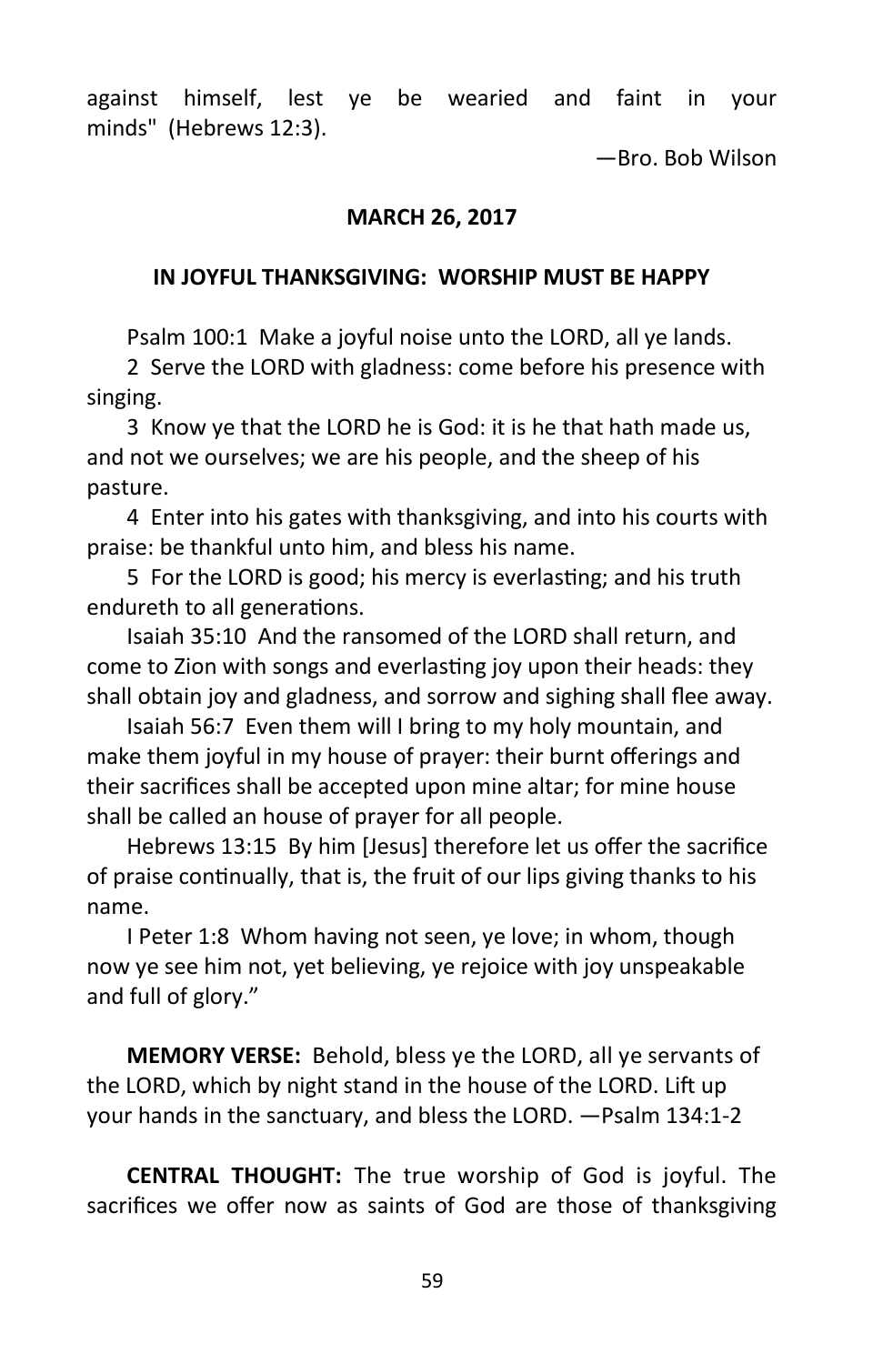against himself, lest ye be wearied and faint in your minds" (Hebrews 12:3).

—Bro. Bob Wilson

**MARCH 26, 2017**

**IN JOYFUL THANKSGIVING: WORSHIP MUST BE HAPPY**

Psalm 100:1 Make a joyful noise unto the LORD, all ye lands.

2 Serve the LORD with gladness: come before his presence with singing.

3 Know ye that the LORD he is God: it is he that hath made us, and not we ourselves; we are his people, and the sheep of his pasture.

4 Enter into his gates with thanksgiving, and into his courts with praise: be thankful unto him, and bless his name.

5 For the LORD is good; his mercy is everlasting; and his truth endureth to all generations.

Isaiah 35:10 And the ransomed of the LORD shall return, and come to Zion with songs and everlasting joy upon their heads: they shall obtain joy and gladness, and sorrow and sighing shall flee away.

Isaiah 56:7 Even them will I bring to my holy mountain, and make them joyful in my house of prayer: their burnt offerings and their sacrifices shall be accepted upon mine altar; for mine house shall be called an house of prayer for all people.

Hebrews 13:15 By him [Jesus] therefore let us offer the sacrifice of praise continually, that is, the fruit of our lips giving thanks to his name.

I Peter 1:8 Whom having not seen, ye love; in whom, though now ye see him not, yet believing, ye rejoice with joy unspeakable and full of glory."

**MEMORY VERSE:** Behold, bless ye the LORD, all ye servants of the LORD, which by night stand in the house of the LORD. Lift up your hands in the sanctuary, and bless the LORD. —Psalm 134:1-2

**CENTRAL THOUGHT:** The true worship of God is joyful. The sacrifices we offer now as saints of God are those of thanksgiving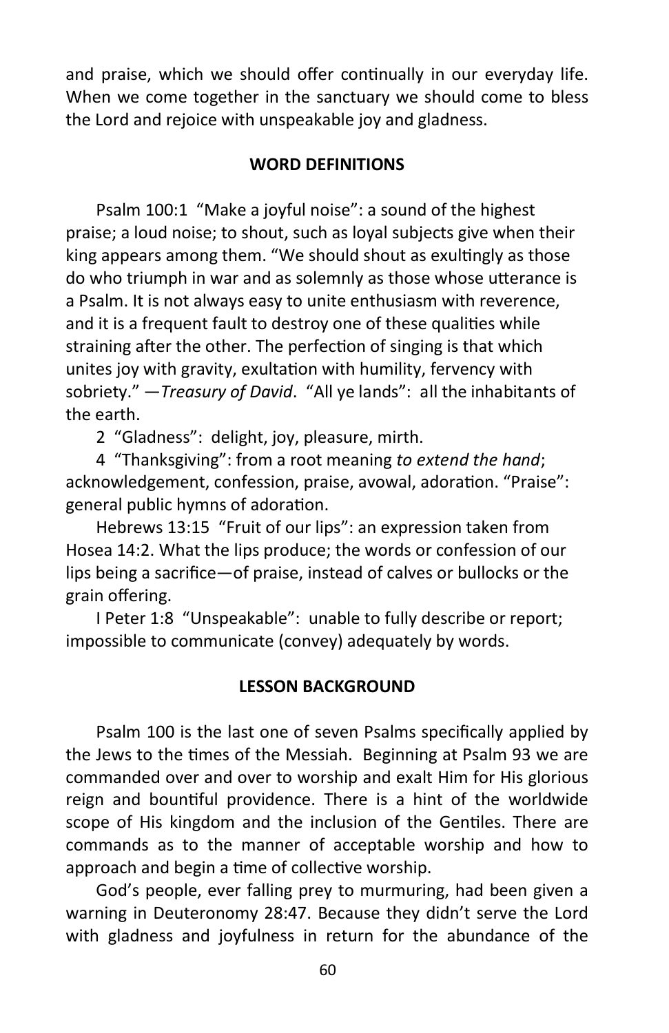and praise, which we should offer continually in our everyday life. When we come together in the sanctuary we should come to bless the Lord and rejoice with unspeakable joy and gladness.

## WORD DEFINITIONS

Psalm 100:1 "Make a joyful noise": a sound of the highest praise; a loud noise; to shout, such as loyal subjects give when their king appears among them. "We should shout as exultingly as those do who triumph in war and as solemnly as those whose utterance is a Psalm. It is not always easy to unite enthusiasm with reverence, and it is a frequent fault to destroy one of these qualities while straining after the other. The perfection of singing is that which unites joy with gravity, exultation with humility, fervency with sobriety." —*Treasury of David*. "All ye lands": all the inhabitants of the earth.

2 "Gladness": delight, joy, pleasure, mirth.

4 "Thanksgiving": from a root meaning *to extend the hand*; acknowledgement, confession, praise, avowal, adoration. "Praise": general public hymns of adoration.

Hebrews 13:15 "Fruit of our lips": an expression taken from Hosea 14:2. What the lips produce; the words or confession of our lips being a sacrifice—of praise, instead of calves or bullocks or the grain offering.

I Peter 1:8 "Unspeakable": unable to fully describe or report; impossible to communicate (convey) adequately by words.

## LESSON BACKGROUND

Psalm 100 is the last one of seven Psalms specifically applied by the Jews to the times of the Messiah. Beginning at Psalm 93 we are commanded over and over to worship and exalt Him for His glorious reign and bountiful providence. There is a hint of the worldwide scope of His kingdom and the inclusion of the Gentiles. There are commands as to the manner of acceptable worship and how to approach and begin a time of collective worship.

God's people, ever falling prey to murmuring, had been given a warning in Deuteronomy 28:47. Because they didn't serve the Lord with gladness and joyfulness in return for the abundance of the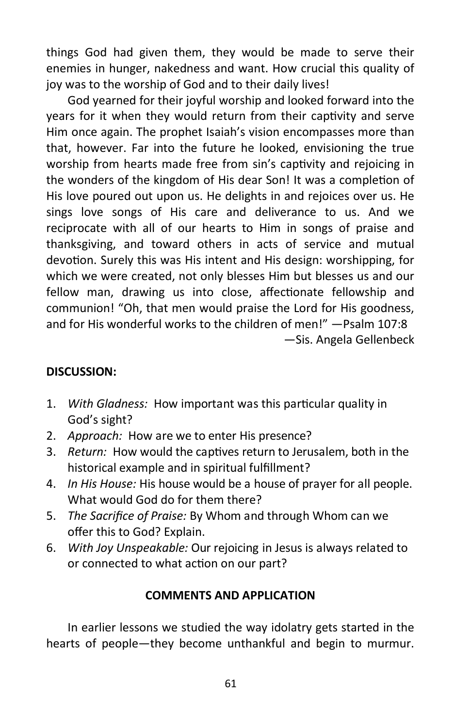things God had given them, they would be made to serve their enemies in hunger, nakedness and want. How crucial this quality of joy was to the worship of God and to their daily lives!

God yearned for their joyful worship and looked forward into the years for it when they would return from their captivity and serve Him once again. The prophet Isaiah's vision encompasses more than that, however. Far into the future he looked, envisioning the true worship from hearts made free from sin's captivity and rejoicing in the wonders of the kingdom of His dear Son! It was a completion of His love poured out upon us. He delights in and rejoices over us. He sings love songs of His care and deliverance to us. And we reciprocate with all of our hearts to Him in songs of praise and thanksgiving, and toward others in acts of service and mutual devotion. Surely this was His intent and His design: worshipping, for which we were created, not only blesses Him but blesses us and our fellow man, drawing us into close, affectionate fellowship and communion! "Oh, that men would praise the Lord for His goodness, and for His wonderful works to the children of men!" —Psalm 107:8

—Sis. Angela Gellenbeck

**DISCUSSION:**

1. *With Gladness:* How important was this particular quality in God's sight?
2. *Approach:* How are we to enter His presence?
3. *Return:* How would the captives return to Jerusalem, both in the historical example and in spiritual fulfillment?
4. *In His House:* His house would be a house of prayer for all people. What would God do for them there?
5. *The Sacrifice of Praise:* By Whom and through Whom can we offer this to God? Explain.
6. *With Joy Unspeakable:* Our rejoicing in Jesus is always related to or connected to what action on our part?

**COMMENTS AND APPLICATION**

In earlier lessons we studied the way idolatry gets started in the hearts of people—they become unthankful and begin to murmur.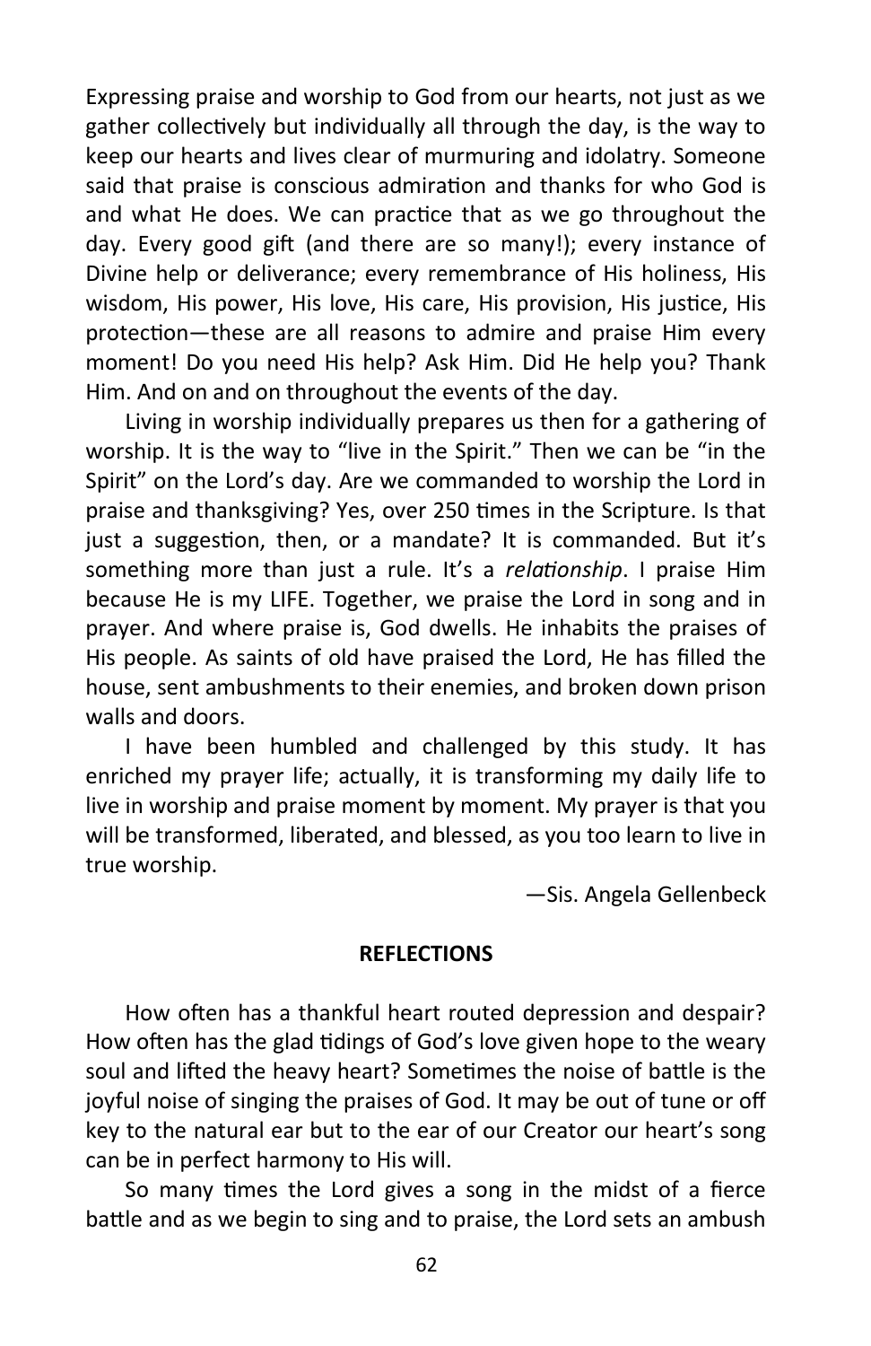Expressing praise and worship to God from our hearts, not just as we gather collectively but individually all through the day, is the way to keep our hearts and lives clear of murmuring and idolatry. Someone said that praise is conscious admiration and thanks for who God is and what He does. We can practice that as we go throughout the day. Every good gift (and there are so many!); every instance of Divine help or deliverance; every remembrance of His holiness, His wisdom, His power, His love, His care, His provision, His justice, His protection—these are all reasons to admire and praise Him every moment! Do you need His help? Ask Him. Did He help you? Thank Him. And on and on throughout the events of the day.

Living in worship individually prepares us then for a gathering of worship. It is the way to "live in the Spirit." Then we can be "in the Spirit" on the Lord's day. Are we commanded to worship the Lord in praise and thanksgiving? Yes, over 250 times in the Scripture. Is that just a suggestion, then, or a mandate? It is commanded. But it's something more than just a rule. It's a *relationship*. I praise Him because He is my LIFE. Together, we praise the Lord in song and in prayer. And where praise is, God dwells. He inhabits the praises of His people. As saints of old have praised the Lord, He has filled the house, sent ambushments to their enemies, and broken down prison walls and doors.

I have been humbled and challenged by this study. It has enriched my prayer life; actually, it is transforming my daily life to live in worship and praise moment by moment. My prayer is that you will be transformed, liberated, and blessed, as you too learn to live in true worship.

—Sis. Angela Gellenbeck

## REFLECTIONS

How often has a thankful heart routed depression and despair? How often has the glad tidings of God's love given hope to the weary soul and lifted the heavy heart? Sometimes the noise of battle is the joyful noise of singing the praises of God. It may be out of tune or off key to the natural ear but to the ear of our Creator our heart's song can be in perfect harmony to His will.

So many times the Lord gives a song in the midst of a fierce battle and as we begin to sing and to praise, the Lord sets an ambush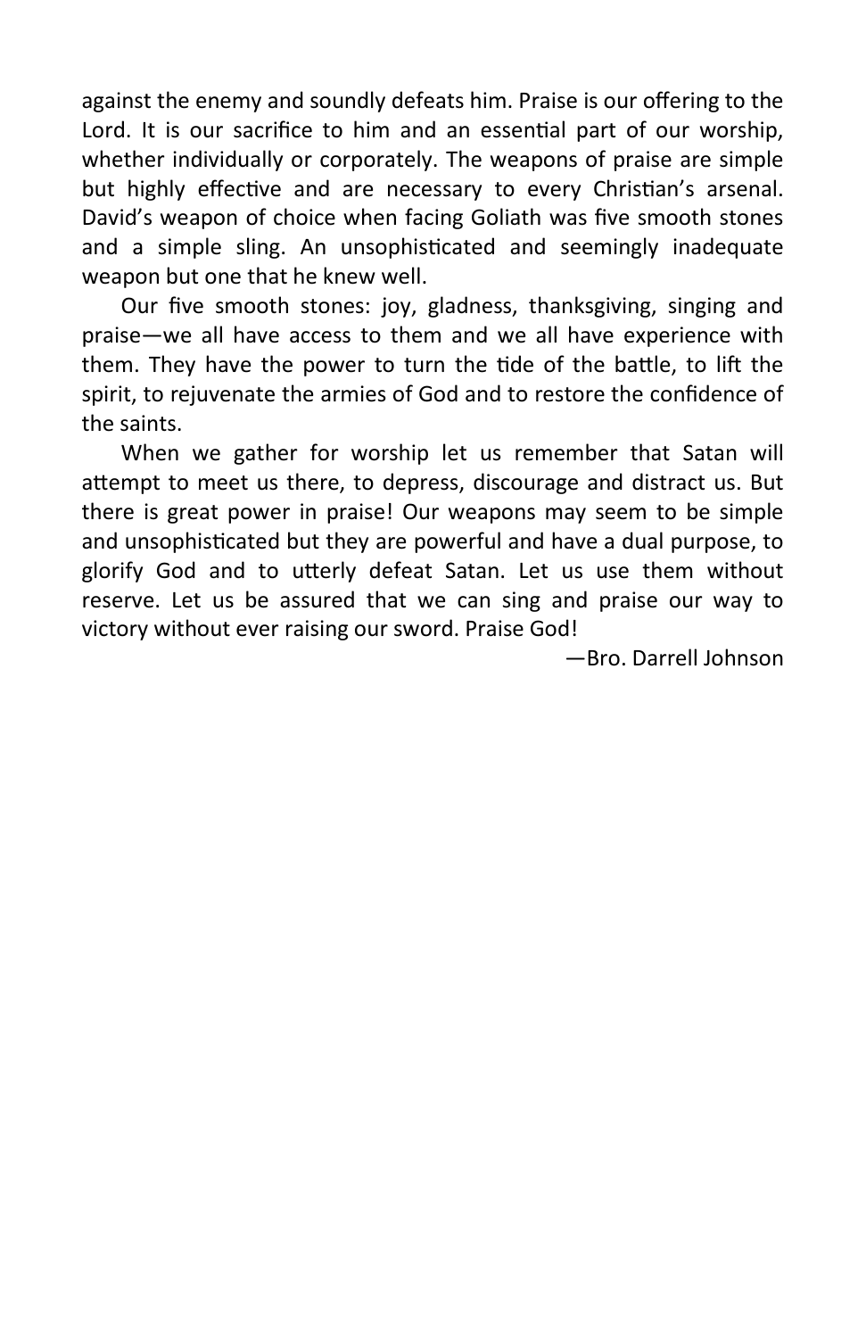against the enemy and soundly defeats him. Praise is our offering to the Lord. It is our sacrifice to him and an essential part of our worship, whether individually or corporately. The weapons of praise are simple but highly effective and are necessary to every Christian's arsenal. David's weapon of choice when facing Goliath was five smooth stones and a simple sling. An unsophisticated and seemingly inadequate weapon but one that he knew well.

Our five smooth stones: joy, gladness, thanksgiving, singing and praise—we all have access to them and we all have experience with them. They have the power to turn the tide of the battle, to lift the spirit, to rejuvenate the armies of God and to restore the confidence of the saints.

When we gather for worship let us remember that Satan will attempt to meet us there, to depress, discourage and distract us. But there is great power in praise! Our weapons may seem to be simple and unsophisticated but they are powerful and have a dual purpose, to glorify God and to utterly defeat Satan. Let us use them without reserve. Let us be assured that we can sing and praise our way to victory without ever raising our sword. Praise God!

—Bro. Darrell Johnson